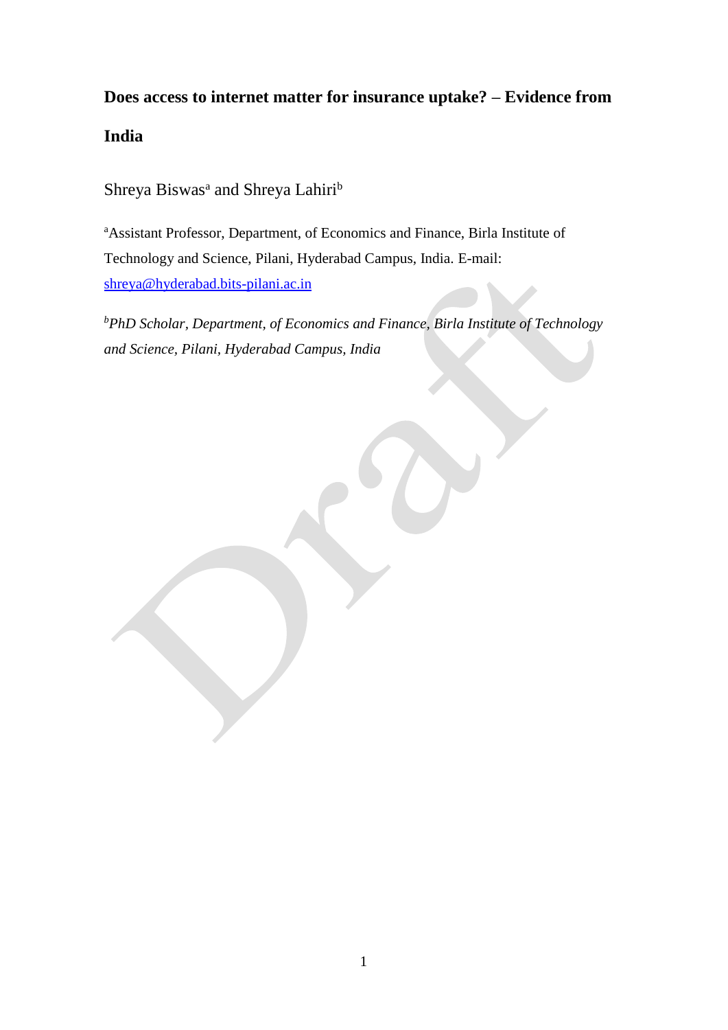# Does access to internet matter for insurance uptake? – Evidence from India

Shreya Biswas[a] and Shreya Lahiri[b]

[a]Assistant Professor, Department, of Economics and Finance, Birla Institute of Technology and Science, Pilani, Hyderabad Campus, India. E-mail: shreya@hyderabad.bits-pilani.ac.in

[b]*PhD Scholar, Department, of Economics and Finance, Birla Institute of Technology and Science, Pilani, Hyderabad Campus, India*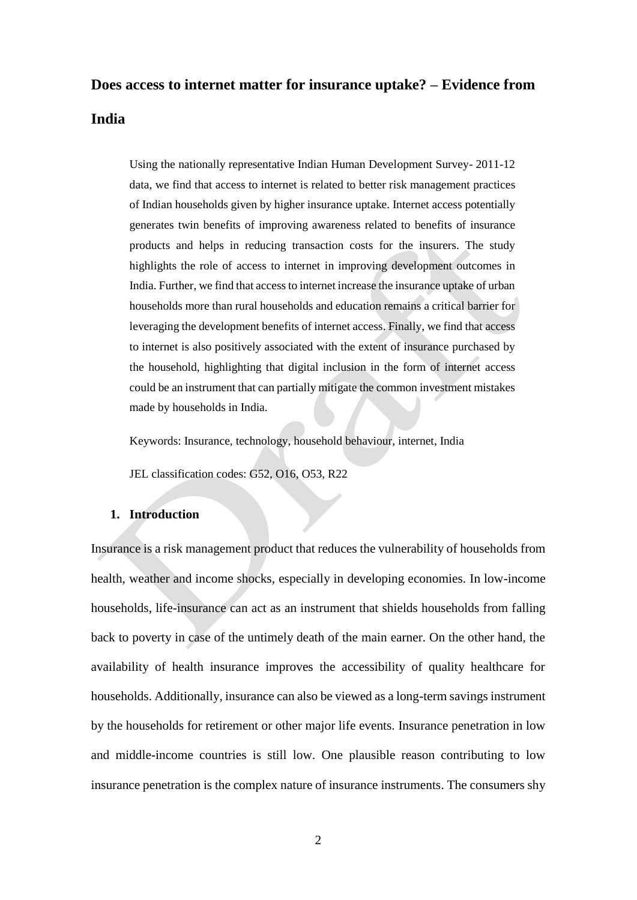# Does access to internet matter for insurance uptake? – Evidence from India

Using the nationally representative Indian Human Development Survey- 2011-12 data, we find that access to internet is related to better risk management practices of Indian households given by higher insurance uptake. Internet access potentially generates twin benefits of improving awareness related to benefits of insurance products and helps in reducing transaction costs for the insurers. The study highlights the role of access to internet in improving development outcomes in India. Further, we find that access to internet increase the insurance uptake of urban households more than rural households and education remains a critical barrier for leveraging the development benefits of internet access. Finally, we find that access to internet is also positively associated with the extent of insurance purchased by the household, highlighting that digital inclusion in the form of internet access could be an instrument that can partially mitigate the common investment mistakes made by households in India.

Keywords: Insurance, technology, household behaviour, internet, India

JEL classification codes: G52, O16, O53, R22

## 1. Introduction

Insurance is a risk management product that reduces the vulnerability of households from health, weather and income shocks, especially in developing economies. In low-income households, life-insurance can act as an instrument that shields households from falling back to poverty in case of the untimely death of the main earner. On the other hand, the availability of health insurance improves the accessibility of quality healthcare for households. Additionally, insurance can also be viewed as a long-term savings instrument by the households for retirement or other major life events. Insurance penetration in low and middle-income countries is still low. One plausible reason contributing to low insurance penetration is the complex nature of insurance instruments. The consumers shy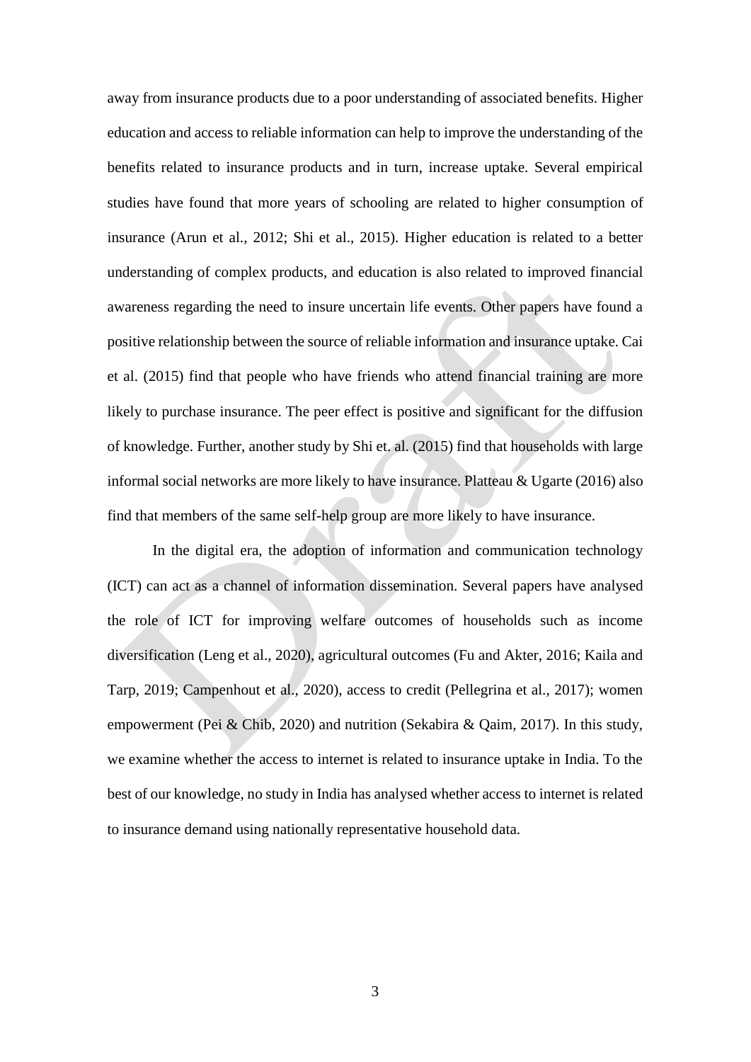away from insurance products due to a poor understanding of associated benefits. Higher education and access to reliable information can help to improve the understanding of the benefits related to insurance products and in turn, increase uptake. Several empirical studies have found that more years of schooling are related to higher consumption of insurance (Arun et al., 2012; Shi et al., 2015). Higher education is related to a better understanding of complex products, and education is also related to improved financial awareness regarding the need to insure uncertain life events. Other papers have found a positive relationship between the source of reliable information and insurance uptake. Cai et al. (2015) find that people who have friends who attend financial training are more likely to purchase insurance. The peer effect is positive and significant for the diffusion of knowledge. Further, another study by Shi et. al. (2015) find that households with large informal social networks are more likely to have insurance. Platteau & Ugarte (2016) also find that members of the same self-help group are more likely to have insurance.

In the digital era, the adoption of information and communication technology (ICT) can act as a channel of information dissemination. Several papers have analysed the role of ICT for improving welfare outcomes of households such as income diversification (Leng et al., 2020), agricultural outcomes (Fu and Akter, 2016; Kaila and Tarp, 2019; Campenhout et al., 2020), access to credit (Pellegrina et al., 2017); women empowerment (Pei & Chib, 2020) and nutrition (Sekabira & Qaim, 2017). In this study, we examine whether the access to internet is related to insurance uptake in India. To the best of our knowledge, no study in India has analysed whether access to internet is related to insurance demand using nationally representative household data.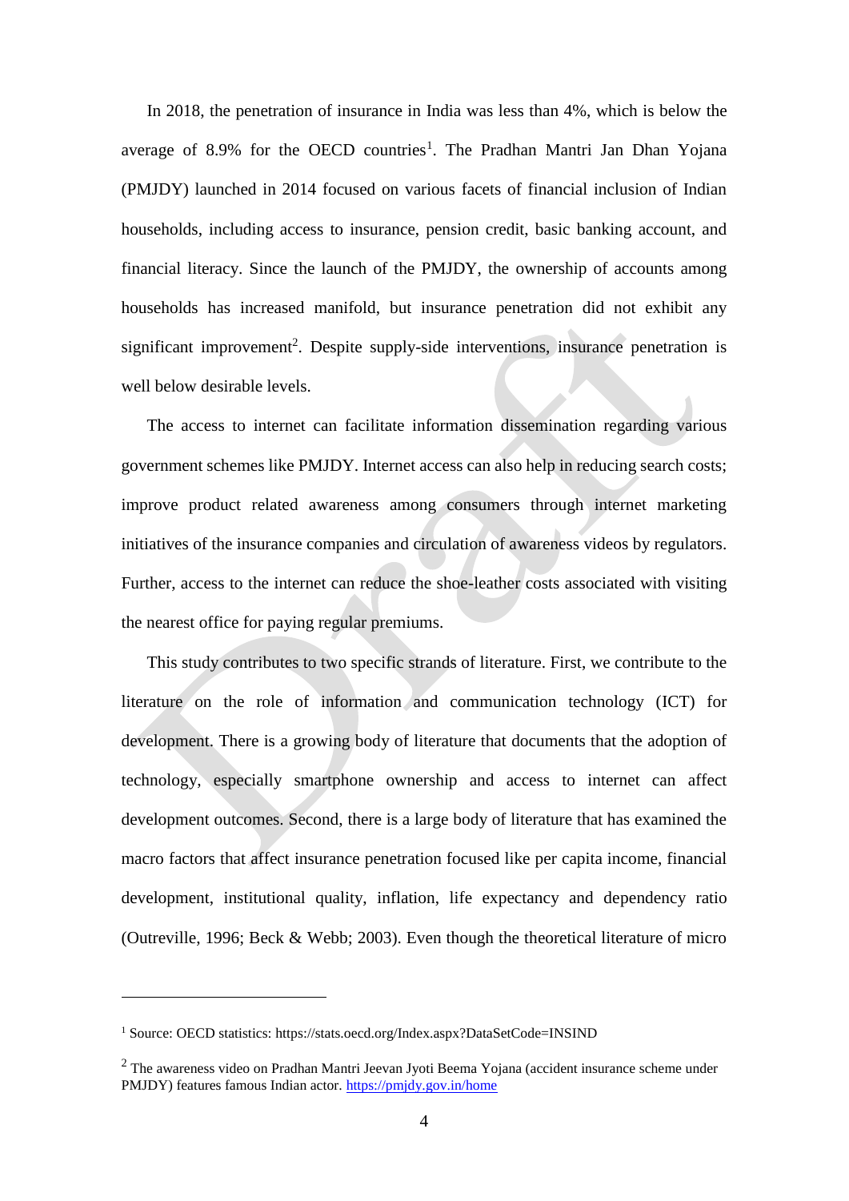In 2018, the penetration of insurance in India was less than 4%, which is below the average of 8.9% for the OECD countries[1]. The Pradhan Mantri Jan Dhan Yojana (PMJDY) launched in 2014 focused on various facets of financial inclusion of Indian households, including access to insurance, pension credit, basic banking account, and financial literacy. Since the launch of the PMJDY, the ownership of accounts among households has increased manifold, but insurance penetration did not exhibit any significant improvement[2]. Despite supply-side interventions, insurance penetration is well below desirable levels.

The access to internet can facilitate information dissemination regarding various government schemes like PMJDY. Internet access can also help in reducing search costs; improve product related awareness among consumers through internet marketing initiatives of the insurance companies and circulation of awareness videos by regulators. Further, access to the internet can reduce the shoe-leather costs associated with visiting the nearest office for paying regular premiums.

This study contributes to two specific strands of literature. First, we contribute to the literature on the role of information and communication technology (ICT) for development. There is a growing body of literature that documents that the adoption of technology, especially smartphone ownership and access to internet can affect development outcomes. Second, there is a large body of literature that has examined the macro factors that affect insurance penetration focused like per capita income, financial development, institutional quality, inflation, life expectancy and dependency ratio (Outreville, 1996; Beck & Webb; 2003). Even though the theoretical literature of micro

---

[1] Source: OECD statistics: https://stats.oecd.org/Index.aspx?DataSetCode=INSIND

[2] The awareness video on Pradhan Mantri Jeevan Jyoti Beema Yojana (accident insurance scheme under PMJDY) features famous Indian actor. https://pmjdy.gov.in/home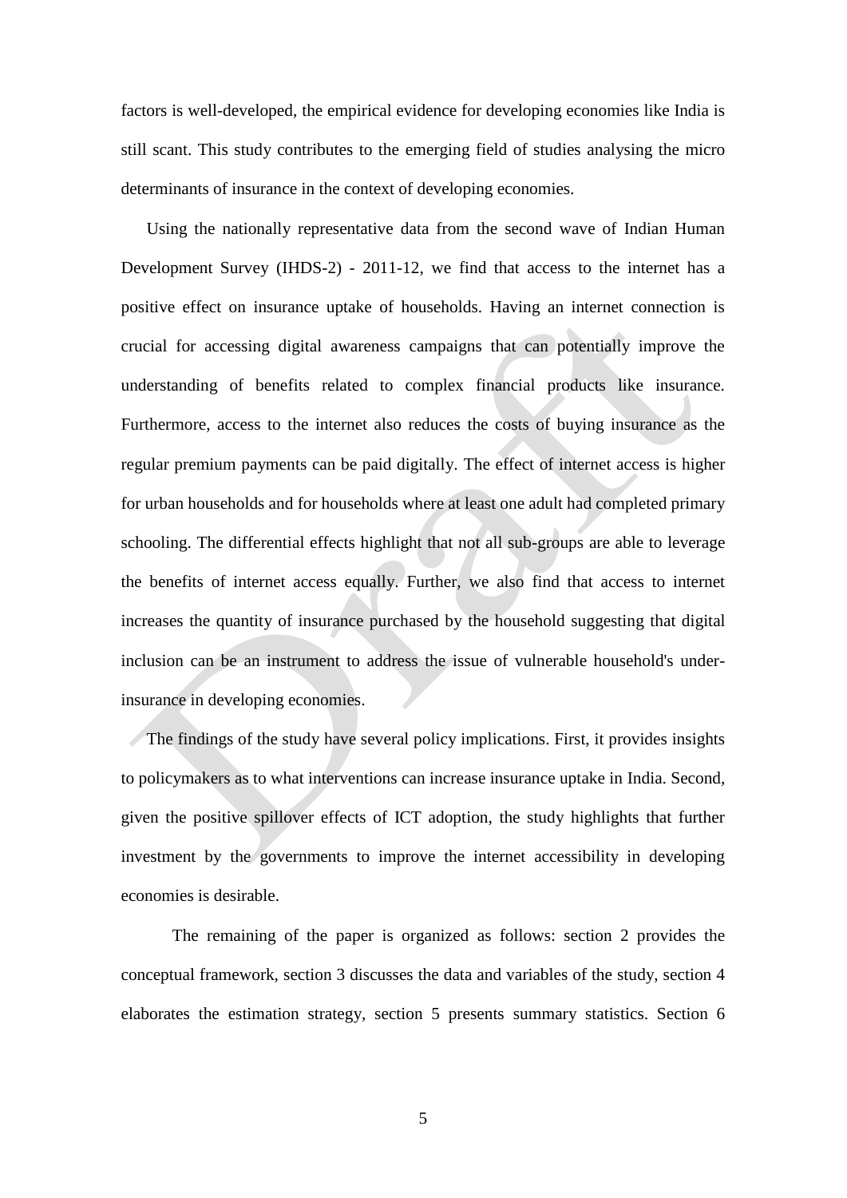factors is well-developed, the empirical evidence for developing economies like India is still scant. This study contributes to the emerging field of studies analysing the micro determinants of insurance in the context of developing economies.

Using the nationally representative data from the second wave of Indian Human Development Survey (IHDS-2) - 2011-12, we find that access to the internet has a positive effect on insurance uptake of households. Having an internet connection is crucial for accessing digital awareness campaigns that can potentially improve the understanding of benefits related to complex financial products like insurance. Furthermore, access to the internet also reduces the costs of buying insurance as the regular premium payments can be paid digitally. The effect of internet access is higher for urban households and for households where at least one adult had completed primary schooling. The differential effects highlight that not all sub-groups are able to leverage the benefits of internet access equally. Further, we also find that access to internet increases the quantity of insurance purchased by the household suggesting that digital inclusion can be an instrument to address the issue of vulnerable household's under-insurance in developing economies.

The findings of the study have several policy implications. First, it provides insights to policymakers as to what interventions can increase insurance uptake in India. Second, given the positive spillover effects of ICT adoption, the study highlights that further investment by the governments to improve the internet accessibility in developing economies is desirable.

The remaining of the paper is organized as follows: section 2 provides the conceptual framework, section 3 discusses the data and variables of the study, section 4 elaborates the estimation strategy, section 5 presents summary statistics. Section 6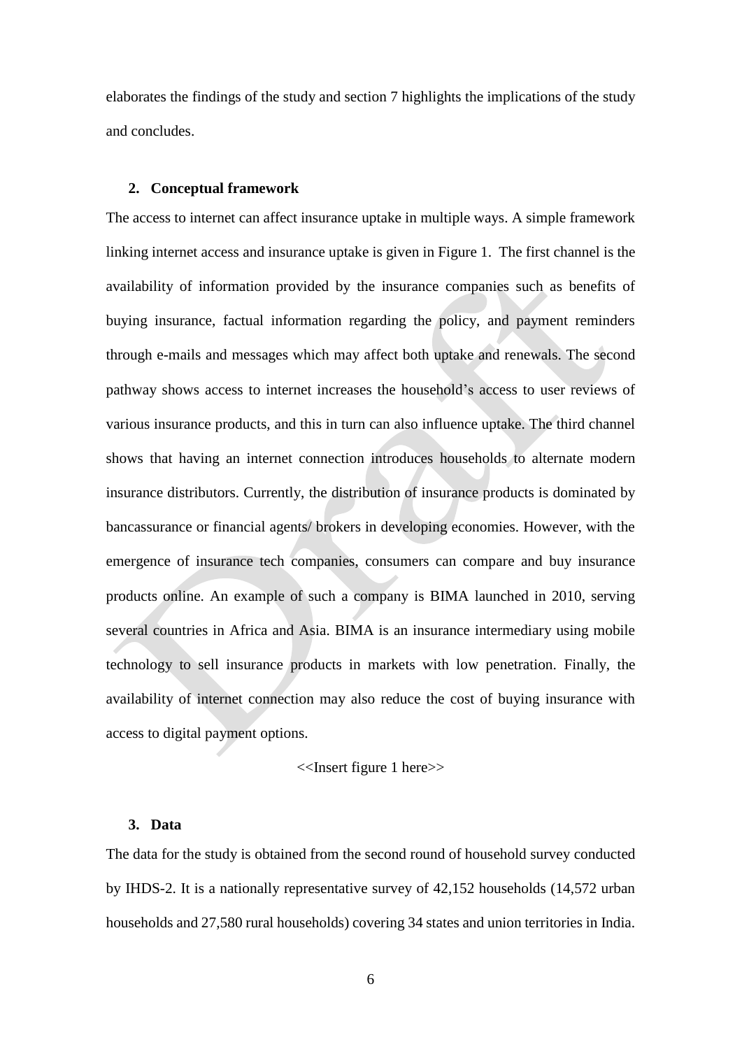elaborates the findings of the study and section 7 highlights the implications of the study and concludes.

## 2. Conceptual framework

The access to internet can affect insurance uptake in multiple ways. A simple framework linking internet access and insurance uptake is given in Figure 1. The first channel is the availability of information provided by the insurance companies such as benefits of buying insurance, factual information regarding the policy, and payment reminders through e-mails and messages which may affect both uptake and renewals. The second pathway shows access to internet increases the household's access to user reviews of various insurance products, and this in turn can also influence uptake. The third channel shows that having an internet connection introduces households to alternate modern insurance distributors. Currently, the distribution of insurance products is dominated by bancassurance or financial agents/ brokers in developing economies. However, with the emergence of insurance tech companies, consumers can compare and buy insurance products online. An example of such a company is BIMA launched in 2010, serving several countries in Africa and Asia. BIMA is an insurance intermediary using mobile technology to sell insurance products in markets with low penetration. Finally, the availability of internet connection may also reduce the cost of buying insurance with access to digital payment options.

<<Insert figure 1 here>>

## 3. Data

The data for the study is obtained from the second round of household survey conducted by IHDS-2. It is a nationally representative survey of 42,152 households (14,572 urban households and 27,580 rural households) covering 34 states and union territories in India.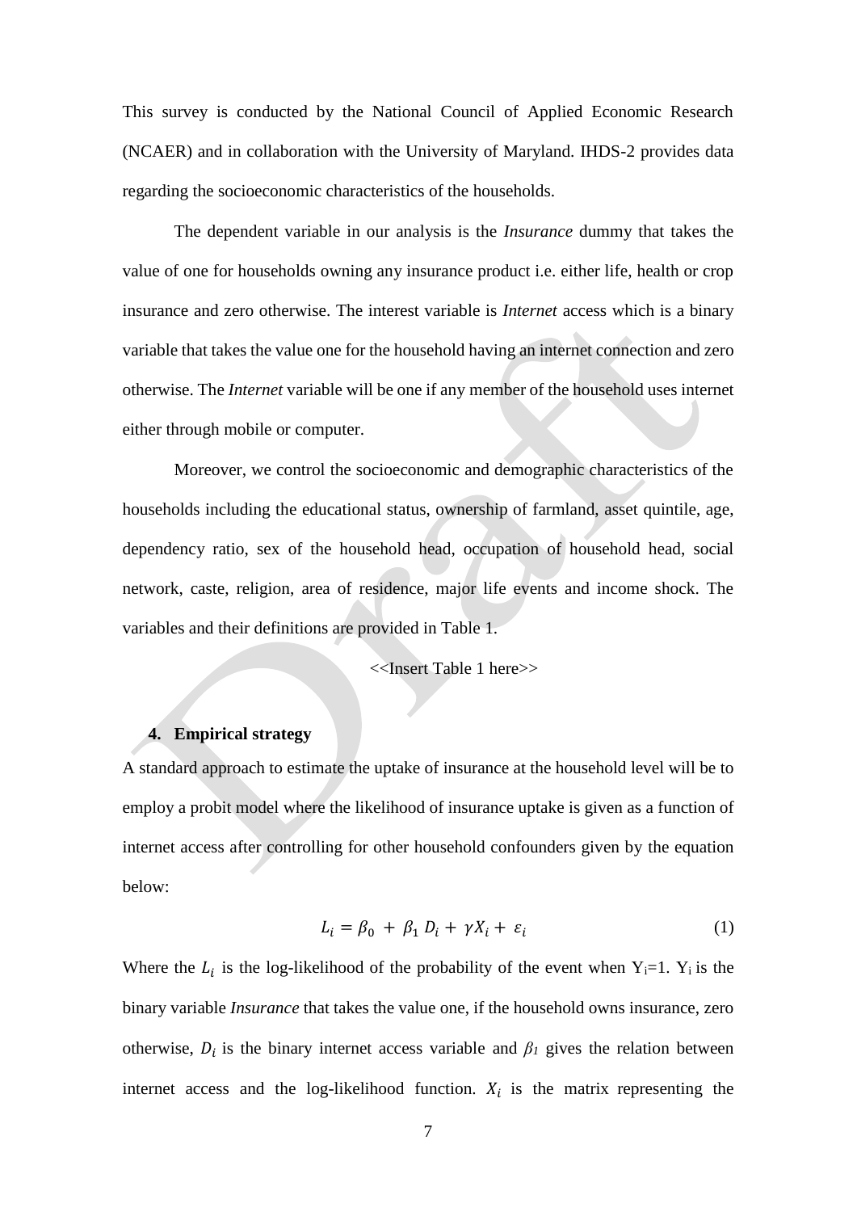This survey is conducted by the National Council of Applied Economic Research (NCAER) and in collaboration with the University of Maryland. IHDS-2 provides data regarding the socioeconomic characteristics of the households.

The dependent variable in our analysis is the *Insurance* dummy that takes the value of one for households owning any insurance product i.e. either life, health or crop insurance and zero otherwise. The interest variable is *Internet* access which is a binary variable that takes the value one for the household having an internet connection and zero otherwise. The *Internet* variable will be one if any member of the household uses internet either through mobile or computer.

Moreover, we control the socioeconomic and demographic characteristics of the households including the educational status, ownership of farmland, asset quintile, age, dependency ratio, sex of the household head, occupation of household head, social network, caste, religion, area of residence, major life events and income shock. The variables and their definitions are provided in Table 1.

<<Insert Table 1 here>>

## 4. Empirical strategy

A standard approach to estimate the uptake of insurance at the household level will be to employ a probit model where the likelihood of insurance uptake is given as a function of internet access after controlling for other household confounders given by the equation below:

$$L_i = \beta_0 + \beta_1 D_i + \gamma X_i + \varepsilon_i \tag{1}$$

Where the $L_i$ is the log-likelihood of the probability of the event when $Y_i=1$. $Y_i$ is the binary variable *Insurance* that takes the value one, if the household owns insurance, zero otherwise, $D_i$ is the binary internet access variable and $\beta_1$ gives the relation between internet access and the log-likelihood function. $X_i$ is the matrix representing the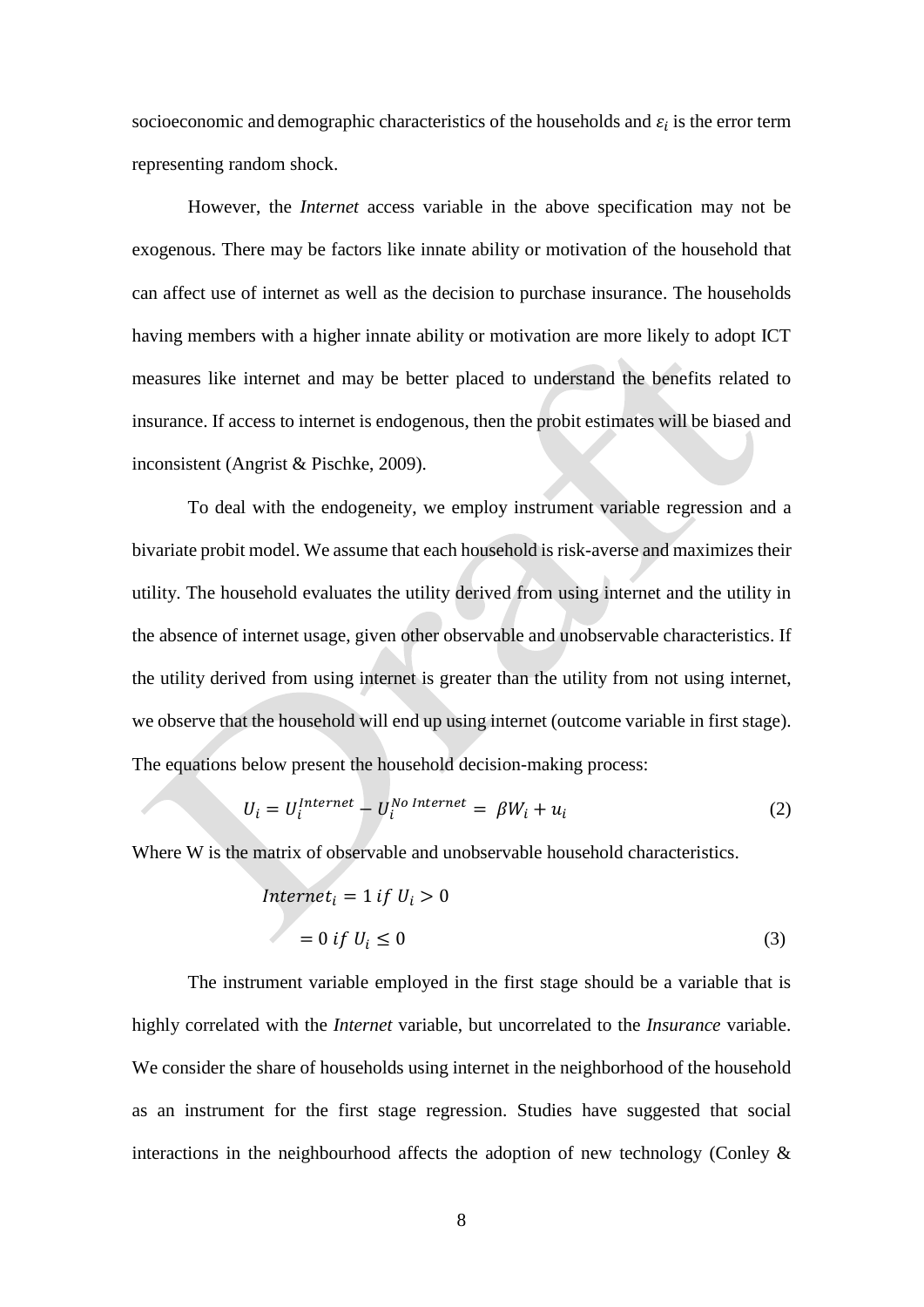socioeconomic and demographic characteristics of the households and $\varepsilon_i$ is the error term representing random shock.

However, the *Internet* access variable in the above specification may not be exogenous. There may be factors like innate ability or motivation of the household that can affect use of internet as well as the decision to purchase insurance. The households having members with a higher innate ability or motivation are more likely to adopt ICT measures like internet and may be better placed to understand the benefits related to insurance. If access to internet is endogenous, then the probit estimates will be biased and inconsistent (Angrist & Pischke, 2009).

To deal with the endogeneity, we employ instrument variable regression and a bivariate probit model. We assume that each household is risk-averse and maximizes their utility. The household evaluates the utility derived from using internet and the utility in the absence of internet usage, given other observable and unobservable characteristics. If the utility derived from using internet is greater than the utility from not using internet, we observe that the household will end up using internet (outcome variable in first stage). The equations below present the household decision-making process:

$$U_i = U_i^{Internet} - U_i^{No\ Internet} = \beta W_i + u_i \tag{2}$$

Where W is the matrix of observable and unobservable household characteristics.

$$\begin{aligned} Internet_i &= 1 \ if \ U_i > 0 \\ &= 0 \ if \ U_i \leq 0 \end{aligned} \tag{3}$$

The instrument variable employed in the first stage should be a variable that is highly correlated with the *Internet* variable, but uncorrelated to the *Insurance* variable. We consider the share of households using internet in the neighborhood of the household as an instrument for the first stage regression. Studies have suggested that social interactions in the neighbourhood affects the adoption of new technology (Conley &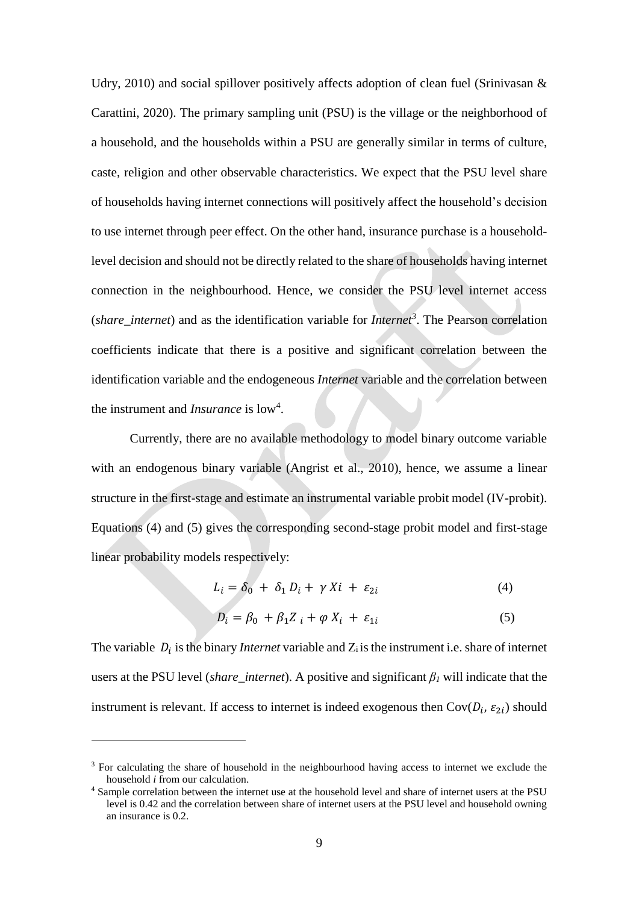Udry, 2010) and social spillover positively affects adoption of clean fuel (Srinivasan & Carattini, 2020). The primary sampling unit (PSU) is the village or the neighborhood of a household, and the households within a PSU are generally similar in terms of culture, caste, religion and other observable characteristics. We expect that the PSU level share of households having internet connections will positively affect the household's decision to use internet through peer effect. On the other hand, insurance purchase is a household-level decision and should not be directly related to the share of households having internet connection in the neighbourhood. Hence, we consider the PSU level internet access (*share_internet*) and as the identification variable for *Internet*[3]. The Pearson correlation coefficients indicate that there is a positive and significant correlation between the identification variable and the endogeneous *Internet* variable and the correlation between the instrument and *Insurance* is low[4].

Currently, there are no available methodology to model binary outcome variable with an endogenous binary variable (Angrist et al., 2010), hence, we assume a linear structure in the first-stage and estimate an instrumental variable probit model (IV-probit). Equations (4) and (5) gives the corresponding second-stage probit model and first-stage linear probability models respectively:

$$L_i = \delta_0 + \delta_1 D_i + \gamma Xi + \varepsilon_{2i} \quad (4)$$

$$D_i = \beta_0 + \beta_1 Z_i + \varphi X_i + \varepsilon_{1i} \quad (5)$$

The variable $D_i$ is the binary *Internet* variable and $Z_i$ is the instrument i.e. share of internet users at the PSU level (*share_internet*). A positive and significant $\beta_1$ will indicate that the instrument is relevant. If access to internet is indeed exogenous then $\text{Cov}(D_i, \varepsilon_{2i})$ should

---

[3] For calculating the share of household in the neighbourhood having access to internet we exclude the household *i* from our calculation.

[4] Sample correlation between the internet use at the household level and share of internet users at the PSU level is 0.42 and the correlation between share of internet users at the PSU level and household owning an insurance is 0.2.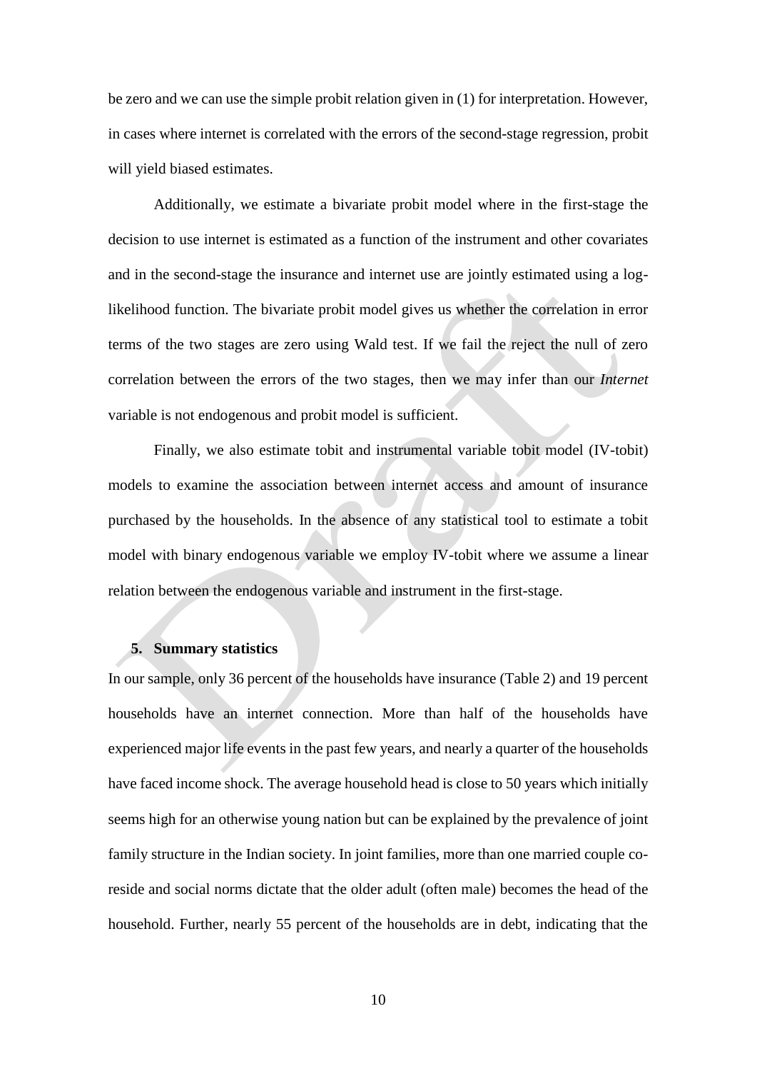be zero and we can use the simple probit relation given in (1) for interpretation. However, in cases where internet is correlated with the errors of the second-stage regression, probit will yield biased estimates.

Additionally, we estimate a bivariate probit model where in the first-stage the decision to use internet is estimated as a function of the instrument and other covariates and in the second-stage the insurance and internet use are jointly estimated using a log-likelihood function. The bivariate probit model gives us whether the correlation in error terms of the two stages are zero using Wald test. If we fail the reject the null of zero correlation between the errors of the two stages, then we may infer than our *Internet* variable is not endogenous and probit model is sufficient.

Finally, we also estimate tobit and instrumental variable tobit model (IV-tobit) models to examine the association between internet access and amount of insurance purchased by the households. In the absence of any statistical tool to estimate a tobit model with binary endogenous variable we employ IV-tobit where we assume a linear relation between the endogenous variable and instrument in the first-stage.

## 5. Summary statistics

In our sample, only 36 percent of the households have insurance (Table 2) and 19 percent households have an internet connection. More than half of the households have experienced major life events in the past few years, and nearly a quarter of the households have faced income shock. The average household head is close to 50 years which initially seems high for an otherwise young nation but can be explained by the prevalence of joint family structure in the Indian society. In joint families, more than one married couple co-reside and social norms dictate that the older adult (often male) becomes the head of the household. Further, nearly 55 percent of the households are in debt, indicating that the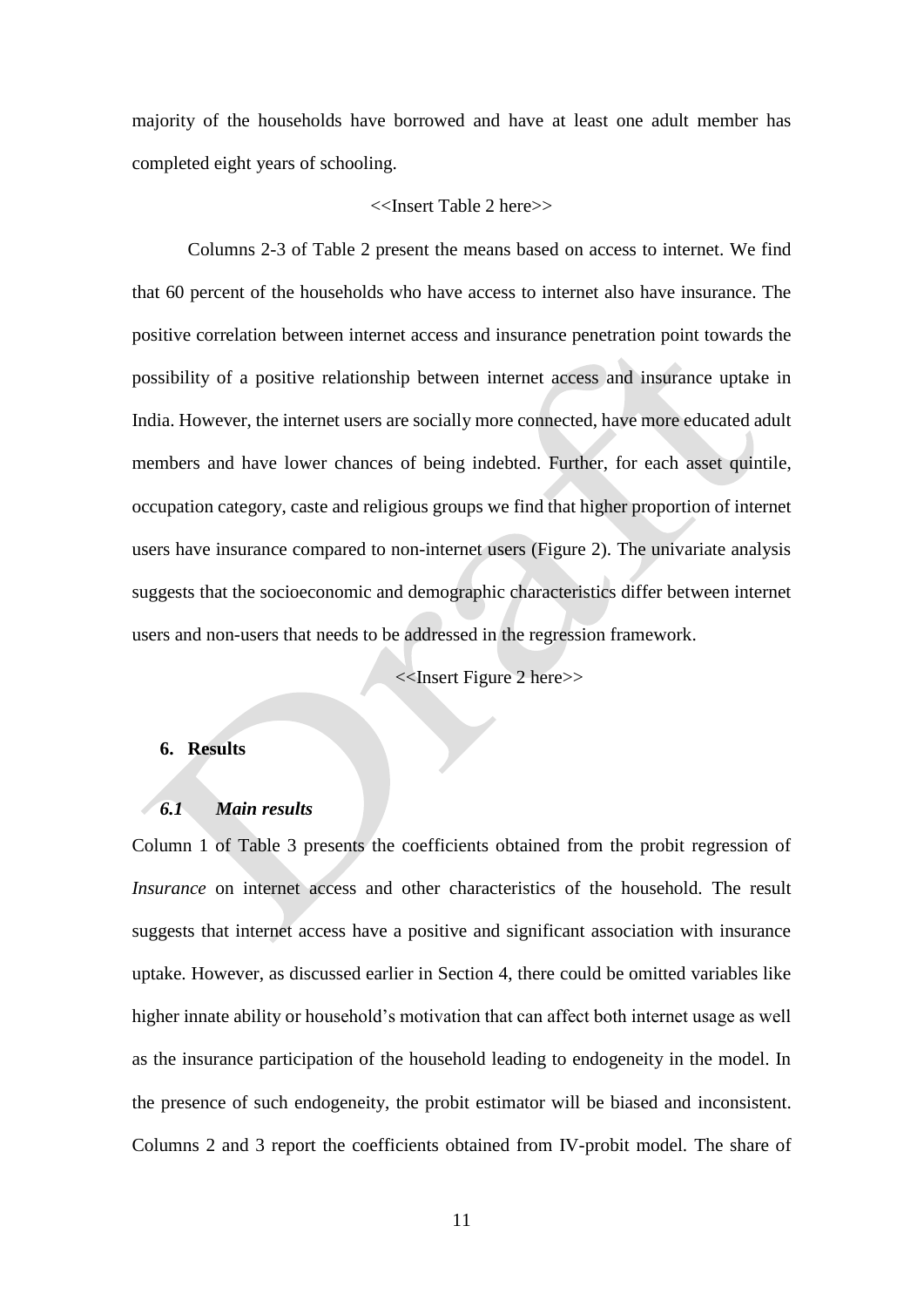majority of the households have borrowed and have at least one adult member has completed eight years of schooling.

<<Insert Table 2 here>>

Columns 2-3 of Table 2 present the means based on access to internet. We find that 60 percent of the households who have access to internet also have insurance. The positive correlation between internet access and insurance penetration point towards the possibility of a positive relationship between internet access and insurance uptake in India. However, the internet users are socially more connected, have more educated adult members and have lower chances of being indebted. Further, for each asset quintile, occupation category, caste and religious groups we find that higher proportion of internet users have insurance compared to non-internet users (Figure 2). The univariate analysis suggests that the socioeconomic and demographic characteristics differ between internet users and non-users that needs to be addressed in the regression framework.

<<Insert Figure 2 here>>

## 6. Results

### *6.1 Main results*

Column 1 of Table 3 presents the coefficients obtained from the probit regression of *Insurance* on internet access and other characteristics of the household. The result suggests that internet access have a positive and significant association with insurance uptake. However, as discussed earlier in Section 4, there could be omitted variables like higher innate ability or household's motivation that can affect both internet usage as well as the insurance participation of the household leading to endogeneity in the model. In the presence of such endogeneity, the probit estimator will be biased and inconsistent. Columns 2 and 3 report the coefficients obtained from IV-probit model. The share of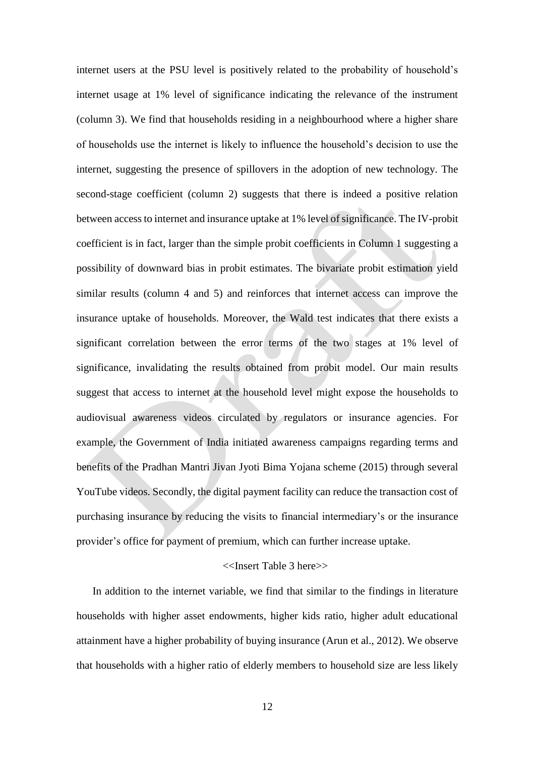internet users at the PSU level is positively related to the probability of household's internet usage at 1% level of significance indicating the relevance of the instrument (column 3). We find that households residing in a neighbourhood where a higher share of households use the internet is likely to influence the household's decision to use the internet, suggesting the presence of spillovers in the adoption of new technology. The second-stage coefficient (column 2) suggests that there is indeed a positive relation between access to internet and insurance uptake at 1% level of significance. The IV-probit coefficient is in fact, larger than the simple probit coefficients in Column 1 suggesting a possibility of downward bias in probit estimates. The bivariate probit estimation yield similar results (column 4 and 5) and reinforces that internet access can improve the insurance uptake of households. Moreover, the Wald test indicates that there exists a significant correlation between the error terms of the two stages at 1% level of significance, invalidating the results obtained from probit model. Our main results suggest that access to internet at the household level might expose the households to audiovisual awareness videos circulated by regulators or insurance agencies. For example, the Government of India initiated awareness campaigns regarding terms and benefits of the Pradhan Mantri Jivan Jyoti Bima Yojana scheme (2015) through several YouTube videos. Secondly, the digital payment facility can reduce the transaction cost of purchasing insurance by reducing the visits to financial intermediary's or the insurance provider's office for payment of premium, which can further increase uptake.

<<Insert Table 3 here>>

In addition to the internet variable, we find that similar to the findings in literature households with higher asset endowments, higher kids ratio, higher adult educational attainment have a higher probability of buying insurance (Arun et al., 2012). We observe that households with a higher ratio of elderly members to household size are less likely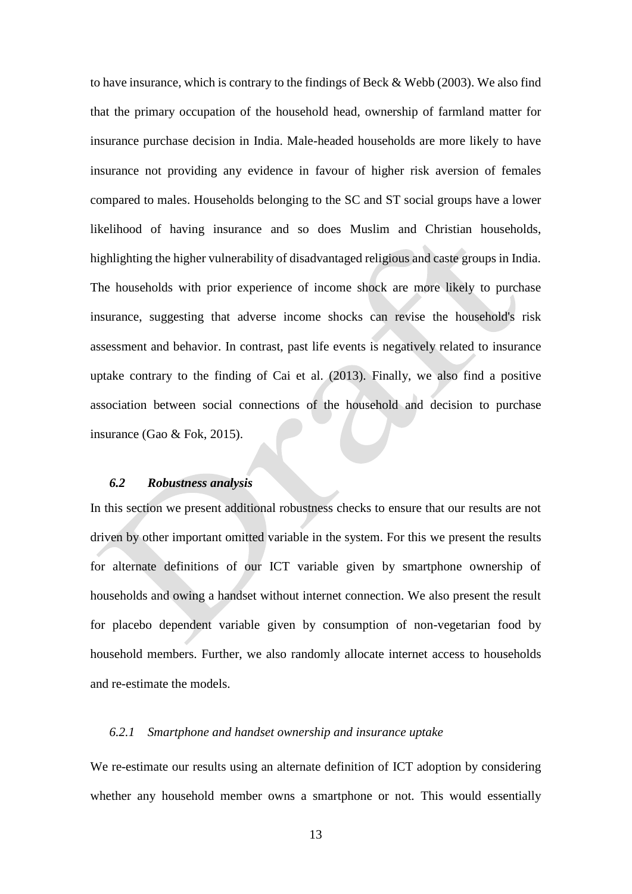to have insurance, which is contrary to the findings of Beck & Webb (2003). We also find that the primary occupation of the household head, ownership of farmland matter for insurance purchase decision in India. Male-headed households are more likely to have insurance not providing any evidence in favour of higher risk aversion of females compared to males. Households belonging to the SC and ST social groups have a lower likelihood of having insurance and so does Muslim and Christian households, highlighting the higher vulnerability of disadvantaged religious and caste groups in India. The households with prior experience of income shock are more likely to purchase insurance, suggesting that adverse income shocks can revise the household's risk assessment and behavior. In contrast, past life events is negatively related to insurance uptake contrary to the finding of Cai et al. (2013). Finally, we also find a positive association between social connections of the household and decision to purchase insurance (Gao & Fok, 2015).

### *6.2 Robustness analysis*

In this section we present additional robustness checks to ensure that our results are not driven by other important omitted variable in the system. For this we present the results for alternate definitions of our ICT variable given by smartphone ownership of households and owing a handset without internet connection. We also present the result for placebo dependent variable given by consumption of non-vegetarian food by household members. Further, we also randomly allocate internet access to households and re-estimate the models.

#### *6.2.1 Smartphone and handset ownership and insurance uptake*

We re-estimate our results using an alternate definition of ICT adoption by considering whether any household member owns a smartphone or not. This would essentially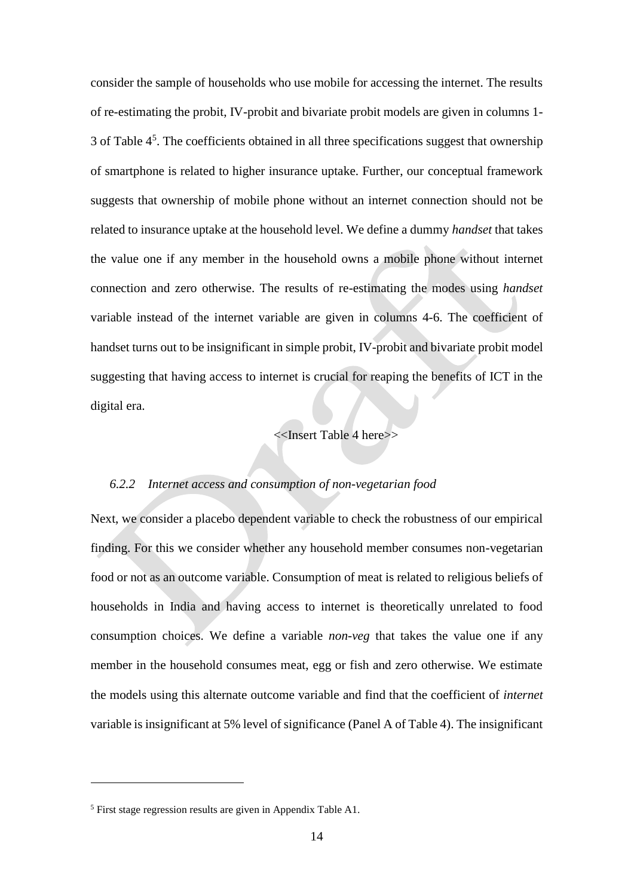consider the sample of households who use mobile for accessing the internet. The results of re-estimating the probit, IV-probit and bivariate probit models are given in columns 1-3 of Table 4[5]. The coefficients obtained in all three specifications suggest that ownership of smartphone is related to higher insurance uptake. Further, our conceptual framework suggests that ownership of mobile phone without an internet connection should not be related to insurance uptake at the household level. We define a dummy *handset* that takes the value one if any member in the household owns a mobile phone without internet connection and zero otherwise. The results of re-estimating the modes using *handset* variable instead of the internet variable are given in columns 4-6. The coefficient of handset turns out to be insignificant in simple probit, IV-probit and bivariate probit model suggesting that having access to internet is crucial for reaping the benefits of ICT in the digital era.

<<Insert Table 4 here>>

#### *6.2.2 Internet access and consumption of non-vegetarian food*

Next, we consider a placebo dependent variable to check the robustness of our empirical finding. For this we consider whether any household member consumes non-vegetarian food or not as an outcome variable. Consumption of meat is related to religious beliefs of households in India and having access to internet is theoretically unrelated to food consumption choices. We define a variable *non-veg* that takes the value one if any member in the household consumes meat, egg or fish and zero otherwise. We estimate the models using this alternate outcome variable and find that the coefficient of *internet* variable is insignificant at 5% level of significance (Panel A of Table 4). The insignificant

---

[5] First stage regression results are given in Appendix Table A1.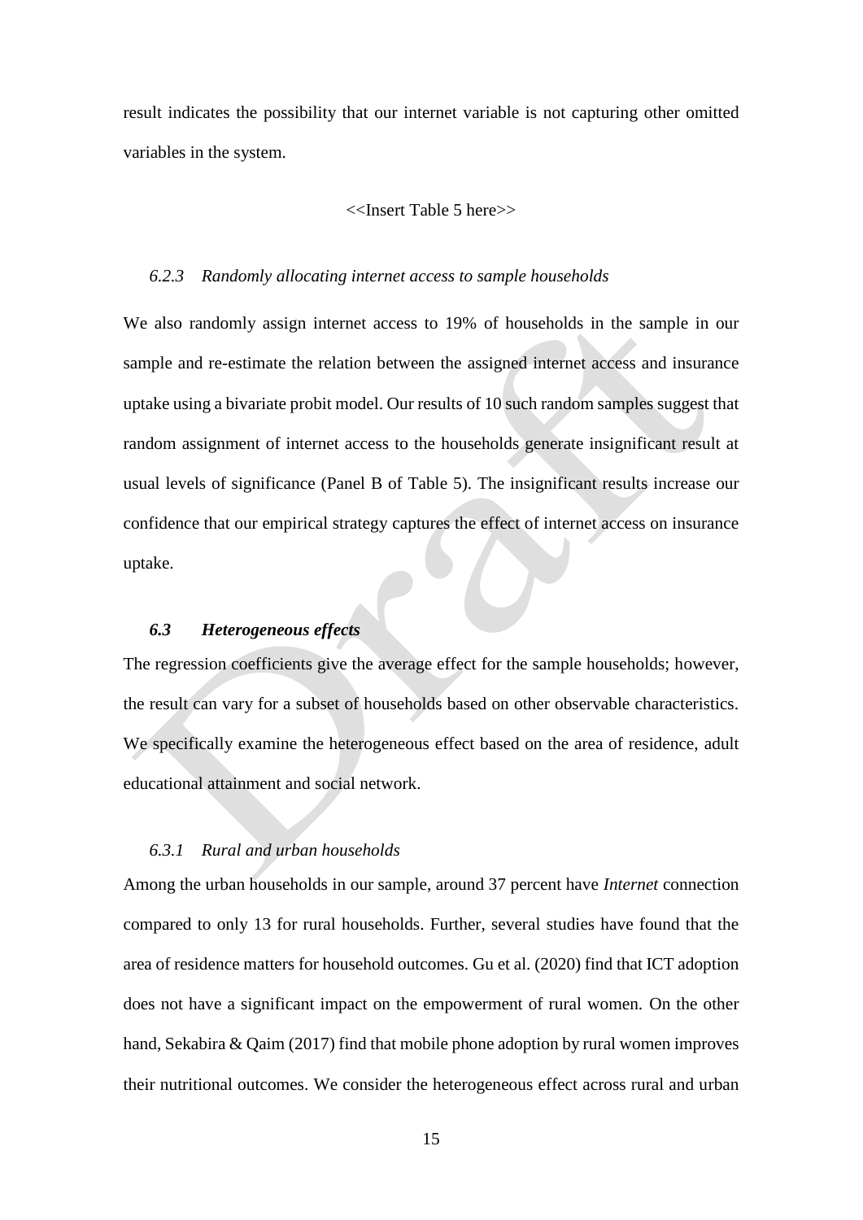result indicates the possibility that our internet variable is not capturing other omitted variables in the system.

<<Insert Table 5 here>>

#### *6.2.3 Randomly allocating internet access to sample households*

We also randomly assign internet access to 19% of households in the sample in our sample and re-estimate the relation between the assigned internet access and insurance uptake using a bivariate probit model. Our results of 10 such random samples suggest that random assignment of internet access to the households generate insignificant result at usual levels of significance (Panel B of Table 5). The insignificant results increase our confidence that our empirical strategy captures the effect of internet access on insurance uptake.

### ***6.3 Heterogeneous effects***

The regression coefficients give the average effect for the sample households; however, the result can vary for a subset of households based on other observable characteristics. We specifically examine the heterogeneous effect based on the area of residence, adult educational attainment and social network.

#### *6.3.1 Rural and urban households*

Among the urban households in our sample, around 37 percent have *Internet* connection compared to only 13 for rural households. Further, several studies have found that the area of residence matters for household outcomes. Gu et al. (2020) find that ICT adoption does not have a significant impact on the empowerment of rural women. On the other hand, Sekabira & Qaim (2017) find that mobile phone adoption by rural women improves their nutritional outcomes. We consider the heterogeneous effect across rural and urban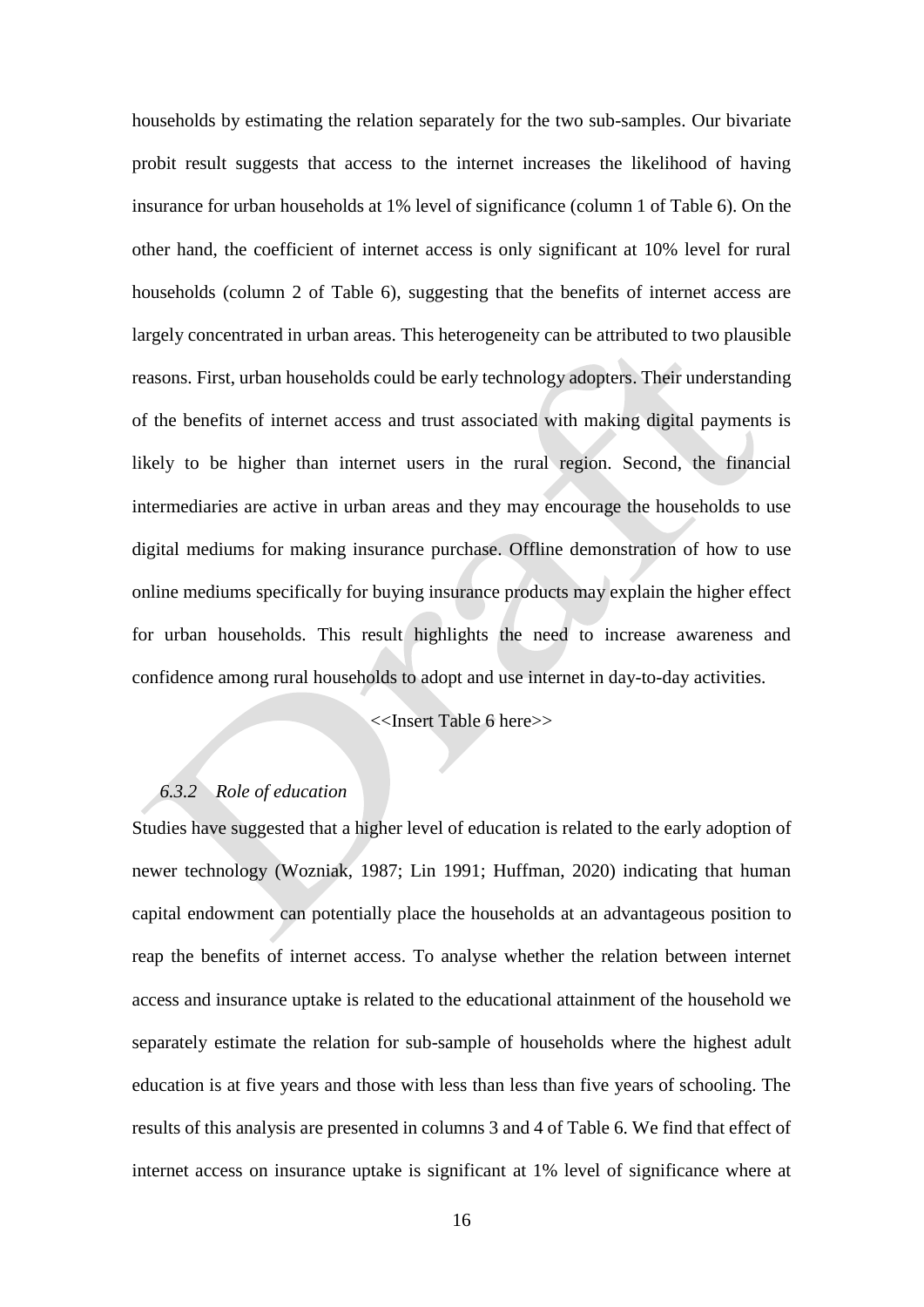households by estimating the relation separately for the two sub-samples. Our bivariate probit result suggests that access to the internet increases the likelihood of having insurance for urban households at 1% level of significance (column 1 of Table 6). On the other hand, the coefficient of internet access is only significant at 10% level for rural households (column 2 of Table 6), suggesting that the benefits of internet access are largely concentrated in urban areas. This heterogeneity can be attributed to two plausible reasons. First, urban households could be early technology adopters. Their understanding of the benefits of internet access and trust associated with making digital payments is likely to be higher than internet users in the rural region. Second, the financial intermediaries are active in urban areas and they may encourage the households to use digital mediums for making insurance purchase. Offline demonstration of how to use online mediums specifically for buying insurance products may explain the higher effect for urban households. This result highlights the need to increase awareness and confidence among rural households to adopt and use internet in day-to-day activities.

<<Insert Table 6 here>>

### *6.3.2 Role of education*

Studies have suggested that a higher level of education is related to the early adoption of newer technology (Wozniak, 1987; Lin 1991; Huffman, 2020) indicating that human capital endowment can potentially place the households at an advantageous position to reap the benefits of internet access. To analyse whether the relation between internet access and insurance uptake is related to the educational attainment of the household we separately estimate the relation for sub-sample of households where the highest adult education is at five years and those with less than less than five years of schooling. The results of this analysis are presented in columns 3 and 4 of Table 6. We find that effect of internet access on insurance uptake is significant at 1% level of significance where at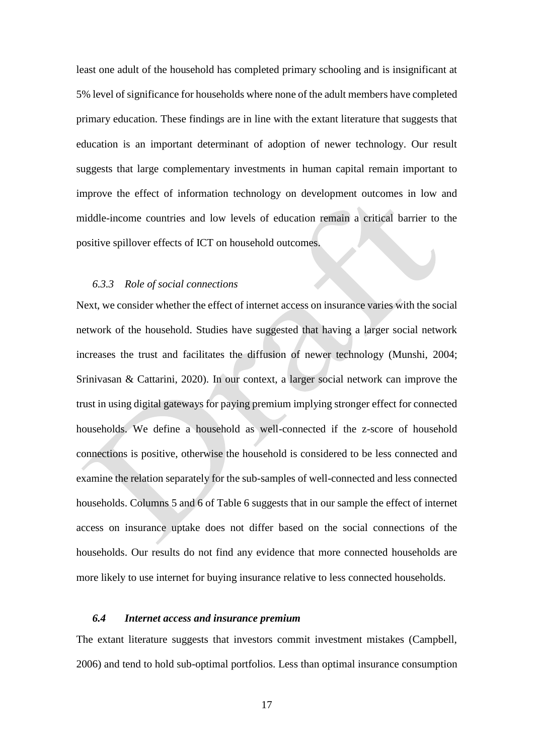least one adult of the household has completed primary schooling and is insignificant at 5% level of significance for households where none of the adult members have completed primary education. These findings are in line with the extant literature that suggests that education is an important determinant of adoption of newer technology. Our result suggests that large complementary investments in human capital remain important to improve the effect of information technology on development outcomes in low and middle-income countries and low levels of education remain a critical barrier to the positive spillover effects of ICT on household outcomes.

#### *6.3.3 Role of social connections*

Next, we consider whether the effect of internet access on insurance varies with the social network of the household. Studies have suggested that having a larger social network increases the trust and facilitates the diffusion of newer technology (Munshi, 2004; Srinivasan & Cattarini, 2020). In our context, a larger social network can improve the trust in using digital gateways for paying premium implying stronger effect for connected households. We define a household as well-connected if the z-score of household connections is positive, otherwise the household is considered to be less connected and examine the relation separately for the sub-samples of well-connected and less connected households. Columns 5 and 6 of Table 6 suggests that in our sample the effect of internet access on insurance uptake does not differ based on the social connections of the households. Our results do not find any evidence that more connected households are more likely to use internet for buying insurance relative to less connected households.

### ***6.4 Internet access and insurance premium***

The extant literature suggests that investors commit investment mistakes (Campbell, 2006) and tend to hold sub-optimal portfolios. Less than optimal insurance consumption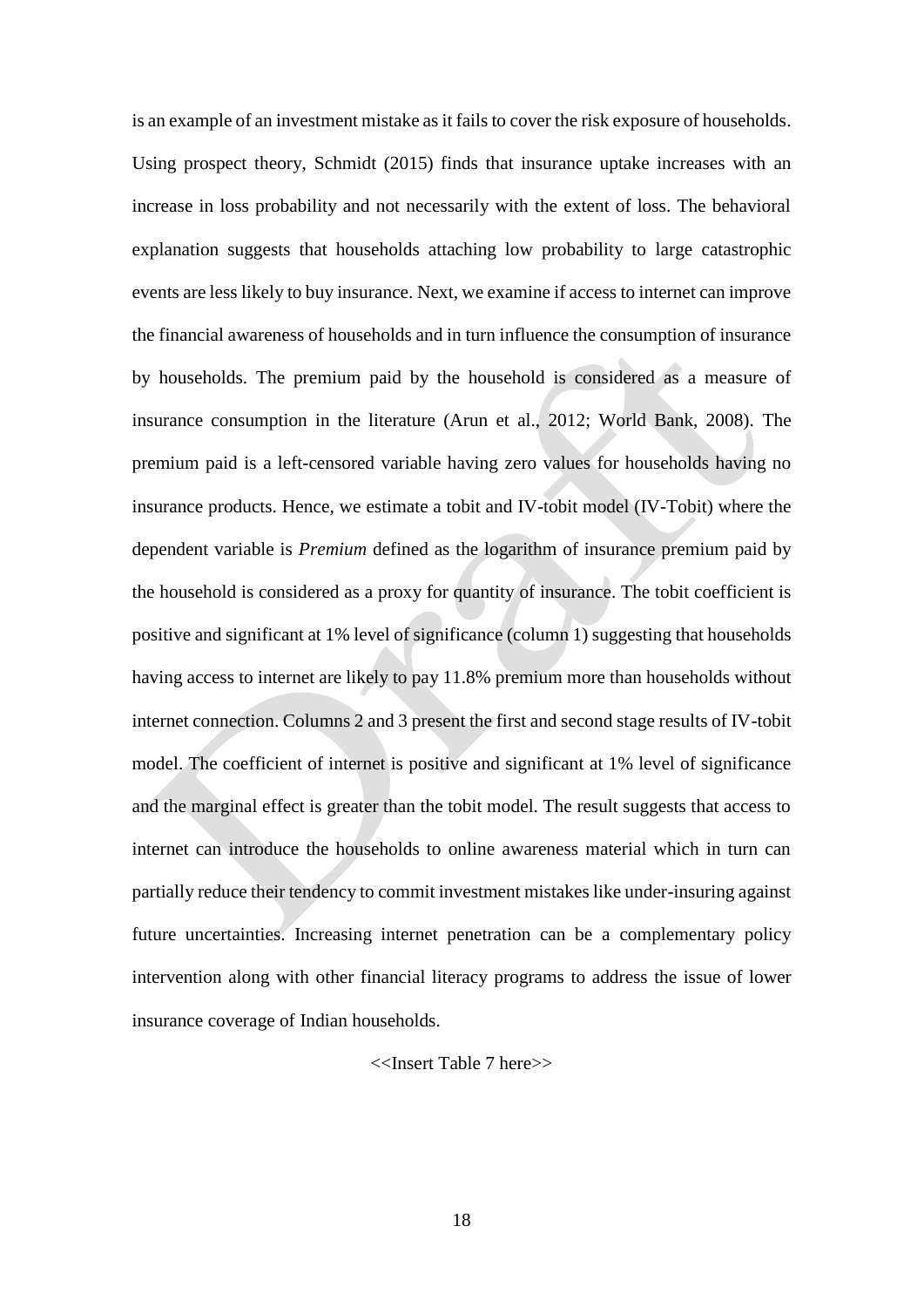is an example of an investment mistake as it fails to cover the risk exposure of households. Using prospect theory, Schmidt (2015) finds that insurance uptake increases with an increase in loss probability and not necessarily with the extent of loss. The behavioral explanation suggests that households attaching low probability to large catastrophic events are less likely to buy insurance. Next, we examine if access to internet can improve the financial awareness of households and in turn influence the consumption of insurance by households. The premium paid by the household is considered as a measure of insurance consumption in the literature (Arun et al., 2012; World Bank, 2008). The premium paid is a left-censored variable having zero values for households having no insurance products. Hence, we estimate a tobit and IV-tobit model (IV-Tobit) where the dependent variable is *Premium* defined as the logarithm of insurance premium paid by the household is considered as a proxy for quantity of insurance. The tobit coefficient is positive and significant at 1% level of significance (column 1) suggesting that households having access to internet are likely to pay 11.8% premium more than households without internet connection. Columns 2 and 3 present the first and second stage results of IV-tobit model. The coefficient of internet is positive and significant at 1% level of significance and the marginal effect is greater than the tobit model. The result suggests that access to internet can introduce the households to online awareness material which in turn can partially reduce their tendency to commit investment mistakes like under-insuring against future uncertainties. Increasing internet penetration can be a complementary policy intervention along with other financial literacy programs to address the issue of lower insurance coverage of Indian households.

<<Insert Table 7 here>>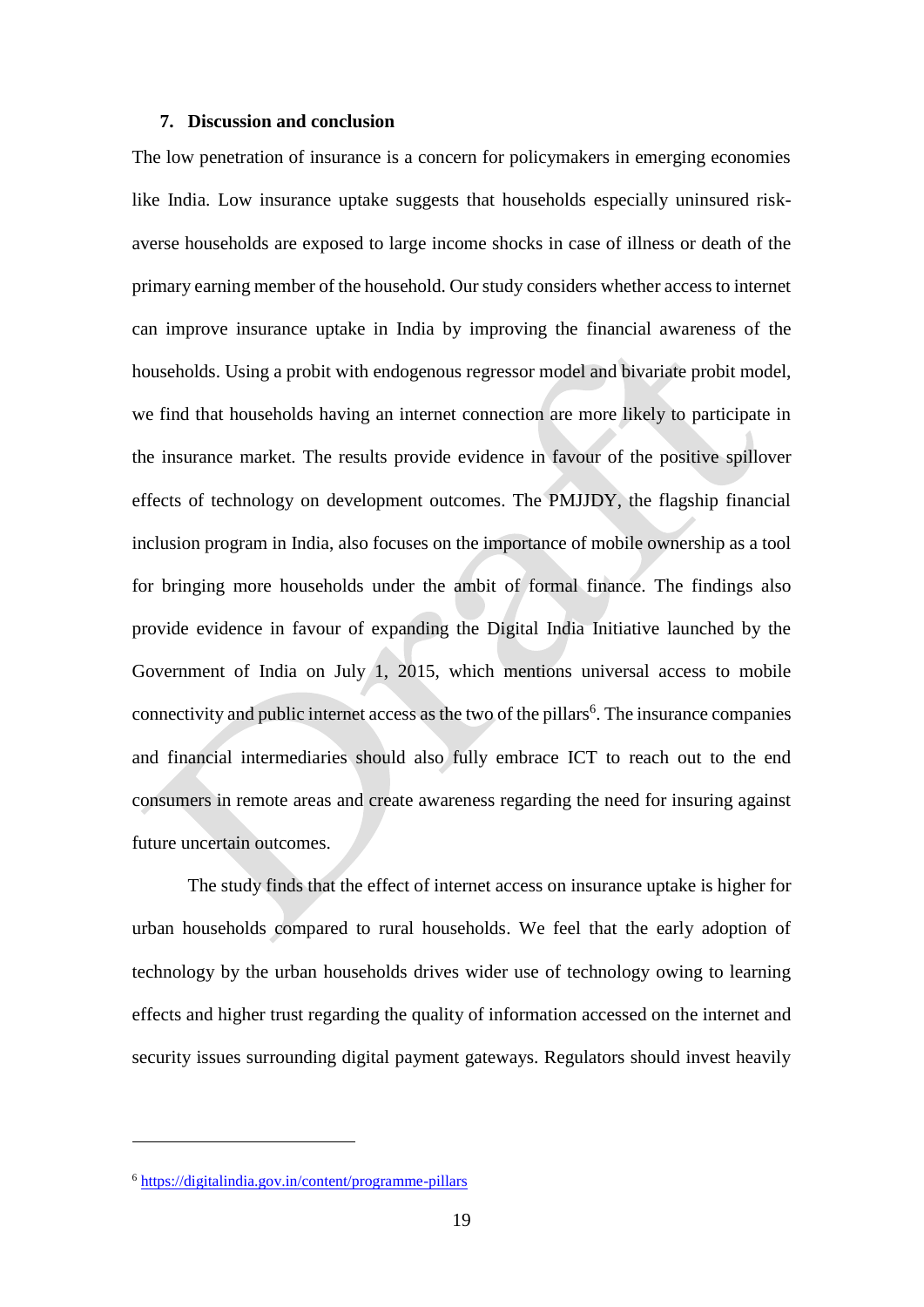## 7. Discussion and conclusion

The low penetration of insurance is a concern for policymakers in emerging economies like India. Low insurance uptake suggests that households especially uninsured risk-averse households are exposed to large income shocks in case of illness or death of the primary earning member of the household. Our study considers whether access to internet can improve insurance uptake in India by improving the financial awareness of the households. Using a probit with endogenous regressor model and bivariate probit model, we find that households having an internet connection are more likely to participate in the insurance market. The results provide evidence in favour of the positive spillover effects of technology on development outcomes. The PMJJDY, the flagship financial inclusion program in India, also focuses on the importance of mobile ownership as a tool for bringing more households under the ambit of formal finance. The findings also provide evidence in favour of expanding the Digital India Initiative launched by the Government of India on July 1, 2015, which mentions universal access to mobile connectivity and public internet access as the two of the pillars[6]. The insurance companies and financial intermediaries should also fully embrace ICT to reach out to the end consumers in remote areas and create awareness regarding the need for insuring against future uncertain outcomes.

The study finds that the effect of internet access on insurance uptake is higher for urban households compared to rural households. We feel that the early adoption of technology by the urban households drives wider use of technology owing to learning effects and higher trust regarding the quality of information accessed on the internet and security issues surrounding digital payment gateways. Regulators should invest heavily

[6] https://digitalindia.gov.in/content/programme-pillars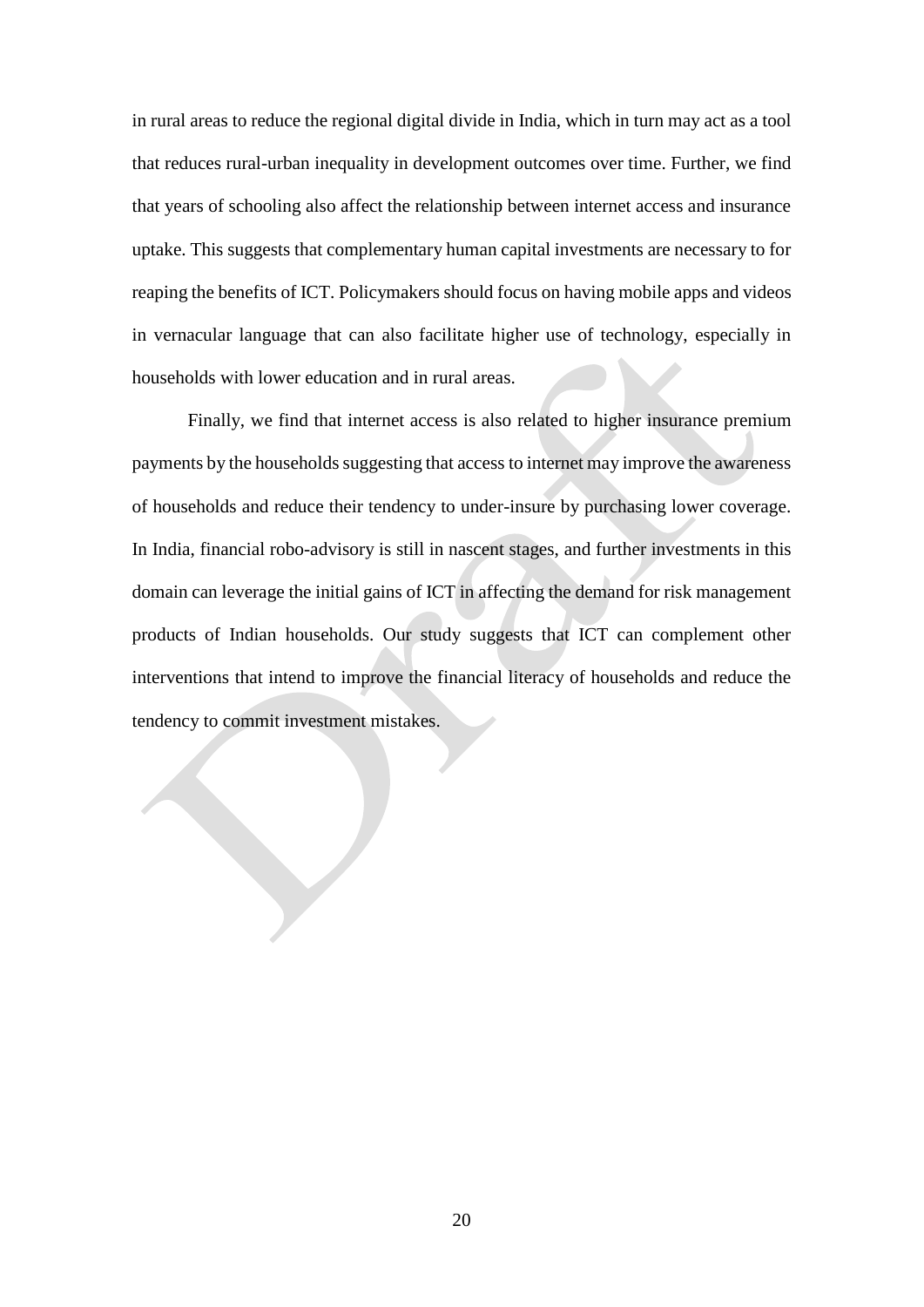in rural areas to reduce the regional digital divide in India, which in turn may act as a tool that reduces rural-urban inequality in development outcomes over time. Further, we find that years of schooling also affect the relationship between internet access and insurance uptake. This suggests that complementary human capital investments are necessary to for reaping the benefits of ICT. Policymakers should focus on having mobile apps and videos in vernacular language that can also facilitate higher use of technology, especially in households with lower education and in rural areas.

Finally, we find that internet access is also related to higher insurance premium payments by the households suggesting that access to internet may improve the awareness of households and reduce their tendency to under-insure by purchasing lower coverage. In India, financial robo-advisory is still in nascent stages, and further investments in this domain can leverage the initial gains of ICT in affecting the demand for risk management products of Indian households. Our study suggests that ICT can complement other interventions that intend to improve the financial literacy of households and reduce the tendency to commit investment mistakes.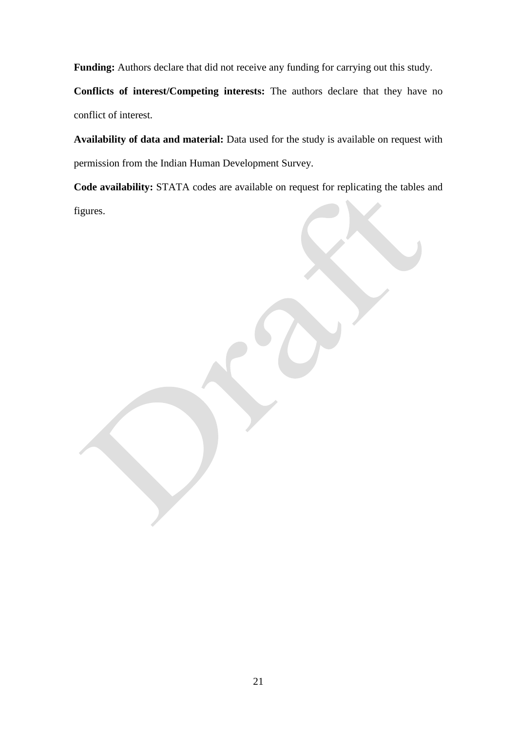**Funding:** Authors declare that did not receive any funding for carrying out this study.

**Conflicts of interest/Competing interests:** The authors declare that they have no conflict of interest.

**Availability of data and material:** Data used for the study is available on request with permission from the Indian Human Development Survey.

**Code availability:** STATA codes are available on request for replicating the tables and figures.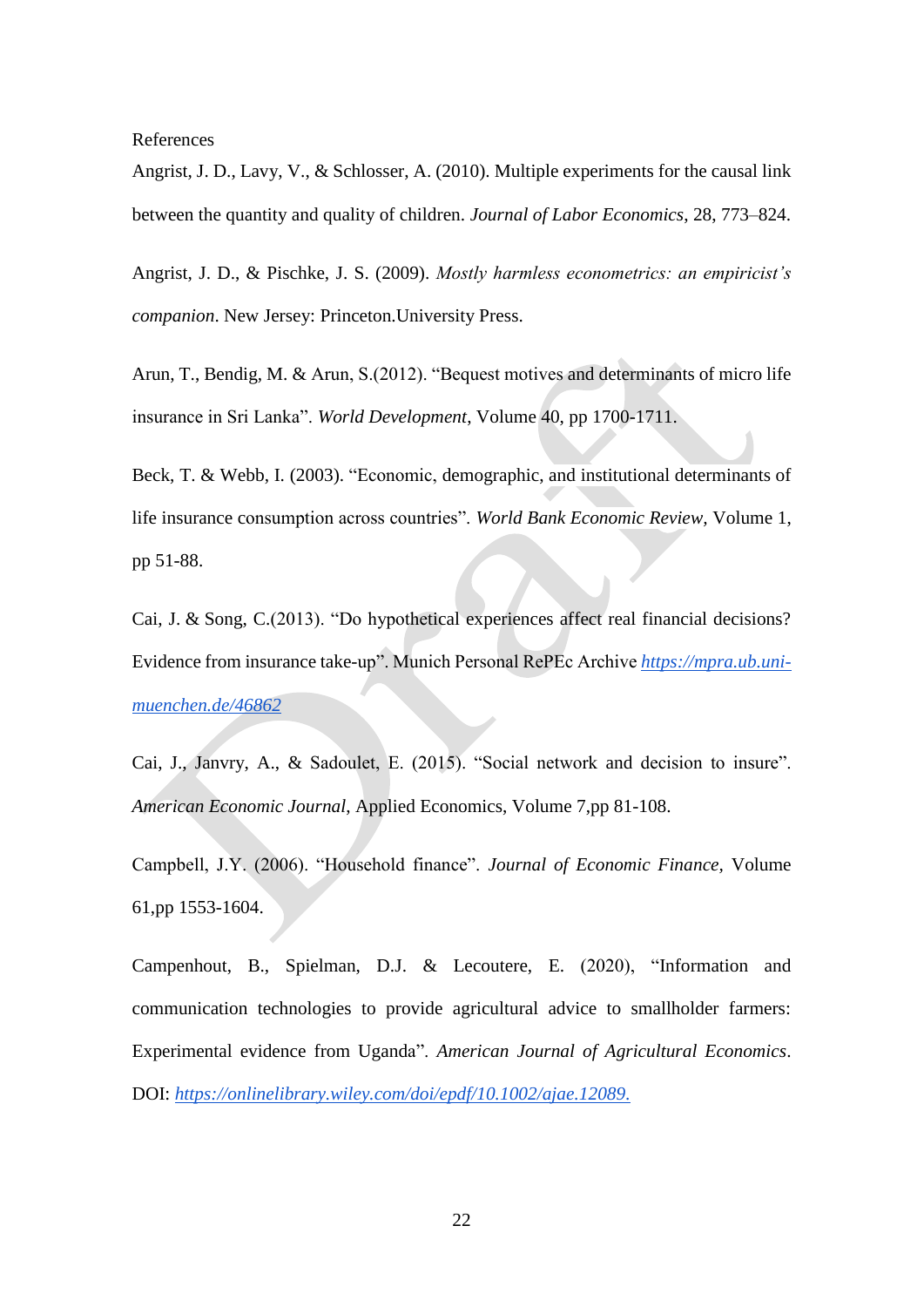References

Angrist, J. D., Lavy, V., & Schlosser, A. (2010). Multiple experiments for the causal link between the quantity and quality of children. *Journal of Labor Economics*, 28, 773–824.

Angrist, J. D., & Pischke, J. S. (2009). *Mostly harmless econometrics: an empiricist's companion*. New Jersey: Princeton.University Press.

Arun, T., Bendig, M. & Arun, S.(2012). "Bequest motives and determinants of micro life insurance in Sri Lanka". *World Development*, Volume 40, pp 1700-1711.

Beck, T. & Webb, I. (2003). "Economic, demographic, and institutional determinants of life insurance consumption across countries". *World Bank Economic Review*, Volume 1, pp 51-88.

Cai, J. & Song, C.(2013). "Do hypothetical experiences affect real financial decisions? Evidence from insurance take-up". Munich Personal RePEc Archive https://mpra.ub.uni-muenchen.de/46862

Cai, J., Janvry, A., & Sadoulet, E. (2015). "Social network and decision to insure". *American Economic Journal*, Applied Economics, Volume 7,pp 81-108.

Campbell, J.Y. (2006). "Household finance". *Journal of Economic Finance*, Volume 61,pp 1553-1604.

Campenhout, B., Spielman, D.J. & Lecoutere, E. (2020), "Information and communication technologies to provide agricultural advice to smallholder farmers: Experimental evidence from Uganda". *American Journal of Agricultural Economics*. DOI: https://onlinelibrary.wiley.com/doi/epdf/10.1002/ajae.12089.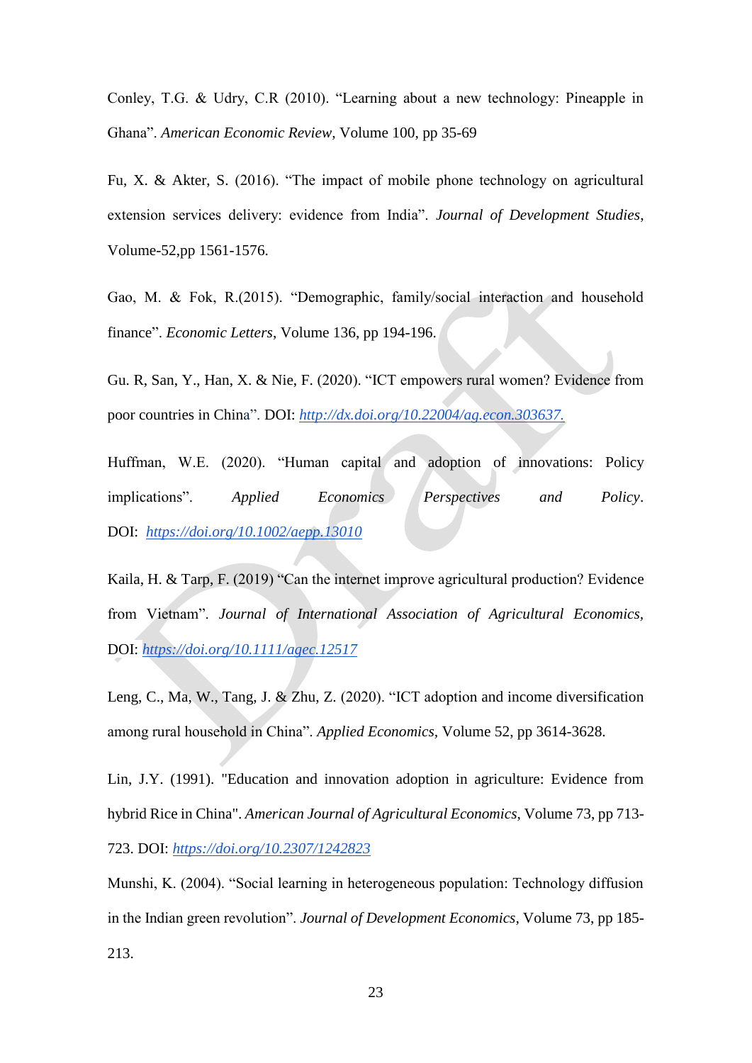Conley, T.G. & Udry, C.R (2010). "Learning about a new technology: Pineapple in Ghana". *American Economic Review*, Volume 100, pp 35-69

Fu, X. & Akter, S. (2016). "The impact of mobile phone technology on agricultural extension services delivery: evidence from India". *Journal of Development Studies*, Volume-52,pp 1561-1576.

Gao, M. & Fok, R.(2015). "Demographic, family/social interaction and household finance". *Economic Letters*, Volume 136, pp 194-196.

Gu. R, San, Y., Han, X. & Nie, F. (2020). "ICT empowers rural women? Evidence from poor countries in China". DOI: [http://dx.doi.org/10.22004/ag.econ.303637.](http://dx.doi.org/10.22004/ag.econ.303637)

Huffman, W.E. (2020). "Human capital and adoption of innovations: Policy implications". *Applied Economics Perspectives and Policy*. DOI: [https://doi.org/10.1002/aepp.13010](https://doi.org/10.1002/aepp.13010)

Kaila, H. & Tarp, F. (2019) "Can the internet improve agricultural production? Evidence from Vietnam". *Journal of International Association of Agricultural Economics*, DOI: [https://doi.org/10.1111/agec.12517](https://doi.org/10.1111/agec.12517)

Leng, C., Ma, W., Tang, J. & Zhu, Z. (2020). "ICT adoption and income diversification among rural household in China". *Applied Economics*, Volume 52, pp 3614-3628.

Lin, J.Y. (1991). "Education and innovation adoption in agriculture: Evidence from hybrid Rice in China". *American Journal of Agricultural Economics*, Volume 73, pp 713-723. DOI: [https://doi.org/10.2307/1242823](https://doi.org/10.2307/1242823)

Munshi, K. (2004). "Social learning in heterogeneous population: Technology diffusion in the Indian green revolution". *Journal of Development Economics*, Volume 73, pp 185-213.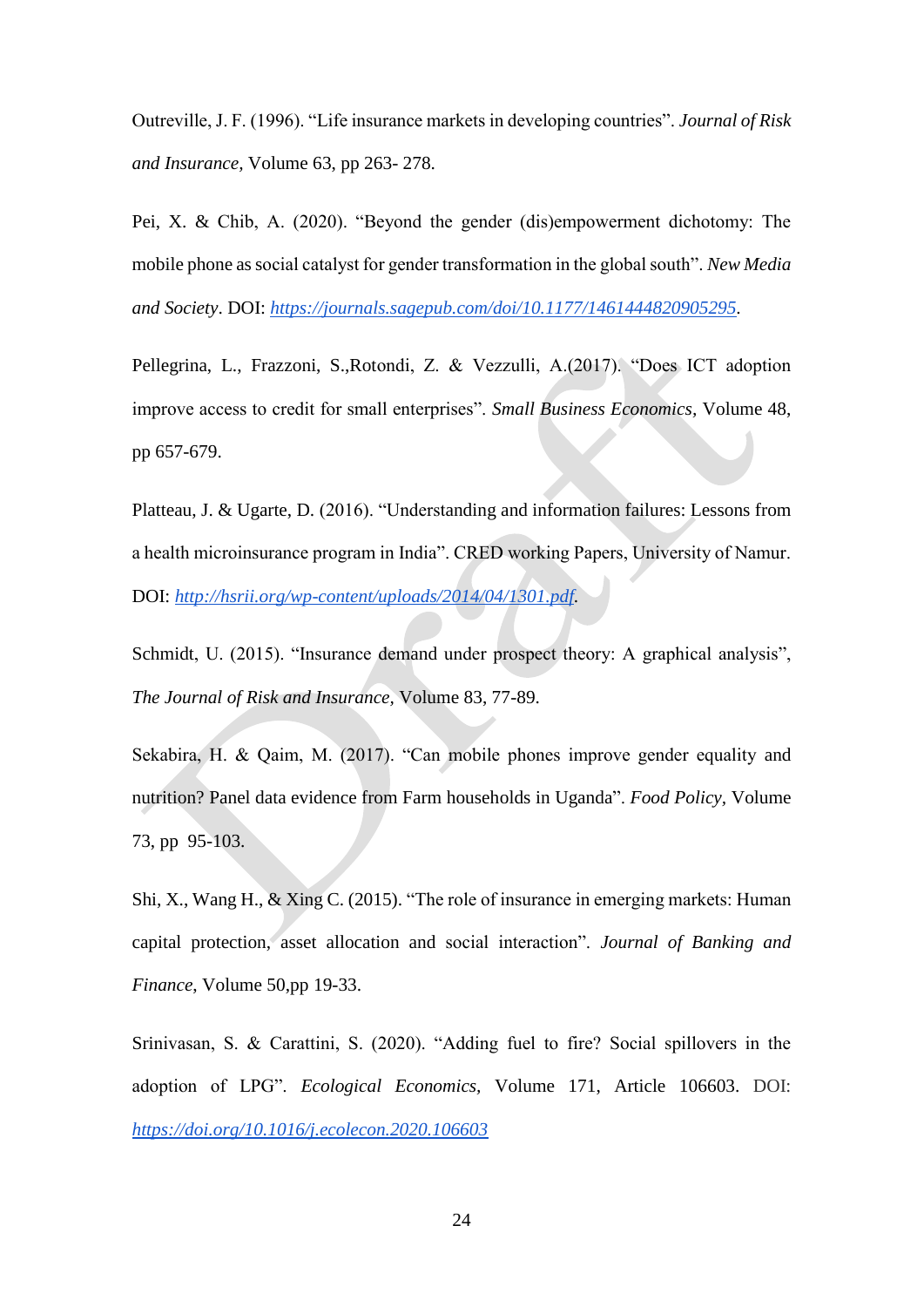Outreville, J. F. (1996). “Life insurance markets in developing countries”. *Journal of Risk and Insurance*, Volume 63, pp 263- 278.

Pei, X. & Chib, A. (2020). “Beyond the gender (dis)empowerment dichotomy: The mobile phone as social catalyst for gender transformation in the global south”. *New Media and Society*. DOI: https://journals.sagepub.com/doi/10.1177/1461444820905295.

Pellegrina, L., Frazzoni, S.,Rotondi, Z. & Vezzulli, A.(2017). “Does ICT adoption improve access to credit for small enterprises”. *Small Business Economics*, Volume 48, pp 657-679.

Platteau, J. & Ugarte, D. (2016). “Understanding and information failures: Lessons from a health microinsurance program in India”. CRED working Papers, University of Namur. DOI: http://hsrii.org/wp-content/uploads/2014/04/1301.pdf.

Schmidt, U. (2015). “Insurance demand under prospect theory: A graphical analysis”, *The Journal of Risk and Insurance*, Volume 83, 77-89.

Sekabira, H. & Qaim, M. (2017). “Can mobile phones improve gender equality and nutrition? Panel data evidence from Farm households in Uganda”. *Food Policy*, Volume 73, pp 95-103.

Shi, X., Wang H., & Xing C. (2015). “The role of insurance in emerging markets: Human capital protection, asset allocation and social interaction”. *Journal of Banking and Finance*, Volume 50,pp 19-33.

Srinivasan, S. & Carattini, S. (2020). “Adding fuel to fire? Social spillovers in the adoption of LPG”. *Ecological Economics*, Volume 171, Article 106603. DOI: https://doi.org/10.1016/j.ecolecon.2020.106603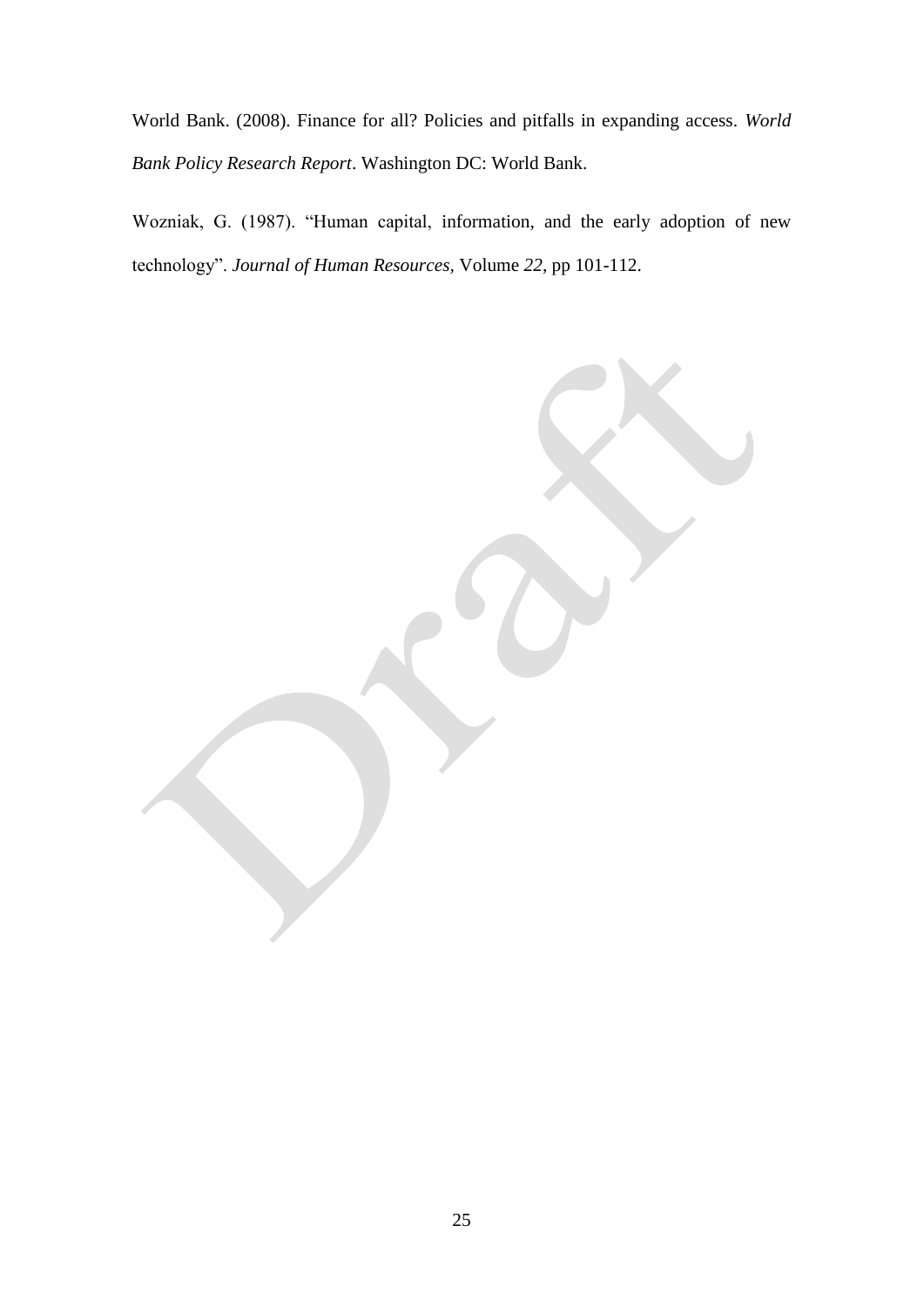World Bank. (2008). Finance for all? Policies and pitfalls in expanding access. *World Bank Policy Research Report*. Washington DC: World Bank.

Wozniak, G. (1987). "Human capital, information, and the early adoption of new technology". *Journal of Human Resources*, Volume *22*, pp 101-112.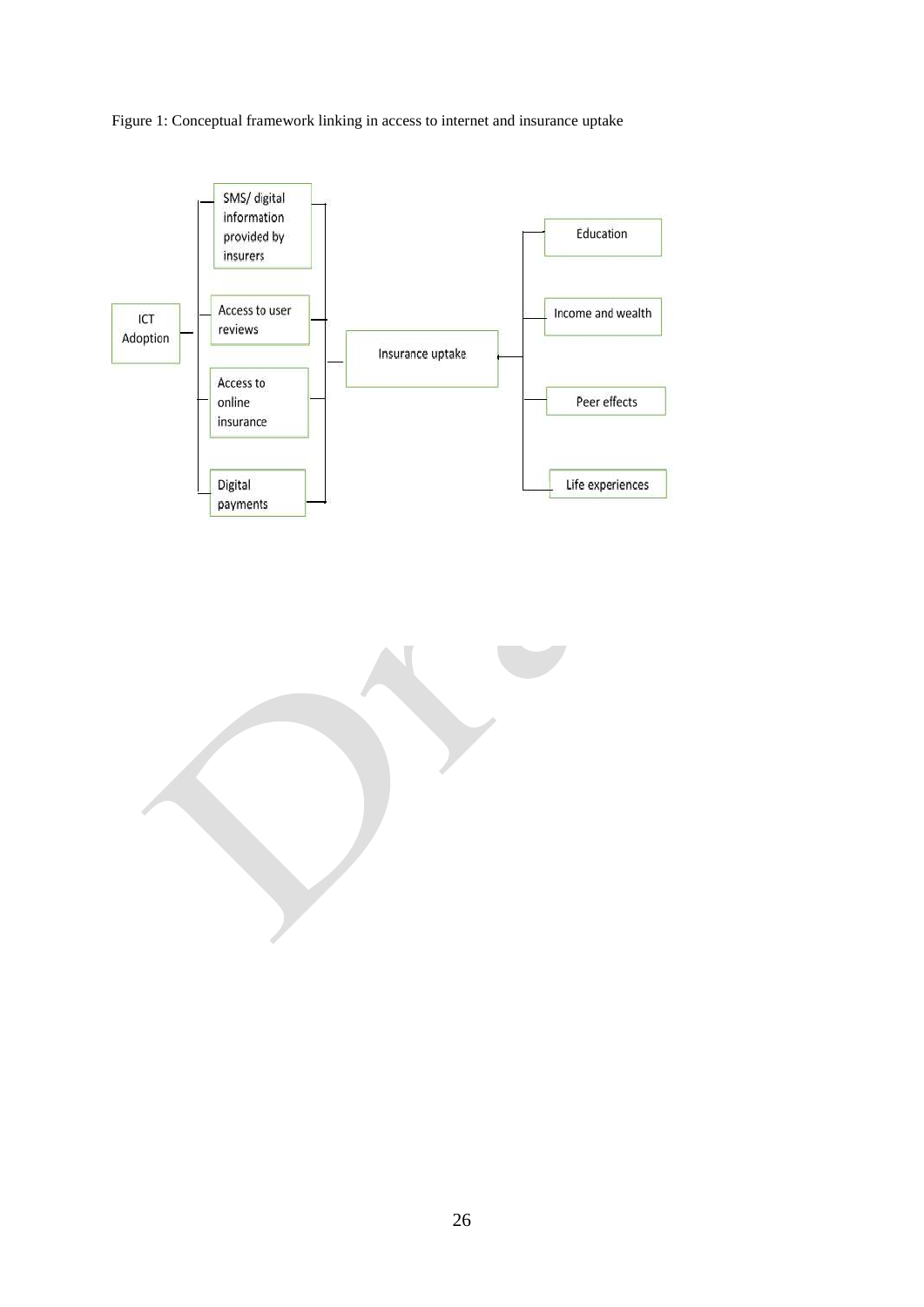Figure 1: Conceptual framework linking in access to internet and insurance uptake

ICT Adoption

- SMS/ digital information provided by insurers
- Access to user reviews
- Access to online insurance
- Digital payments

Insurance uptake

- Education
- Income and wealth
- Peer effects
- Life experiences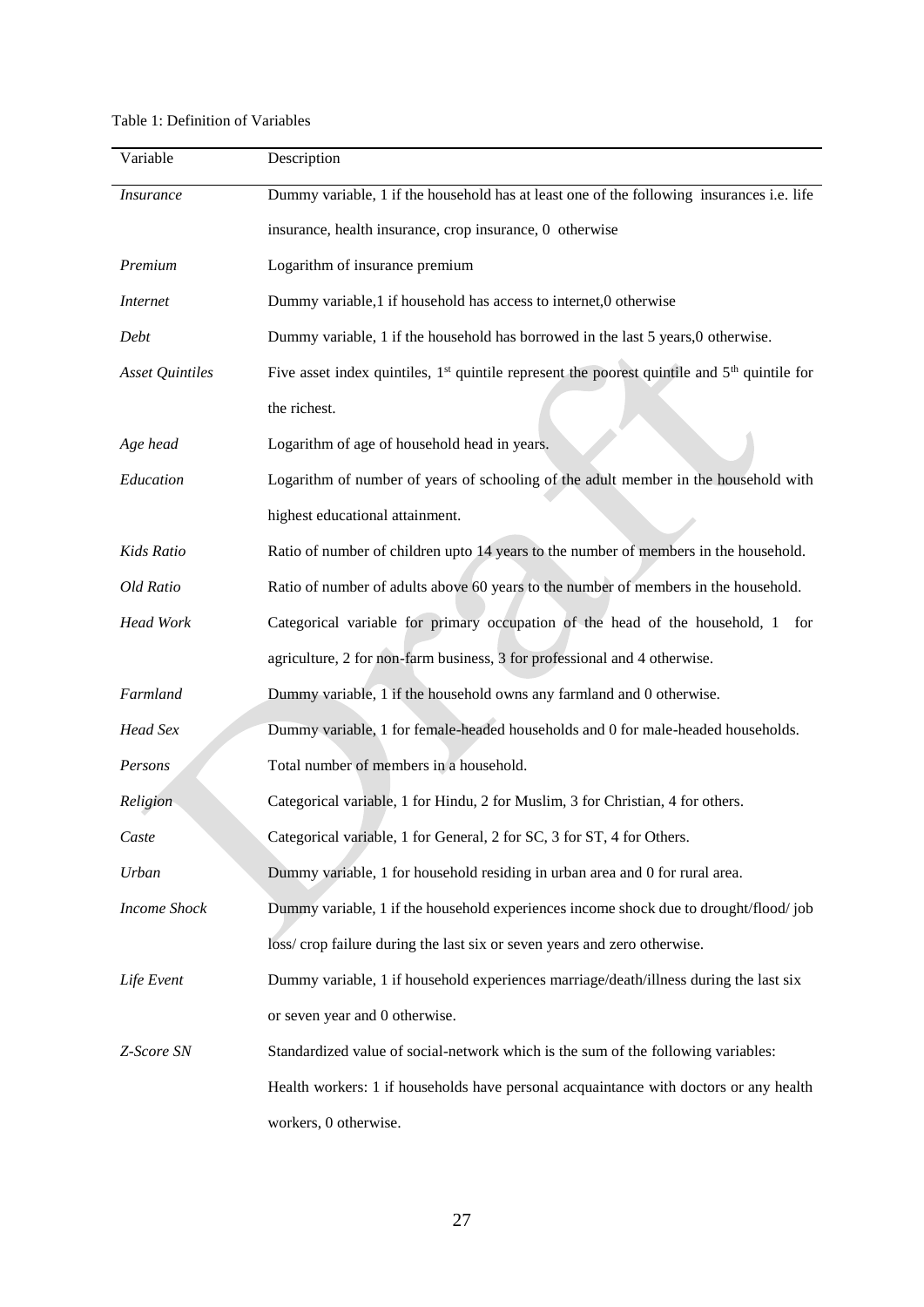Table 1: Definition of Variables

| Variable | Description |
|---|---|
| *Insurance* | Dummy variable, 1 if the household has at least one of the following insurances i.e. life insurance, health insurance, crop insurance, 0 otherwise |
| *Premium* | Logarithm of insurance premium |
| *Internet* | Dummy variable,1 if household has access to internet,0 otherwise |
| *Debt* | Dummy variable, 1 if the household has borrowed in the last 5 years,0 otherwise. |
| *Asset Quintiles* | Five asset index quintiles, 1st quintile represent the poorest quintile and 5th quintile for the richest. |
| *Age head* | Logarithm of age of household head in years. |
| *Education* | Logarithm of number of years of schooling of the adult member in the household with highest educational attainment. |
| *Kids Ratio* | Ratio of number of children upto 14 years to the number of members in the household. |
| *Old Ratio* | Ratio of number of adults above 60 years to the number of members in the household. |
| *Head Work* | Categorical variable for primary occupation of the head of the household, 1 for agriculture, 2 for non-farm business, 3 for professional and 4 otherwise. |
| *Farmland* | Dummy variable, 1 if the household owns any farmland and 0 otherwise. |
| *Head Sex* | Dummy variable, 1 for female-headed households and 0 for male-headed households. |
| *Persons* | Total number of members in a household. |
| *Religion* | Categorical variable, 1 for Hindu, 2 for Muslim, 3 for Christian, 4 for others. |
| *Caste* | Categorical variable, 1 for General, 2 for SC, 3 for ST, 4 for Others. |
| *Urban* | Dummy variable, 1 for household residing in urban area and 0 for rural area. |
| *Income Shock* | Dummy variable, 1 if the household experiences income shock due to drought/flood/ job loss/ crop failure during the last six or seven years and zero otherwise. |
| *Life Event* | Dummy variable, 1 if household experiences marriage/death/illness during the last six or seven year and 0 otherwise. |
| *Z-Score SN* | Standardized value of social-network which is the sum of the following variables: Health workers: 1 if households have personal acquaintance with doctors or any health workers, 0 otherwise. |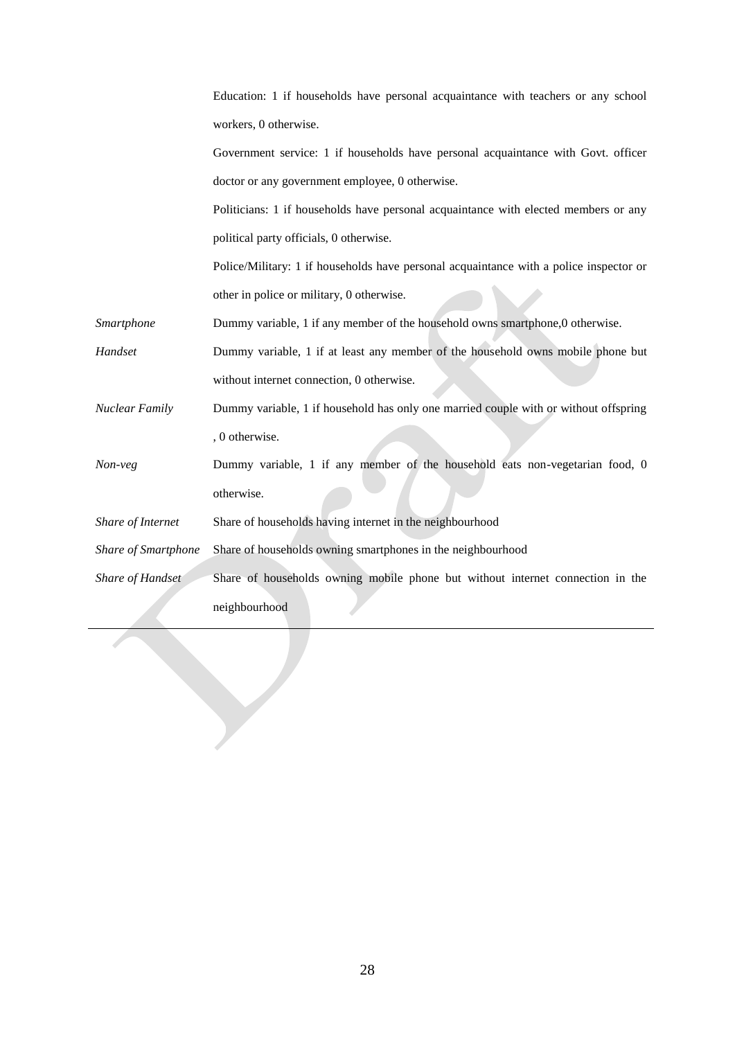| | |
|---|---|
| | Education: 1 if households have personal acquaintance with teachers or any school workers, 0 otherwise. |
| | Government service: 1 if households have personal acquaintance with Govt. officer doctor or any government employee, 0 otherwise. |
| | Politicians: 1 if households have personal acquaintance with elected members or any political party officials, 0 otherwise. |
| | Police/Military: 1 if households have personal acquaintance with a police inspector or other in police or military, 0 otherwise. |
| *Smartphone* | Dummy variable, 1 if any member of the household owns smartphone,0 otherwise. |
| *Handset* | Dummy variable, 1 if at least any member of the household owns mobile phone but without internet connection, 0 otherwise. |
| *Nuclear Family* | Dummy variable, 1 if household has only one married couple with or without offspring , 0 otherwise. |
| *Non-veg* | Dummy variable, 1 if any member of the household eats non-vegetarian food, 0 otherwise. |
| *Share of Internet* | Share of households having internet in the neighbourhood |
| *Share of Smartphone* | Share of households owning smartphones in the neighbourhood |
| *Share of Handset* | Share of households owning mobile phone but without internet connection in the neighbourhood |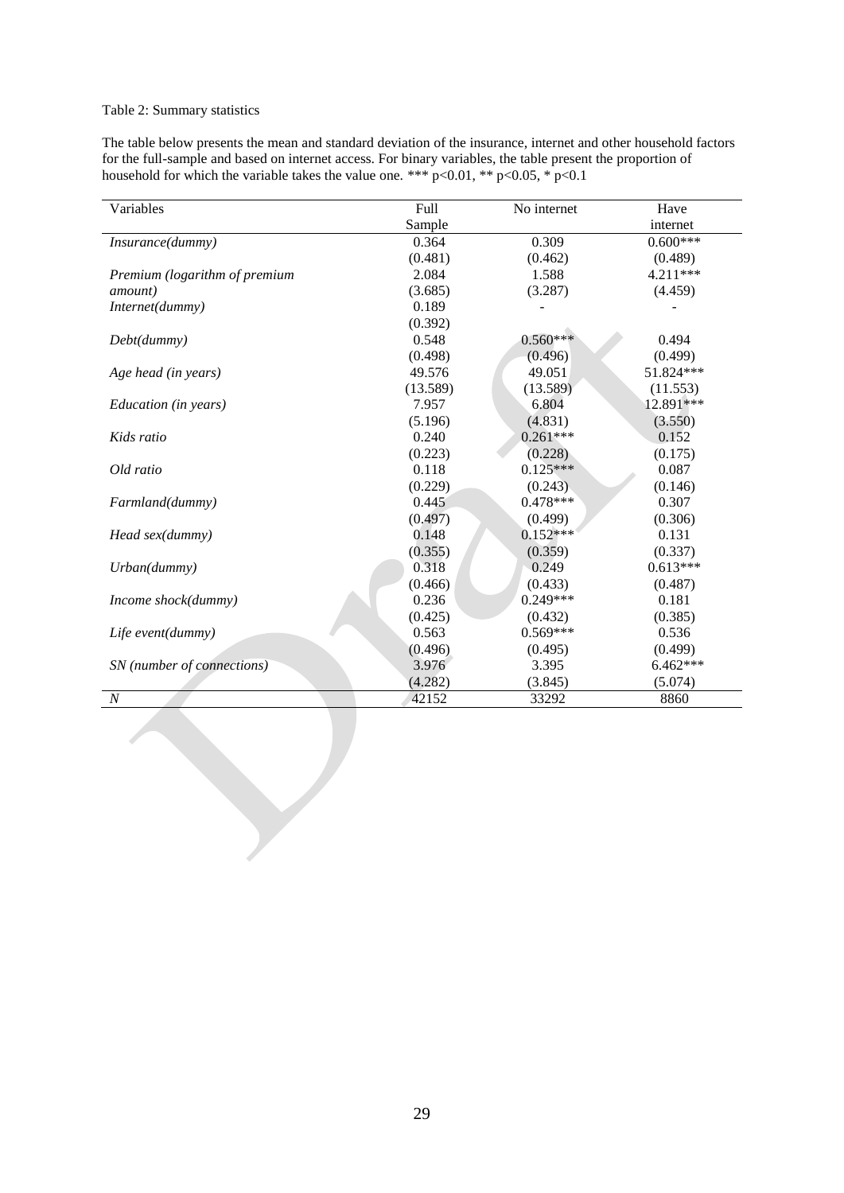Table 2: Summary statistics

The table below presents the mean and standard deviation of the insurance, internet and other household factors for the full-sample and based on internet access. For binary variables, the table present the proportion of household for which the variable takes the value one. *** p<0.01, ** p<0.05, * p<0.1

| Variables | Full Sample | No internet | Have internet |
|---|---|---|---|
| *Insurance(dummy)* | 0.364 | 0.309 | 0.600*** |
| | (0.481) | (0.462) | (0.489) |
| *Premium (logarithm of premium amount)* | 2.084 | 1.588 | 4.211*** |
| | (3.685) | (3.287) | (4.459) |
| *Internet(dummy)* | 0.189 | - | - |
| | (0.392) | | |
| *Debt(dummy)* | 0.548 | 0.560*** | 0.494 |
| | (0.498) | (0.496) | (0.499) |
| *Age head (in years)* | 49.576 | 49.051 | 51.824*** |
| | (13.589) | (13.589) | (11.553) |
| *Education (in years)* | 7.957 | 6.804 | 12.891*** |
| | (5.196) | (4.831) | (3.550) |
| *Kids ratio* | 0.240 | 0.261*** | 0.152 |
| | (0.223) | (0.228) | (0.175) |
| *Old ratio* | 0.118 | 0.125*** | 0.087 |
| | (0.229) | (0.243) | (0.146) |
| *Farmland(dummy)* | 0.445 | 0.478*** | 0.307 |
| | (0.497) | (0.499) | (0.306) |
| *Head sex(dummy)* | 0.148 | 0.152*** | 0.131 |
| | (0.355) | (0.359) | (0.337) |
| *Urban(dummy)* | 0.318 | 0.249 | 0.613*** |
| | (0.466) | (0.433) | (0.487) |
| *Income shock(dummy)* | 0.236 | 0.249*** | 0.181 |
| | (0.425) | (0.432) | (0.385) |
| *Life event(dummy)* | 0.563 | 0.569*** | 0.536 |
| | (0.496) | (0.495) | (0.499) |
| *SN (number of connections)* | 3.976 | 3.395 | 6.462*** |
| | (4.282) | (3.845) | (5.074) |
| *N* | 42152 | 33292 | 8860 |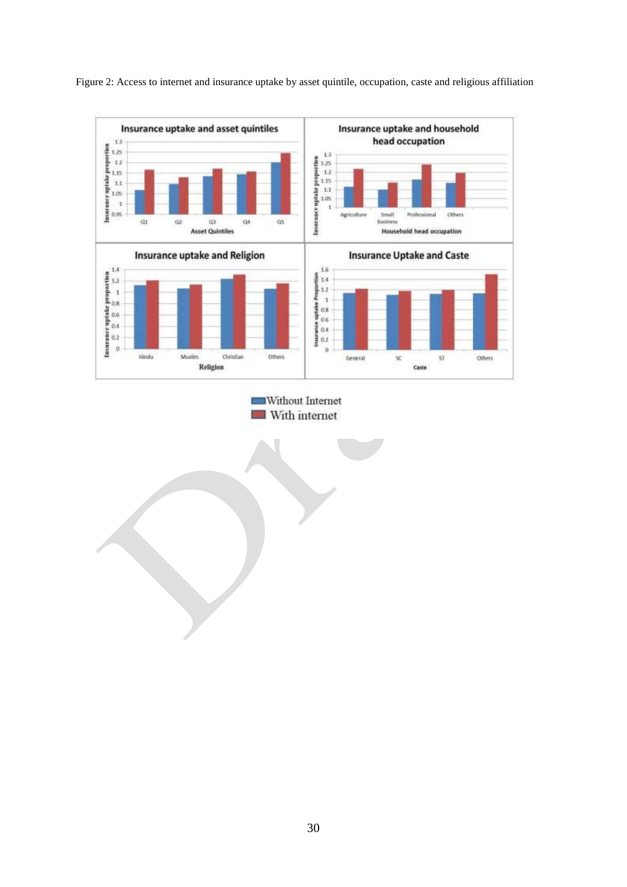Figure 2: Access to internet and insurance uptake by asset quintile, occupation, caste and religious affiliation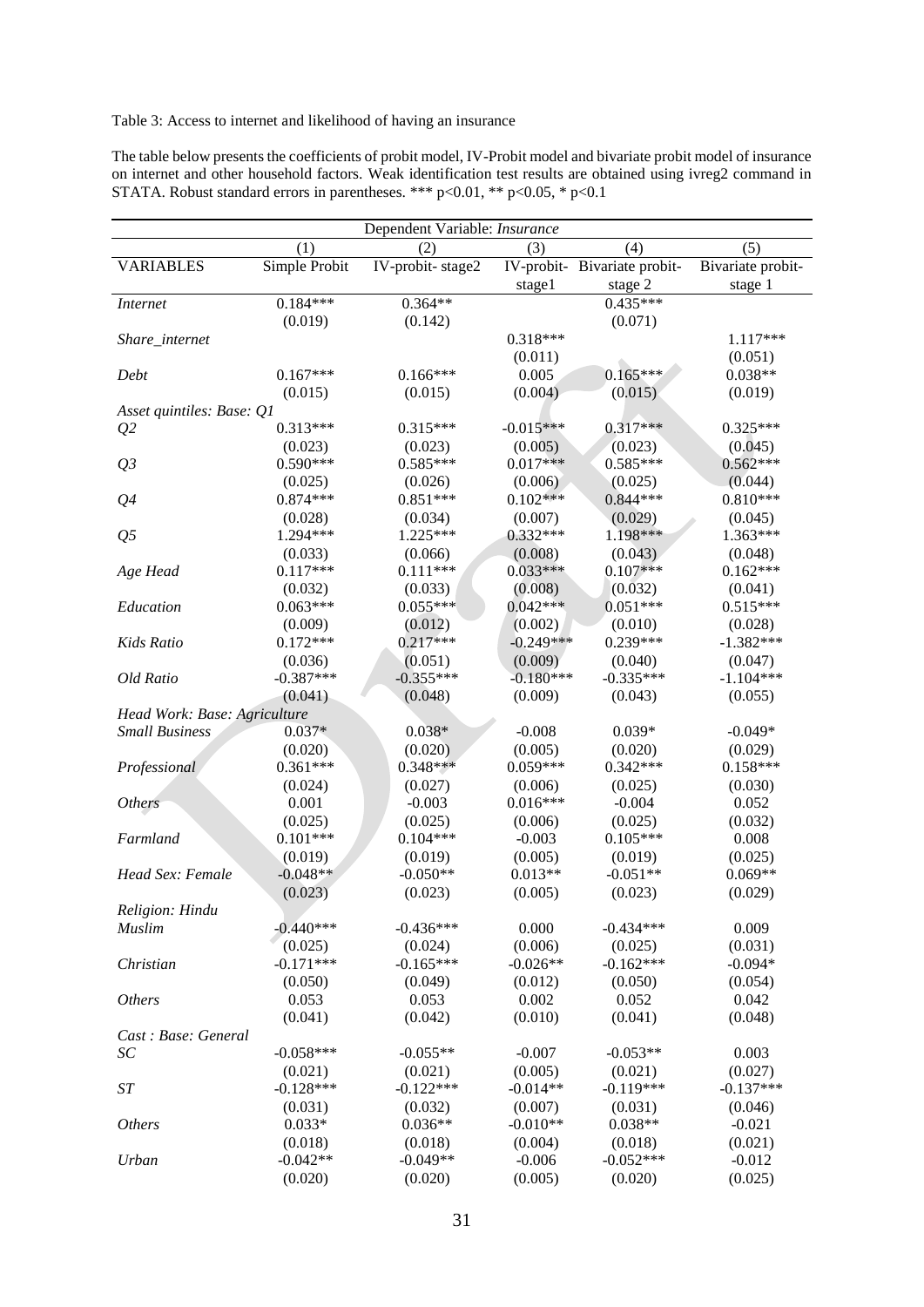Table 3: Access to internet and likelihood of having an insurance

The table below presents the coefficients of probit model, IV-Probit model and bivariate probit model of insurance on internet and other household factors. Weak identification test results are obtained using ivreg2 command in STATA. Robust standard errors in parentheses. *** p<0.01, ** p<0.05, * p<0.1

| Dependent Variable: *Insurance* | | | | | |
|---|---|---|---|---|---|
| | (1) | (2) | (3) | (4) | (5) |
| VARIABLES | Simple Probit | IV-probit- stage2 | IV-probit-stage1 | Bivariate probit-stage 2 | Bivariate probit-stage 1 |
| *Internet* | 0.184*** | 0.364** | | 0.435*** | |
| | (0.019) | (0.142) | | (0.071) | |
| *Share_internet* | | | 0.318*** | | 1.117*** |
| | | | (0.011) | | (0.051) |
| *Debt* | 0.167*** | 0.166*** | 0.005 | 0.165*** | 0.038** |
| | (0.015) | (0.015) | (0.004) | (0.015) | (0.019) |
| *Asset quintiles: Base: Q1* | | | | | |
| *Q2* | 0.313*** | 0.315*** | -0.015*** | 0.317*** | 0.325*** |
| | (0.023) | (0.023) | (0.005) | (0.023) | (0.045) |
| *Q3* | 0.590*** | 0.585*** | 0.017*** | 0.585*** | 0.562*** |
| | (0.025) | (0.026) | (0.006) | (0.025) | (0.044) |
| *Q4* | 0.874*** | 0.851*** | 0.102*** | 0.844*** | 0.810*** |
| | (0.028) | (0.034) | (0.007) | (0.029) | (0.045) |
| *Q5* | 1.294*** | 1.225*** | 0.332*** | 1.198*** | 1.363*** |
| | (0.033) | (0.066) | (0.008) | (0.043) | (0.048) |
| *Age Head* | 0.117*** | 0.111*** | 0.033*** | 0.107*** | 0.162*** |
| | (0.032) | (0.033) | (0.008) | (0.032) | (0.041) |
| *Education* | 0.063*** | 0.055*** | 0.042*** | 0.051*** | 0.515*** |
| | (0.009) | (0.012) | (0.002) | (0.010) | (0.028) |
| *Kids Ratio* | 0.172*** | 0.217*** | -0.249*** | 0.239*** | -1.382*** |
| | (0.036) | (0.051) | (0.009) | (0.040) | (0.047) |
| *Old Ratio* | -0.387*** | -0.355*** | -0.180*** | -0.335*** | -1.104*** |
| | (0.041) | (0.048) | (0.009) | (0.043) | (0.055) |
| *Head Work: Base: Agriculture* | | | | | |
| *Small Business* | 0.037* | 0.038* | -0.008 | 0.039* | -0.049* |
| | (0.020) | (0.020) | (0.005) | (0.020) | (0.029) |
| *Professional* | 0.361*** | 0.348*** | 0.059*** | 0.342*** | 0.158*** |
| | (0.024) | (0.027) | (0.006) | (0.025) | (0.030) |
| *Others* | 0.001 | -0.003 | 0.016*** | -0.004 | 0.052 |
| | (0.025) | (0.025) | (0.006) | (0.025) | (0.032) |
| *Farmland* | 0.101*** | 0.104*** | -0.003 | 0.105*** | 0.008 |
| | (0.019) | (0.019) | (0.005) | (0.019) | (0.025) |
| *Head Sex: Female* | -0.048** | -0.050** | 0.013** | -0.051** | 0.069** |
| | (0.023) | (0.023) | (0.005) | (0.023) | (0.029) |
| *Religion: Hindu* | | | | | |
| *Muslim* | -0.440*** | -0.436*** | 0.000 | -0.434*** | 0.009 |
| | (0.025) | (0.024) | (0.006) | (0.025) | (0.031) |
| *Christian* | -0.171*** | -0.165*** | -0.026** | -0.162*** | -0.094* |
| | (0.050) | (0.049) | (0.012) | (0.050) | (0.054) |
| *Others* | 0.053 | 0.053 | 0.002 | 0.052 | 0.042 |
| | (0.041) | (0.042) | (0.010) | (0.041) | (0.048) |
| *Cast : Base: General* | | | | | |
| *SC* | -0.058*** | -0.055** | -0.007 | -0.053** | 0.003 |
| | (0.021) | (0.021) | (0.005) | (0.021) | (0.027) |
| *ST* | -0.128*** | -0.122*** | -0.014** | -0.119*** | -0.137*** |
| | (0.031) | (0.032) | (0.007) | (0.031) | (0.046) |
| *Others* | 0.033* | 0.036** | -0.010** | 0.038** | -0.021 |
| | (0.018) | (0.018) | (0.004) | (0.018) | (0.021) |
| *Urban* | -0.042** | -0.049** | -0.006 | -0.052*** | -0.012 |
| | (0.020) | (0.020) | (0.005) | (0.020) | (0.025) |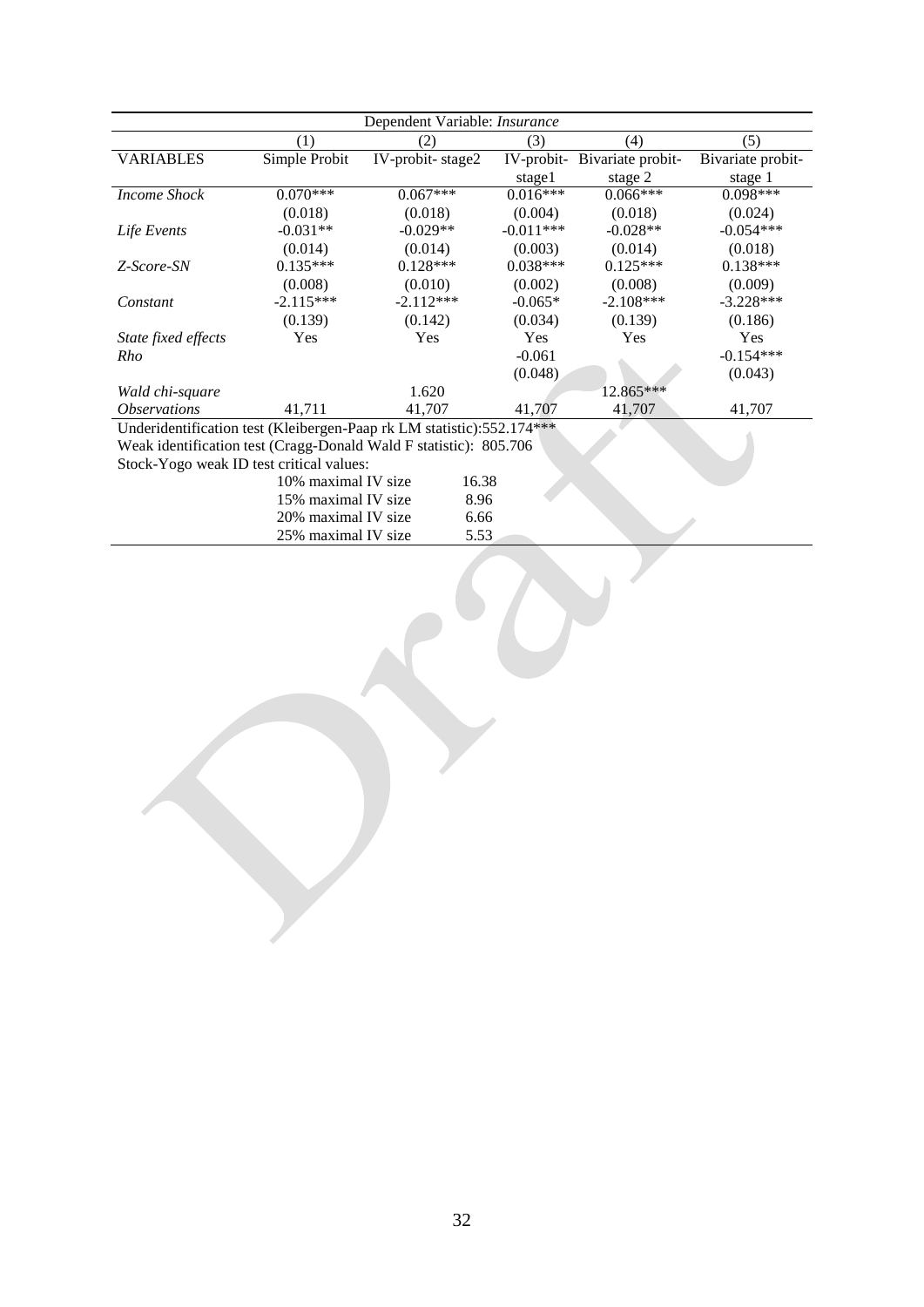| Dependent Variable: *Insurance* | | | | | |
|---|---|---|---|---|---|
| | (1) | (2) | (3) | (4) | (5) |
| VARIABLES | Simple Probit | IV-probit- stage2 | IV-probit-stage1 | Bivariate probit-stage 2 | Bivariate probit-stage 1 |
| *Income Shock* | 0.070*** | 0.067*** | 0.016*** | 0.066*** | 0.098*** |
| | (0.018) | (0.018) | (0.004) | (0.018) | (0.024) |
| *Life Events* | -0.031** | -0.029** | -0.011*** | -0.028** | -0.054*** |
| | (0.014) | (0.014) | (0.003) | (0.014) | (0.018) |
| *Z-Score-SN* | 0.135*** | 0.128*** | 0.038*** | 0.125*** | 0.138*** |
| | (0.008) | (0.010) | (0.002) | (0.008) | (0.009) |
| *Constant* | -2.115*** | -2.112*** | -0.065* | -2.108*** | -3.228*** |
| | (0.139) | (0.142) | (0.034) | (0.139) | (0.186) |
| *State fixed effects* | Yes | Yes | Yes | Yes | Yes |
| *Rho* | | | -0.061 | | -0.154*** |
| | | | (0.048) | | (0.043) |
| *Wald chi-square* | | 1.620 | | 12.865*** | |
| *Observations* | 41,711 | 41,707 | 41,707 | 41,707 | 41,707 |

Underidentification test (Kleibergen-Paap rk LM statistic):552.174***

Weak identification test (Cragg-Donald Wald F statistic): 805.706

Stock-Yogo weak ID test critical values:

| | |
|---|---|
| 10% maximal IV size | 16.38 |
| 15% maximal IV size | 8.96 |
| 20% maximal IV size | 6.66 |
| 25% maximal IV size | 5.53 |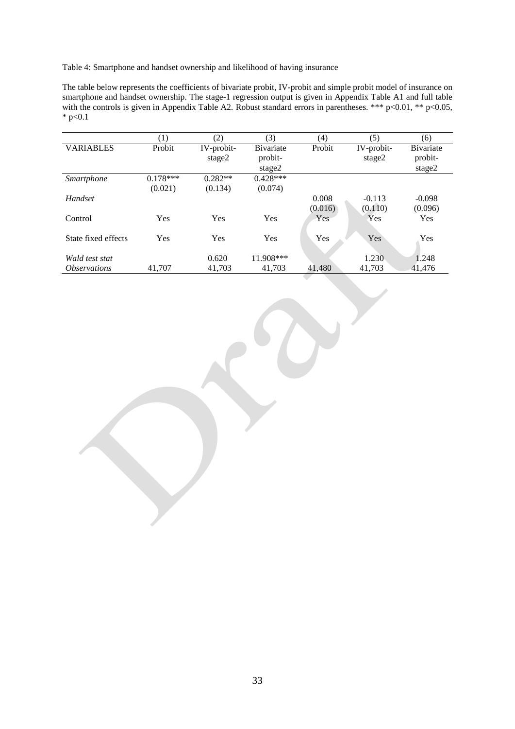Table 4: Smartphone and handset ownership and likelihood of having insurance

The table below represents the coefficients of bivariate probit, IV-probit and simple probit model of insurance on smartphone and handset ownership. The stage-1 regression output is given in Appendix Table A1 and full table with the controls is given in Appendix Table A2. Robust standard errors in parentheses. *** p<0.01, ** p<0.05, * p<0.1

| | (1) | (2) | (3) | (4) | (5) | (6) |
|---|---|---|---|---|---|---|
| VARIABLES | Probit | IV-probit-stage2 | Bivariate probit-stage2 | Probit | IV-probit-stage2 | Bivariate probit-stage2 |
| *Smartphone* | 0.178*** | 0.282** | 0.428*** | | | |
| | (0.021) | (0.134) | (0.074) | | | |
| *Handset* | | | | 0.008 | -0.113 | -0.098 |
| | | | | (0.016) | (0.110) | (0.096) |
| Control | Yes | Yes | Yes | Yes | Yes | Yes |
| State fixed effects | Yes | Yes | Yes | Yes | Yes | Yes |
| *Wald test stat* | | 0.620 | 11.908*** | | 1.230 | 1.248 |
| *Observations* | 41,707 | 41,703 | 41,703 | 41,480 | 41,703 | 41,476 |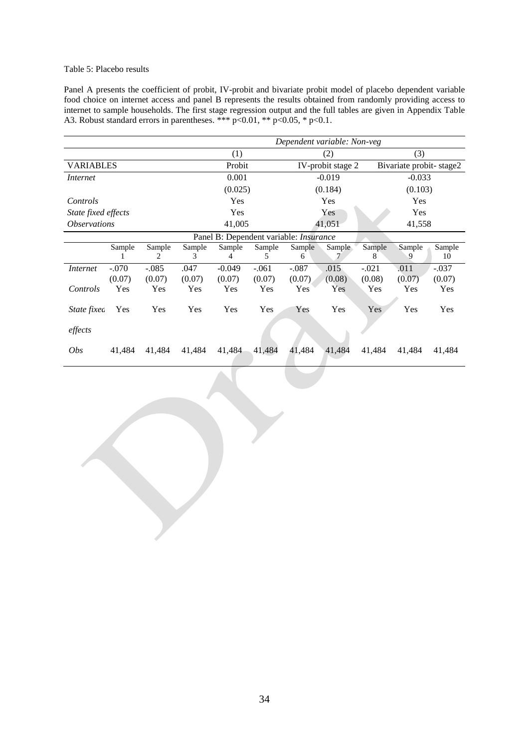Table 5: Placebo results

Panel A presents the coefficient of probit, IV-probit and bivariate probit model of placebo dependent variable food choice on internet access and panel B represents the results obtained from randomly providing access to internet to sample households. The first stage regression output and the full tables are given in Appendix Table A3. Robust standard errors in parentheses. *** p<0.01, ** p<0.05, * p<0.1.

| | Dependent variable: *Non-veg* | | |
|---|---|---|---|
| | (1) | (2) | (3) |
| VARIABLES | Probit | IV-probit stage 2 | Bivariate probit- stage2 |
| *Internet* | 0.001 | -0.019 | -0.033 |
| | (0.025) | (0.184) | (0.103) |
| *Controls* | Yes | Yes | Yes |
| *State fixed effects* | Yes | Yes | Yes |
| *Observations* | 41,005 | 41,051 | 41,558 |

Panel B: Dependent variable: *Insurance*

| | Sample 1 | Sample 2 | Sample 3 | Sample 4 | Sample 5 | Sample 6 | Sample 7 | Sample 8 | Sample 9 | Sample 10 |
|---|---|---|---|---|---|---|---|---|---|---|
| *Internet* | -.070 | -.085 | .047 | -0.049 | -.061 | -.087 | .015 | -.021 | .011 | -.037 |
| | (0.07) | (0.07) | (0.07) | (0.07) | (0.07) | (0.07) | (0.08) | (0.08) | (0.07) | (0.07) |
| *Controls* | Yes | Yes | Yes | Yes | Yes | Yes | Yes | Yes | Yes | Yes |
| *State fixed effects* | Yes | Yes | Yes | Yes | Yes | Yes | Yes | Yes | Yes | Yes |
| *Obs* | 41,484 | 41,484 | 41,484 | 41,484 | 41,484 | 41,484 | 41,484 | 41,484 | 41,484 | 41,484 |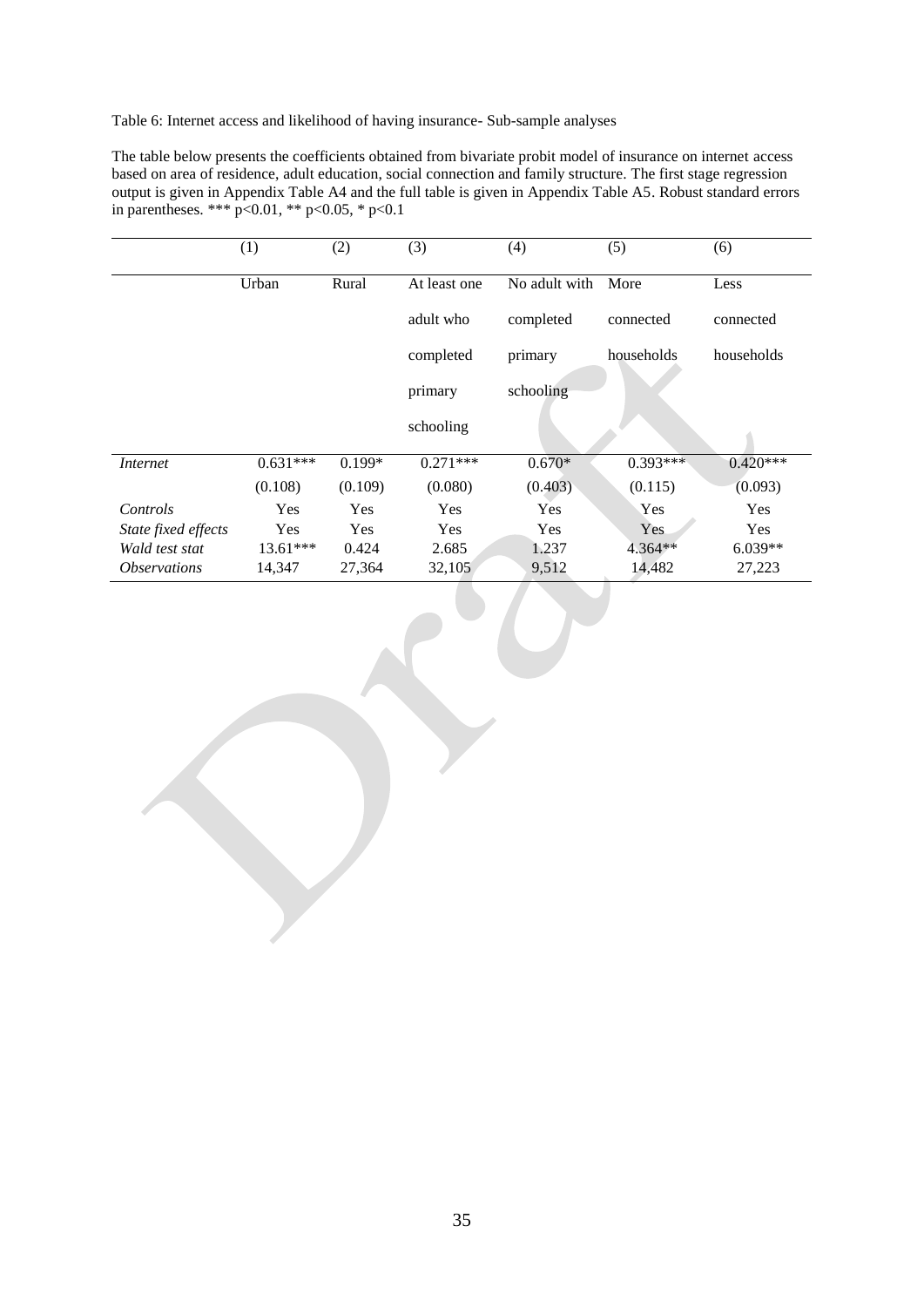Table 6: Internet access and likelihood of having insurance- Sub-sample analyses

The table below presents the coefficients obtained from bivariate probit model of insurance on internet access based on area of residence, adult education, social connection and family structure. The first stage regression output is given in Appendix Table A4 and the full table is given in Appendix Table A5. Robust standard errors in parentheses. *** p<0.01, ** p<0.05, * p<0.1

| | (1) | (2) | (3) | (4) | (5) | (6) |
|---|---|---|---|---|---|---|
| | Urban | Rural | At least one adult who completed primary schooling | No adult with completed primary schooling | More connected households | Less connected households |
| *Internet* | 0.631*** | 0.199* | 0.271*** | 0.670* | 0.393*** | 0.420*** |
| | (0.108) | (0.109) | (0.080) | (0.403) | (0.115) | (0.093) |
| *Controls* | Yes | Yes | Yes | Yes | Yes | Yes |
| *State fixed effects* | Yes | Yes | Yes | Yes | Yes | Yes |
| *Wald test stat* | 13.61*** | 0.424 | 2.685 | 1.237 | 4.364** | 6.039** |
| *Observations* | 14,347 | 27,364 | 32,105 | 9,512 | 14,482 | 27,223 |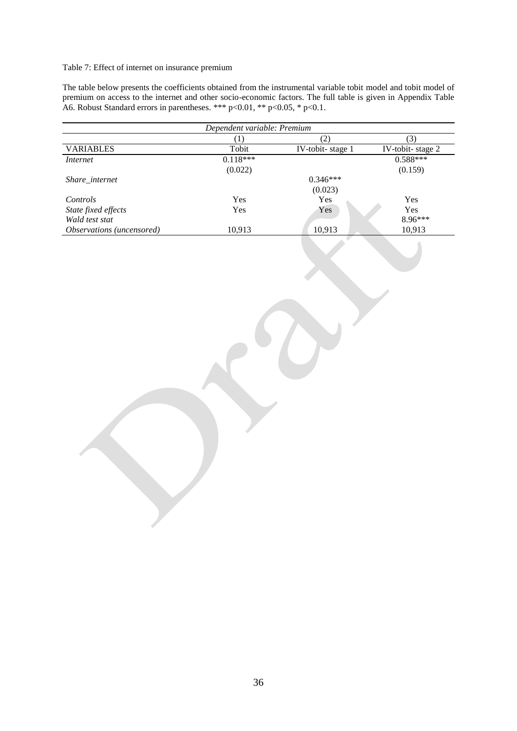Table 7: Effect of internet on insurance premium

The table below presents the coefficients obtained from the instrumental variable tobit model and tobit model of premium on access to the internet and other socio-economic factors. The full table is given in Appendix Table A6. Robust Standard errors in parentheses. *** p<0.01, ** p<0.05, * p<0.1.

| *Dependent variable: Premium* | | | |
|---|---|---|---|
| | (1) | (2) | (3) |
| VARIABLES | Tobit | IV-tobit- stage 1 | IV-tobit- stage 2 |
| *Internet* | 0.118*** | | 0.588*** |
| | (0.022) | | (0.159) |
| *Share_internet* | | 0.346*** | |
| | | (0.023) | |
| *Controls* | Yes | Yes | Yes |
| *State fixed effects* | Yes | Yes | Yes |
| *Wald test stat* | | | 8.96*** |
| *Observations (uncensored)* | 10,913 | 10,913 | 10,913 |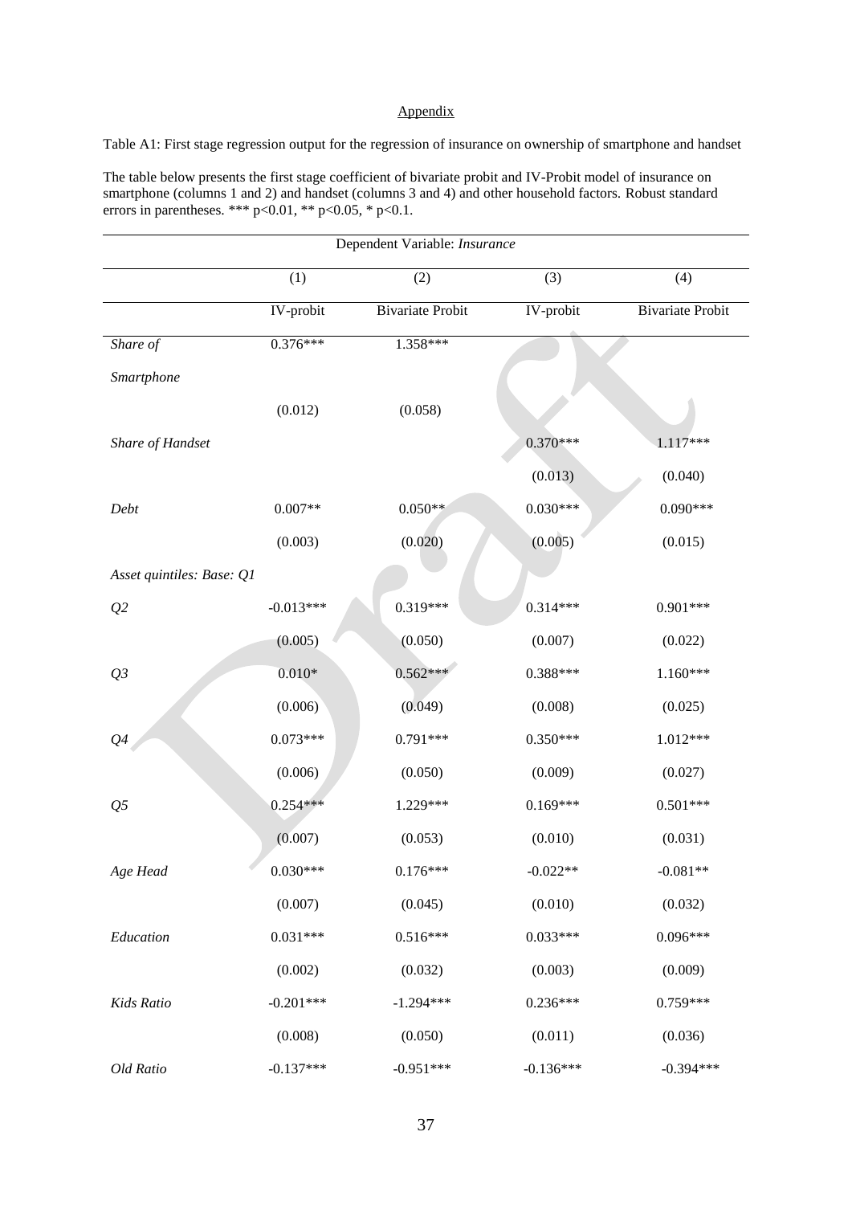Appendix

Table A1: First stage regression output for the regression of insurance on ownership of smartphone and handset

The table below presents the first stage coefficient of bivariate probit and IV-Probit model of insurance on smartphone (columns 1 and 2) and handset (columns 3 and 4) and other household factors. Robust standard errors in parentheses. *** p<0.01, ** p<0.05, * p<0.1.

| | Dependent Variable: *Insurance* | | | |
|---|---|---|---|---|
| | (1) | (2) | (3) | (4) |
| | IV-probit | Bivariate Probit | IV-probit | Bivariate Probit |
| *Share of Smartphone* | 0.376*** | 1.358*** | | |
| | (0.012) | (0.058) | | |
| *Share of Handset* | | | 0.370*** | 1.117*** |
| | | | (0.013) | (0.040) |
| *Debt* | 0.007** | 0.050** | 0.030*** | 0.090*** |
| | (0.003) | (0.020) | (0.005) | (0.015) |
| *Asset quintiles: Base: Q1* | | | | |
| *Q2* | -0.013*** | 0.319*** | 0.314*** | 0.901*** |
| | (0.005) | (0.050) | (0.007) | (0.022) |
| *Q3* | 0.010* | 0.562*** | 0.388*** | 1.160*** |
| | (0.006) | (0.049) | (0.008) | (0.025) |
| *Q4* | 0.073*** | 0.791*** | 0.350*** | 1.012*** |
| | (0.006) | (0.050) | (0.009) | (0.027) |
| *Q5* | 0.254*** | 1.229*** | 0.169*** | 0.501*** |
| | (0.007) | (0.053) | (0.010) | (0.031) |
| *Age Head* | 0.030*** | 0.176*** | -0.022** | -0.081** |
| | (0.007) | (0.045) | (0.010) | (0.032) |
| *Education* | 0.031*** | 0.516*** | 0.033*** | 0.096*** |
| | (0.002) | (0.032) | (0.003) | (0.009) |
| *Kids Ratio* | -0.201*** | -1.294*** | 0.236*** | 0.759*** |
| | (0.008) | (0.050) | (0.011) | (0.036) |
| *Old Ratio* | -0.137*** | -0.951*** | -0.136*** | -0.394*** |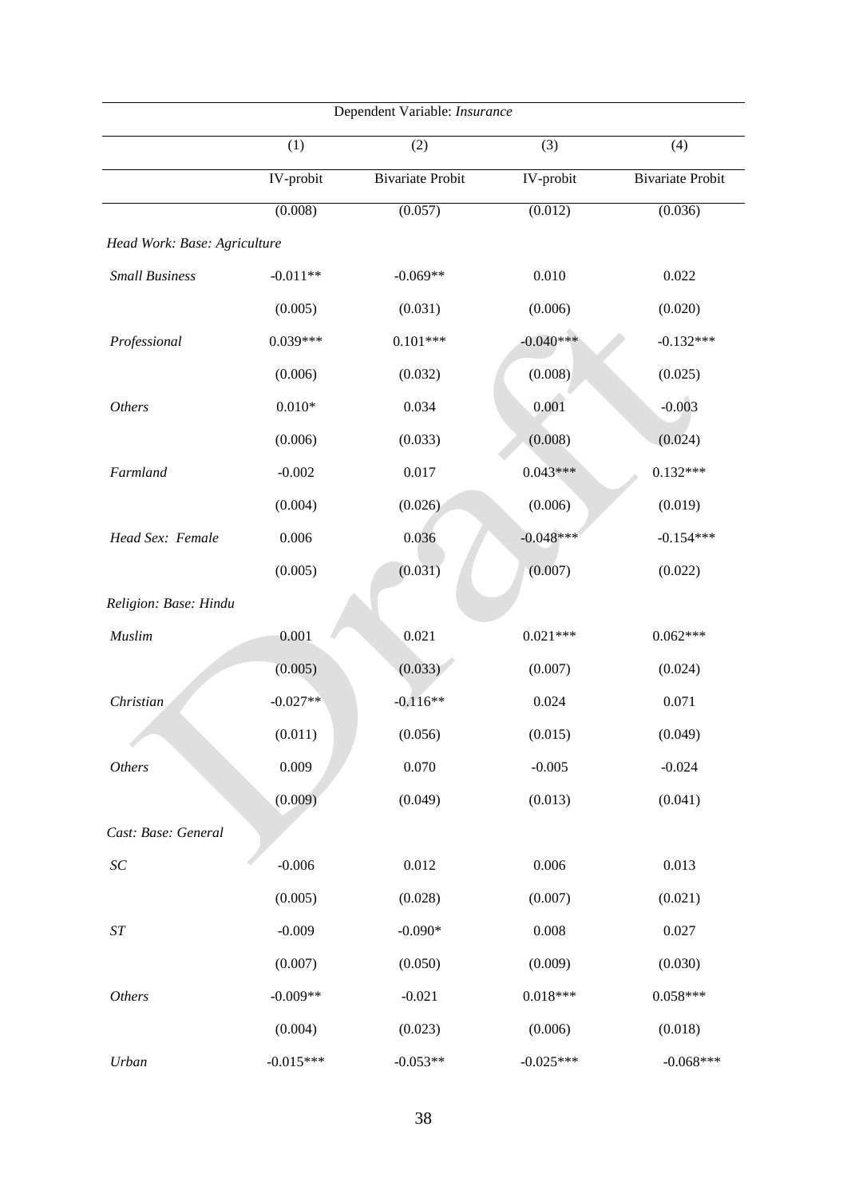| Dependent Variable: *Insurance* | | | | |
|---|---|---|---|---|
| | (1) | (2) | (3) | (4) |
| | IV-probit | Bivariate Probit | IV-probit | Bivariate Probit |
| | (0.008) | (0.057) | (0.012) | (0.036) |
| *Head Work: Base: Agriculture* | | | | |
| *Small Business* | -0.011** | -0.069** | 0.010 | 0.022 |
| | (0.005) | (0.031) | (0.006) | (0.020) |
| *Professional* | 0.039*** | 0.101*** | -0.040*** | -0.132*** |
| | (0.006) | (0.032) | (0.008) | (0.025) |
| *Others* | 0.010* | 0.034 | 0.001 | -0.003 |
| | (0.006) | (0.033) | (0.008) | (0.024) |
| *Farmland* | -0.002 | 0.017 | 0.043*** | 0.132*** |
| | (0.004) | (0.026) | (0.006) | (0.019) |
| *Head Sex: Female* | 0.006 | 0.036 | -0.048*** | -0.154*** |
| | (0.005) | (0.031) | (0.007) | (0.022) |
| *Religion: Base: Hindu* | | | | |
| *Muslim* | 0.001 | 0.021 | 0.021*** | 0.062*** |
| | (0.005) | (0.033) | (0.007) | (0.024) |
| *Christian* | -0.027** | -0.116** | 0.024 | 0.071 |
| | (0.011) | (0.056) | (0.015) | (0.049) |
| *Others* | 0.009 | 0.070 | -0.005 | -0.024 |
| | (0.009) | (0.049) | (0.013) | (0.041) |
| *Cast: Base: General* | | | | |
| *SC* | -0.006 | 0.012 | 0.006 | 0.013 |
| | (0.005) | (0.028) | (0.007) | (0.021) |
| *ST* | -0.009 | -0.090* | 0.008 | 0.027 |
| | (0.007) | (0.050) | (0.009) | (0.030) |
| *Others* | -0.009** | -0.021 | 0.018*** | 0.058*** |
| | (0.004) | (0.023) | (0.006) | (0.018) |
| *Urban* | -0.015*** | -0.053** | -0.025*** | -0.068*** |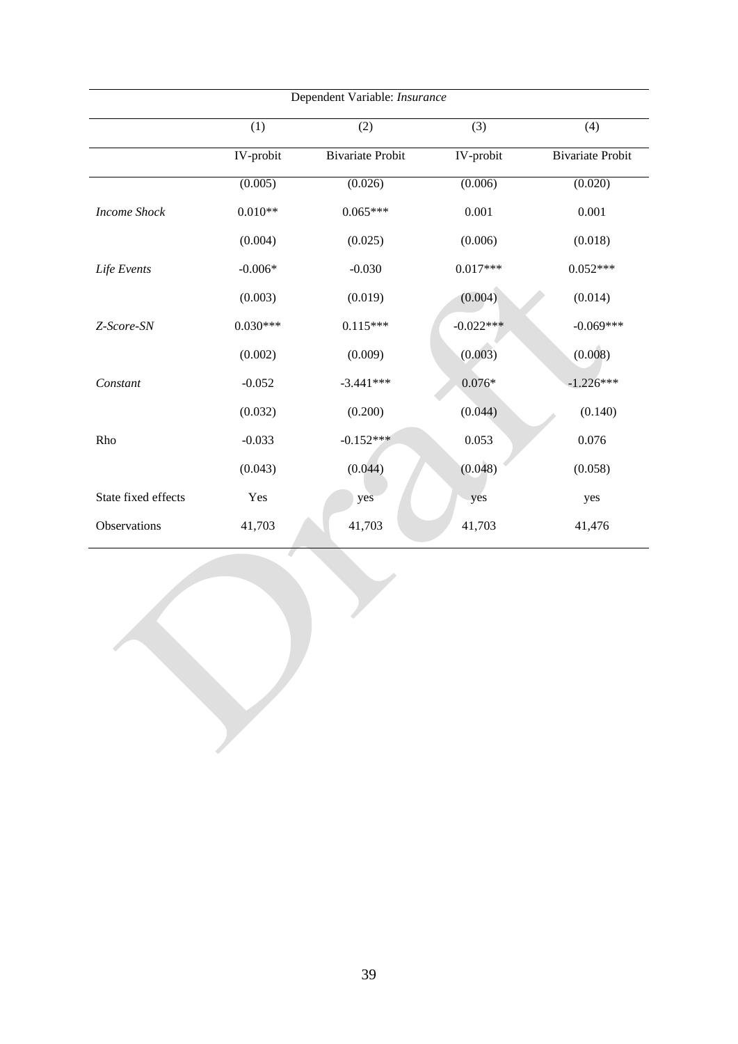| Dependent Variable: *Insurance* | | | | |
|---|---|---|---|---|
| | (1) | (2) | (3) | (4) |
| | IV-probit | Bivariate Probit | IV-probit | Bivariate Probit |
| | (0.005) | (0.026) | (0.006) | (0.020) |
| *Income Shock* | 0.010** | 0.065*** | 0.001 | 0.001 |
| | (0.004) | (0.025) | (0.006) | (0.018) |
| *Life Events* | -0.006* | -0.030 | 0.017*** | 0.052*** |
| | (0.003) | (0.019) | (0.004) | (0.014) |
| *Z-Score-SN* | 0.030*** | 0.115*** | -0.022*** | -0.069*** |
| | (0.002) | (0.009) | (0.003) | (0.008) |
| *Constant* | -0.052 | -3.441*** | 0.076* | -1.226*** |
| | (0.032) | (0.200) | (0.044) | (0.140) |
| Rho | -0.033 | -0.152*** | 0.053 | 0.076 |
| | (0.043) | (0.044) | (0.048) | (0.058) |
| State fixed effects | Yes | yes | yes | yes |
| Observations | 41,703 | 41,703 | 41,703 | 41,476 |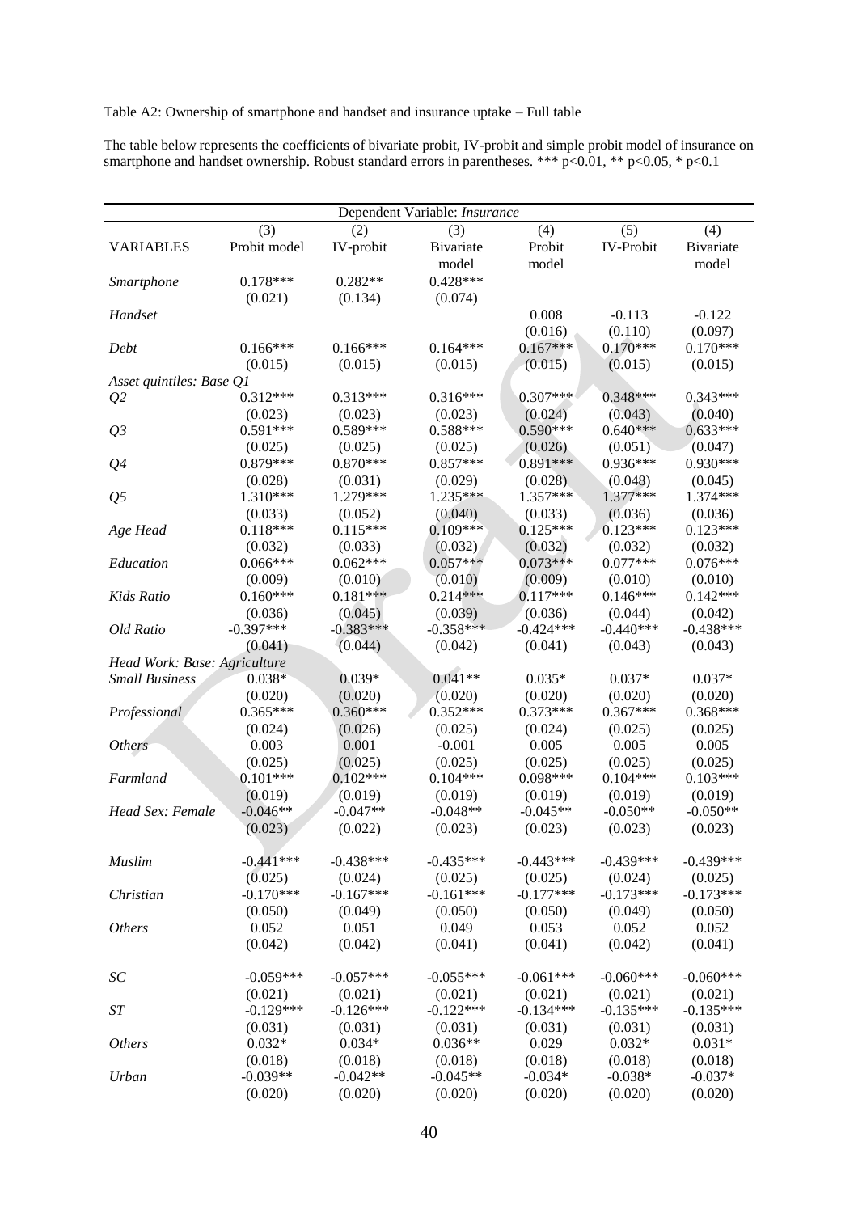Table A2: Ownership of smartphone and handset and insurance uptake – Full table

The table below represents the coefficients of bivariate probit, IV-probit and simple probit model of insurance on smartphone and handset ownership. Robust standard errors in parentheses. *** p<0.01, ** p<0.05, * p<0.1

| Dependent Variable: *Insurance* | | | | | | |
|---|---|---|---|---|---|---|
| | (3) | (2) | (3) | (4) | (5) | (4) |
| VARIABLES | Probit model | IV-probit | Bivariate model | Probit model | IV-Probit | Bivariate model |
| *Smartphone* | 0.178*** | 0.282** | 0.428*** | | | |
| | (0.021) | (0.134) | (0.074) | | | |
| *Handset* | | | | 0.008 | -0.113 | -0.122 |
| | | | | (0.016) | (0.110) | (0.097) |
| *Debt* | 0.166*** | 0.166*** | 0.164*** | 0.167*** | 0.170*** | 0.170*** |
| | (0.015) | (0.015) | (0.015) | (0.015) | (0.015) | (0.015) |
| *Asset quintiles: Base Q1* | | | | | | |
| *Q2* | 0.312*** | 0.313*** | 0.316*** | 0.307*** | 0.348*** | 0.343*** |
| | (0.023) | (0.023) | (0.023) | (0.024) | (0.043) | (0.040) |
| *Q3* | 0.591*** | 0.589*** | 0.588*** | 0.590*** | 0.640*** | 0.633*** |
| | (0.025) | (0.025) | (0.025) | (0.026) | (0.051) | (0.047) |
| *Q4* | 0.879*** | 0.870*** | 0.857*** | 0.891*** | 0.936*** | 0.930*** |
| | (0.028) | (0.031) | (0.029) | (0.028) | (0.048) | (0.045) |
| *Q5* | 1.310*** | 1.279*** | 1.235*** | 1.357*** | 1.377*** | 1.374*** |
| | (0.033) | (0.052) | (0.040) | (0.033) | (0.036) | (0.036) |
| *Age Head* | 0.118*** | 0.115*** | 0.109*** | 0.125*** | 0.123*** | 0.123*** |
| | (0.032) | (0.033) | (0.032) | (0.032) | (0.032) | (0.032) |
| *Education* | 0.066*** | 0.062*** | 0.057*** | 0.073*** | 0.077*** | 0.076*** |
| | (0.009) | (0.010) | (0.010) | (0.009) | (0.010) | (0.010) |
| *Kids Ratio* | 0.160*** | 0.181*** | 0.214*** | 0.117*** | 0.146*** | 0.142*** |
| | (0.036) | (0.045) | (0.039) | (0.036) | (0.044) | (0.042) |
| *Old Ratio* | -0.397*** | -0.383*** | -0.358*** | -0.424*** | -0.440*** | -0.438*** |
| | (0.041) | (0.044) | (0.042) | (0.041) | (0.043) | (0.043) |
| *Head Work: Base: Agriculture* | | | | | | |
| *Small Business* | 0.038* | 0.039* | 0.041** | 0.035* | 0.037* | 0.037* |
| | (0.020) | (0.020) | (0.020) | (0.020) | (0.020) | (0.020) |
| *Professional* | 0.365*** | 0.360*** | 0.352*** | 0.373*** | 0.367*** | 0.368*** |
| | (0.024) | (0.026) | (0.025) | (0.024) | (0.025) | (0.025) |
| *Others* | 0.003 | 0.001 | -0.001 | 0.005 | 0.005 | 0.005 |
| | (0.025) | (0.025) | (0.025) | (0.025) | (0.025) | (0.025) |
| *Farmland* | 0.101*** | 0.102*** | 0.104*** | 0.098*** | 0.104*** | 0.103*** |
| | (0.019) | (0.019) | (0.019) | (0.019) | (0.019) | (0.019) |
| *Head Sex: Female* | -0.046** | -0.047** | -0.048** | -0.045** | -0.050** | -0.050** |
| | (0.023) | (0.022) | (0.023) | (0.023) | (0.023) | (0.023) |
| *Muslim* | -0.441*** | -0.438*** | -0.435*** | -0.443*** | -0.439*** | -0.439*** |
| | (0.025) | (0.024) | (0.025) | (0.025) | (0.024) | (0.025) |
| *Christian* | -0.170*** | -0.167*** | -0.161*** | -0.177*** | -0.173*** | -0.173*** |
| | (0.050) | (0.049) | (0.050) | (0.050) | (0.049) | (0.050) |
| *Others* | 0.052 | 0.051 | 0.049 | 0.053 | 0.052 | 0.052 |
| | (0.042) | (0.042) | (0.041) | (0.041) | (0.042) | (0.041) |
| *SC* | -0.059*** | -0.057*** | -0.055*** | -0.061*** | -0.060*** | -0.060*** |
| | (0.021) | (0.021) | (0.021) | (0.021) | (0.021) | (0.021) |
| *ST* | -0.129*** | -0.126*** | -0.122*** | -0.134*** | -0.135*** | -0.135*** |
| | (0.031) | (0.031) | (0.031) | (0.031) | (0.031) | (0.031) |
| *Others* | 0.032* | 0.034* | 0.036** | 0.029 | 0.032* | 0.031* |
| | (0.018) | (0.018) | (0.018) | (0.018) | (0.018) | (0.018) |
| *Urban* | -0.039** | -0.042** | -0.045** | -0.034* | -0.038* | -0.037* |
| | (0.020) | (0.020) | (0.020) | (0.020) | (0.020) | (0.020) |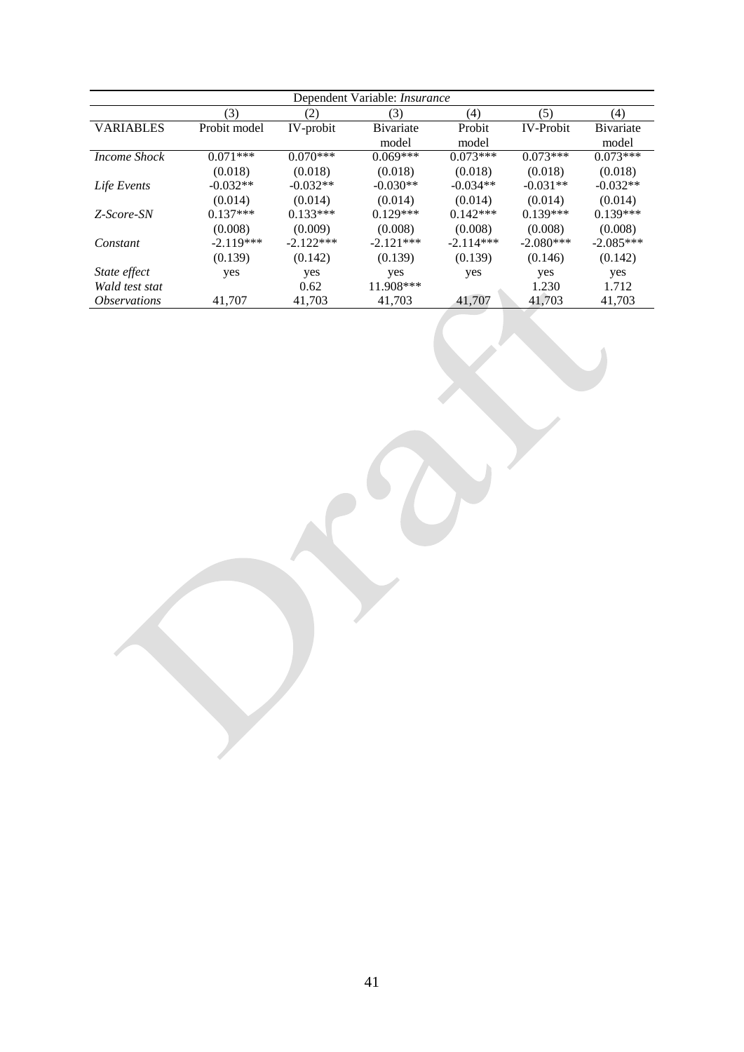| Dependent Variable: *Insurance* | | | | | | |
|---|---|---|---|---|---|---|
| | (3) | (2) | (3) | (4) | (5) | (4) |
| VARIABLES | Probit model | IV-probit | Bivariate model | Probit model | IV-Probit | Bivariate model |
| *Income Shock* | 0.071*** | 0.070*** | 0.069*** | 0.073*** | 0.073*** | 0.073*** |
| | (0.018) | (0.018) | (0.018) | (0.018) | (0.018) | (0.018) |
| *Life Events* | -0.032** | -0.032** | -0.030** | -0.034** | -0.031** | -0.032** |
| | (0.014) | (0.014) | (0.014) | (0.014) | (0.014) | (0.014) |
| *Z-Score-SN* | 0.137*** | 0.133*** | 0.129*** | 0.142*** | 0.139*** | 0.139*** |
| | (0.008) | (0.009) | (0.008) | (0.008) | (0.008) | (0.008) |
| *Constant* | -2.119*** | -2.122*** | -2.121*** | -2.114*** | -2.080*** | -2.085*** |
| | (0.139) | (0.142) | (0.139) | (0.139) | (0.146) | (0.142) |
| *State effect* | yes | yes | yes | yes | yes | yes |
| *Wald test stat* | | 0.62 | 11.908*** | | 1.230 | 1.712 |
| *Observations* | 41,707 | 41,703 | 41,703 | 41,707 | 41,703 | 41,703 |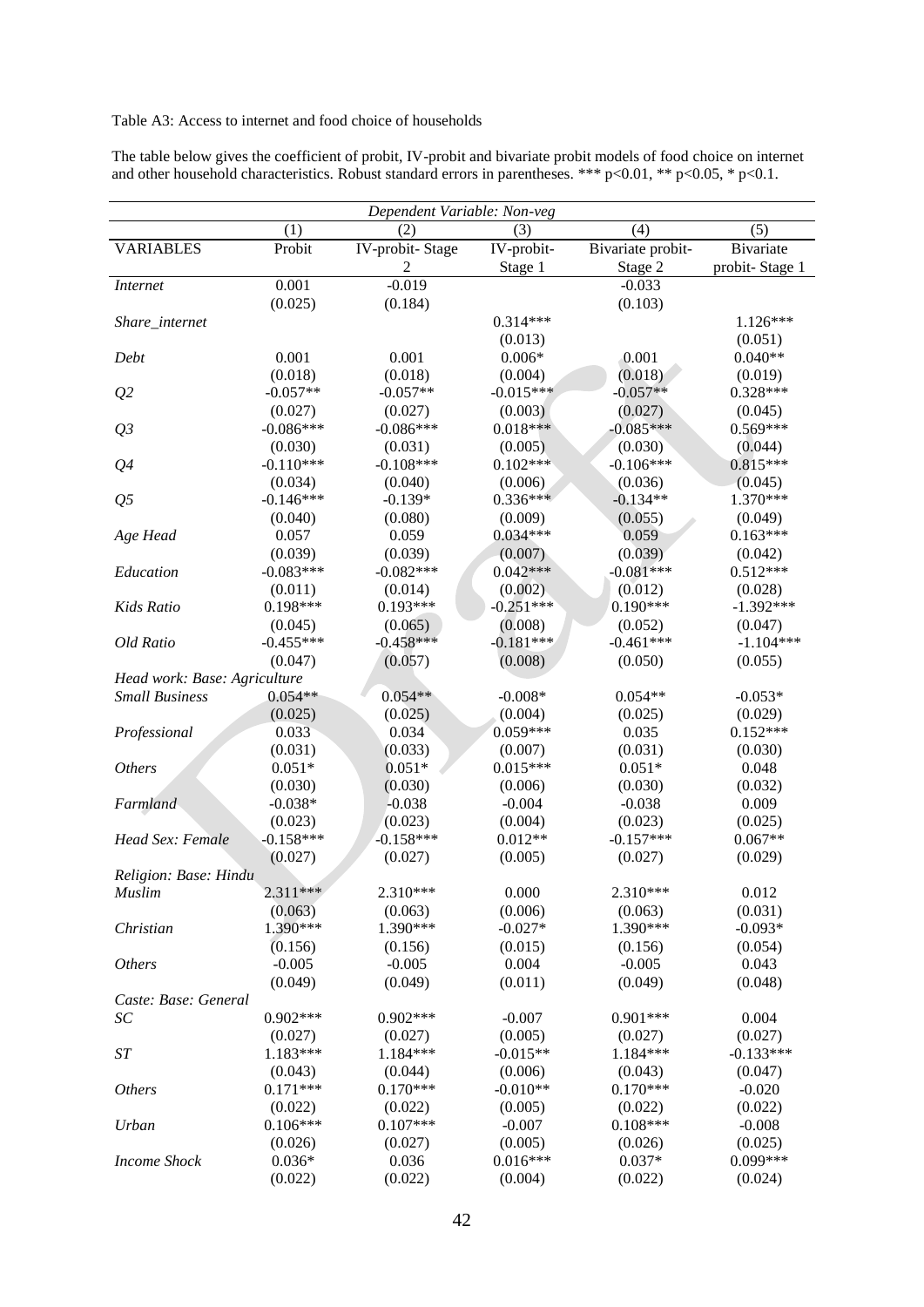Table A3: Access to internet and food choice of households

The table below gives the coefficient of probit, IV-probit and bivariate probit models of food choice on internet and other household characteristics. Robust standard errors in parentheses. *** p<0.01, ** p<0.05, * p<0.1.

| Dependent Variable: Non-veg | | | | | |
|---|---|---|---|---|---|
| | (1) | (2) | (3) | (4) | (5) |
| VARIABLES | Probit | IV-probit- Stage 2 | IV-probit- Stage 1 | Bivariate probit- Stage 2 | Bivariate probit- Stage 1 |
| *Internet* | 0.001 | -0.019 | | -0.033 | |
| | (0.025) | (0.184) | | (0.103) | |
| *Share_internet* | | | 0.314*** | | 1.126*** |
| | | | (0.013) | | (0.051) |
| *Debt* | 0.001 | 0.001 | 0.006* | 0.001 | 0.040** |
| | (0.018) | (0.018) | (0.004) | (0.018) | (0.019) |
| *Q2* | -0.057** | -0.057** | -0.015*** | -0.057** | 0.328*** |
| | (0.027) | (0.027) | (0.003) | (0.027) | (0.045) |
| *Q3* | -0.086*** | -0.086*** | 0.018*** | -0.085*** | 0.569*** |
| | (0.030) | (0.031) | (0.005) | (0.030) | (0.044) |
| *Q4* | -0.110*** | -0.108*** | 0.102*** | -0.106*** | 0.815*** |
| | (0.034) | (0.040) | (0.006) | (0.036) | (0.045) |
| *Q5* | -0.146*** | -0.139* | 0.336*** | -0.134** | 1.370*** |
| | (0.040) | (0.080) | (0.009) | (0.055) | (0.049) |
| *Age Head* | 0.057 | 0.059 | 0.034*** | 0.059 | 0.163*** |
| | (0.039) | (0.039) | (0.007) | (0.039) | (0.042) |
| *Education* | -0.083*** | -0.082*** | 0.042*** | -0.081*** | 0.512*** |
| | (0.011) | (0.014) | (0.002) | (0.012) | (0.028) |
| *Kids Ratio* | 0.198*** | 0.193*** | -0.251*** | 0.190*** | -1.392*** |
| | (0.045) | (0.065) | (0.008) | (0.052) | (0.047) |
| *Old Ratio* | -0.455*** | -0.458*** | -0.181*** | -0.461*** | -1.104*** |
| | (0.047) | (0.057) | (0.008) | (0.050) | (0.055) |
| *Head work: Base: Agriculture* | | | | | |
| *Small Business* | 0.054** | 0.054** | -0.008* | 0.054** | -0.053* |
| | (0.025) | (0.025) | (0.004) | (0.025) | (0.029) |
| *Professional* | 0.033 | 0.034 | 0.059*** | 0.035 | 0.152*** |
| | (0.031) | (0.033) | (0.007) | (0.031) | (0.030) |
| *Others* | 0.051* | 0.051* | 0.015*** | 0.051* | 0.048 |
| | (0.030) | (0.030) | (0.006) | (0.030) | (0.032) |
| *Farmland* | -0.038* | -0.038 | -0.004 | -0.038 | 0.009 |
| | (0.023) | (0.023) | (0.004) | (0.023) | (0.025) |
| *Head Sex: Female* | -0.158*** | -0.158*** | 0.012** | -0.157*** | 0.067** |
| | (0.027) | (0.027) | (0.005) | (0.027) | (0.029) |
| *Religion: Base: Hindu* | | | | | |
| *Muslim* | 2.311*** | 2.310*** | 0.000 | 2.310*** | 0.012 |
| | (0.063) | (0.063) | (0.006) | (0.063) | (0.031) |
| *Christian* | 1.390*** | 1.390*** | -0.027* | 1.390*** | -0.093* |
| | (0.156) | (0.156) | (0.015) | (0.156) | (0.054) |
| *Others* | -0.005 | -0.005 | 0.004 | -0.005 | 0.043 |
| | (0.049) | (0.049) | (0.011) | (0.049) | (0.048) |
| *Caste: Base: General* | | | | | |
| *SC* | 0.902*** | 0.902*** | -0.007 | 0.901*** | 0.004 |
| | (0.027) | (0.027) | (0.005) | (0.027) | (0.027) |
| *ST* | 1.183*** | 1.184*** | -0.015** | 1.184*** | -0.133*** |
| | (0.043) | (0.044) | (0.006) | (0.043) | (0.047) |
| *Others* | 0.171*** | 0.170*** | -0.010** | 0.170*** | -0.020 |
| | (0.022) | (0.022) | (0.005) | (0.022) | (0.022) |
| *Urban* | 0.106*** | 0.107*** | -0.007 | 0.108*** | -0.008 |
| | (0.026) | (0.027) | (0.005) | (0.026) | (0.025) |
| *Income Shock* | 0.036* | 0.036 | 0.016*** | 0.037* | 0.099*** |
| | (0.022) | (0.022) | (0.004) | (0.022) | (0.024) |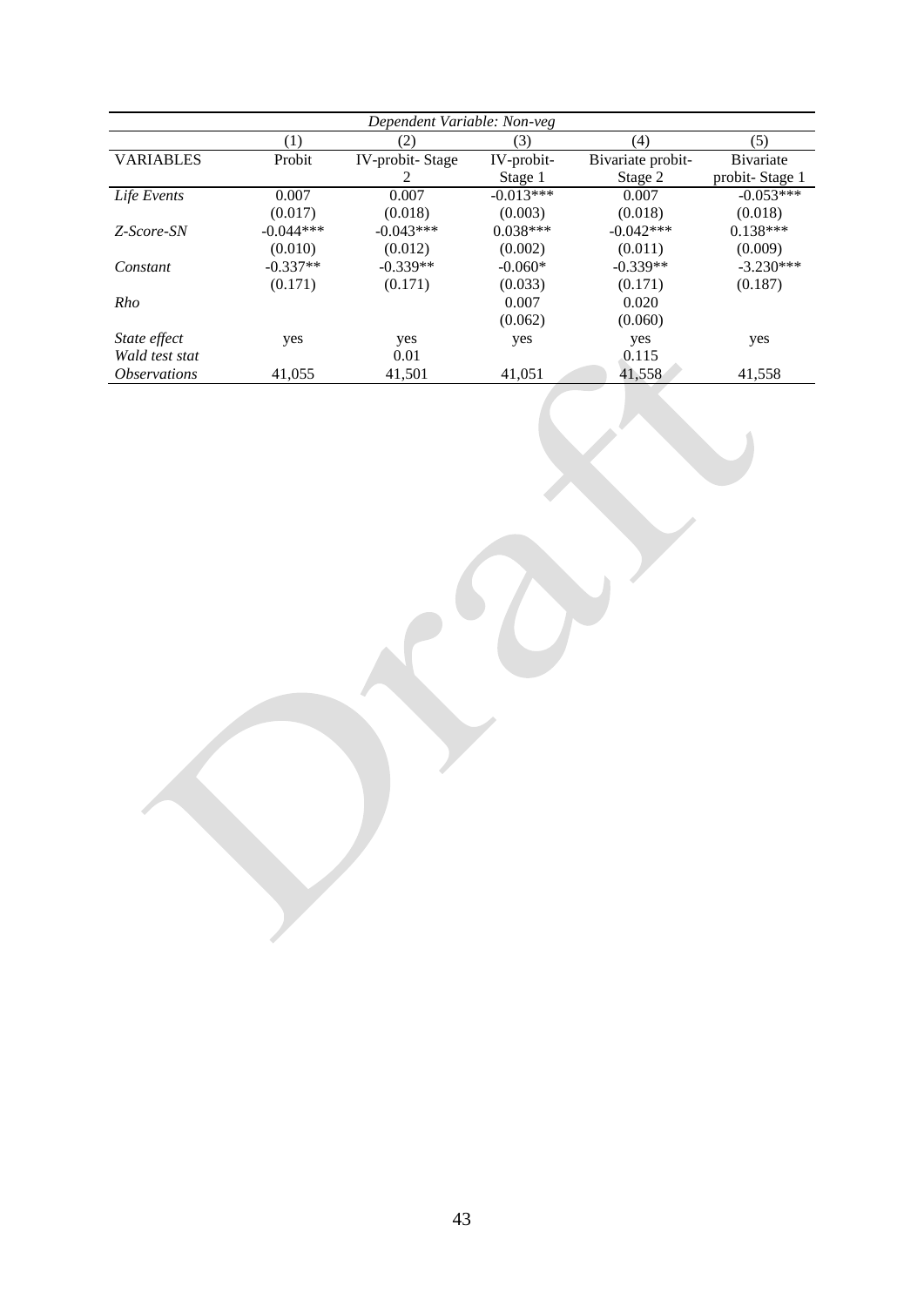| *Dependent Variable: Non-veg* | | | | | |
|---|---|---|---|---|---|
| | (1) | (2) | (3) | (4) | (5) |
| VARIABLES | Probit | IV-probit- Stage 2 | IV-probit- Stage 1 | Bivariate probit- Stage 2 | Bivariate probit- Stage 1 |
| *Life Events* | 0.007 | 0.007 | -0.013*** | 0.007 | -0.053*** |
| | (0.017) | (0.018) | (0.003) | (0.018) | (0.018) |
| *Z-Score-SN* | -0.044*** | -0.043*** | 0.038*** | -0.042*** | 0.138*** |
| | (0.010) | (0.012) | (0.002) | (0.011) | (0.009) |
| *Constant* | -0.337** | -0.339** | -0.060* | -0.339** | -3.230*** |
| | (0.171) | (0.171) | (0.033) | (0.171) | (0.187) |
| *Rho* | | | 0.007 | 0.020 | |
| | | | (0.062) | (0.060) | |
| *State effect* | yes | yes | yes | yes | yes |
| *Wald test stat* | | 0.01 | | 0.115 | |
| *Observations* | 41,055 | 41,501 | 41,051 | 41,558 | 41,558 |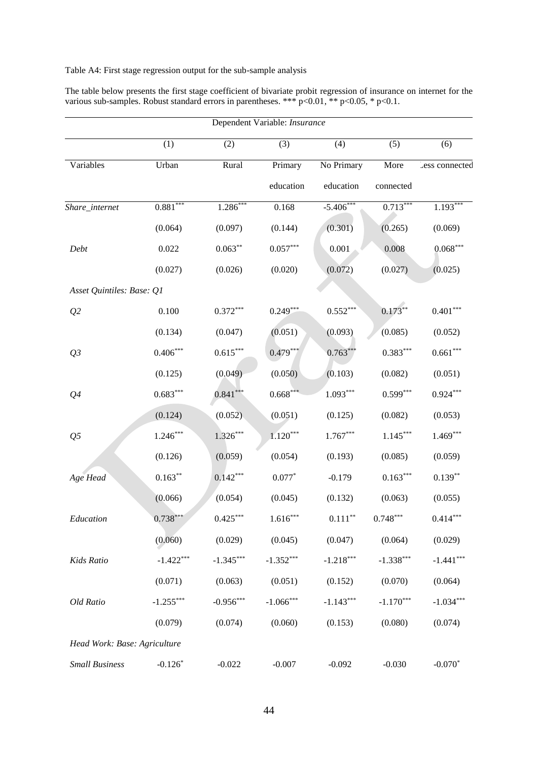Table A4: First stage regression output for the sub-sample analysis

The table below presents the first stage coefficient of bivariate probit regression of insurance on internet for the various sub-samples. Robust standard errors in parentheses. *** p<0.01, ** p<0.05, * p<0.1.

| Dependent Variable: *Insurance* | | | | | | |
|---|---|---|---|---|---|---|
| | (1) | (2) | (3) | (4) | (5) | (6) |
| Variables | Urban | Rural | Primary education | No Primary education | More connected | Less connected |
| *Share_internet* | 0.881*** | 1.286*** | 0.168 | -5.406*** | 0.713*** | 1.193*** |
| | (0.064) | (0.097) | (0.144) | (0.301) | (0.265) | (0.069) |
| *Debt* | 0.022 | 0.063** | 0.057*** | 0.001 | 0.008 | 0.068*** |
| | (0.027) | (0.026) | (0.020) | (0.072) | (0.027) | (0.025) |
| *Asset Quintiles: Base: Q1* | | | | | | |
| *Q2* | 0.100 | 0.372*** | 0.249*** | 0.552*** | 0.173** | 0.401*** |
| | (0.134) | (0.047) | (0.051) | (0.093) | (0.085) | (0.052) |
| *Q3* | 0.406*** | 0.615*** | 0.479*** | 0.763*** | 0.383*** | 0.661*** |
| | (0.125) | (0.049) | (0.050) | (0.103) | (0.082) | (0.051) |
| *Q4* | 0.683*** | 0.841*** | 0.668*** | 1.093*** | 0.599*** | 0.924*** |
| | (0.124) | (0.052) | (0.051) | (0.125) | (0.082) | (0.053) |
| *Q5* | 1.246*** | 1.326*** | 1.120*** | 1.767*** | 1.145*** | 1.469*** |
| | (0.126) | (0.059) | (0.054) | (0.193) | (0.085) | (0.059) |
| *Age Head* | 0.163** | 0.142*** | 0.077* | -0.179 | 0.163*** | 0.139** |
| | (0.066) | (0.054) | (0.045) | (0.132) | (0.063) | (0.055) |
| *Education* | 0.738*** | 0.425*** | 1.616*** | 0.111** | 0.748*** | 0.414*** |
| | (0.060) | (0.029) | (0.045) | (0.047) | (0.064) | (0.029) |
| *Kids Ratio* | -1.422*** | -1.345*** | -1.352*** | -1.218*** | -1.338*** | -1.441*** |
| | (0.071) | (0.063) | (0.051) | (0.152) | (0.070) | (0.064) |
| *Old Ratio* | -1.255*** | -0.956*** | -1.066*** | -1.143*** | -1.170*** | -1.034*** |
| | (0.079) | (0.074) | (0.060) | (0.153) | (0.080) | (0.074) |
| *Head Work: Base: Agriculture* | | | | | | |
| *Small Business* | -0.126* | -0.022 | -0.007 | -0.092 | -0.030 | -0.070* |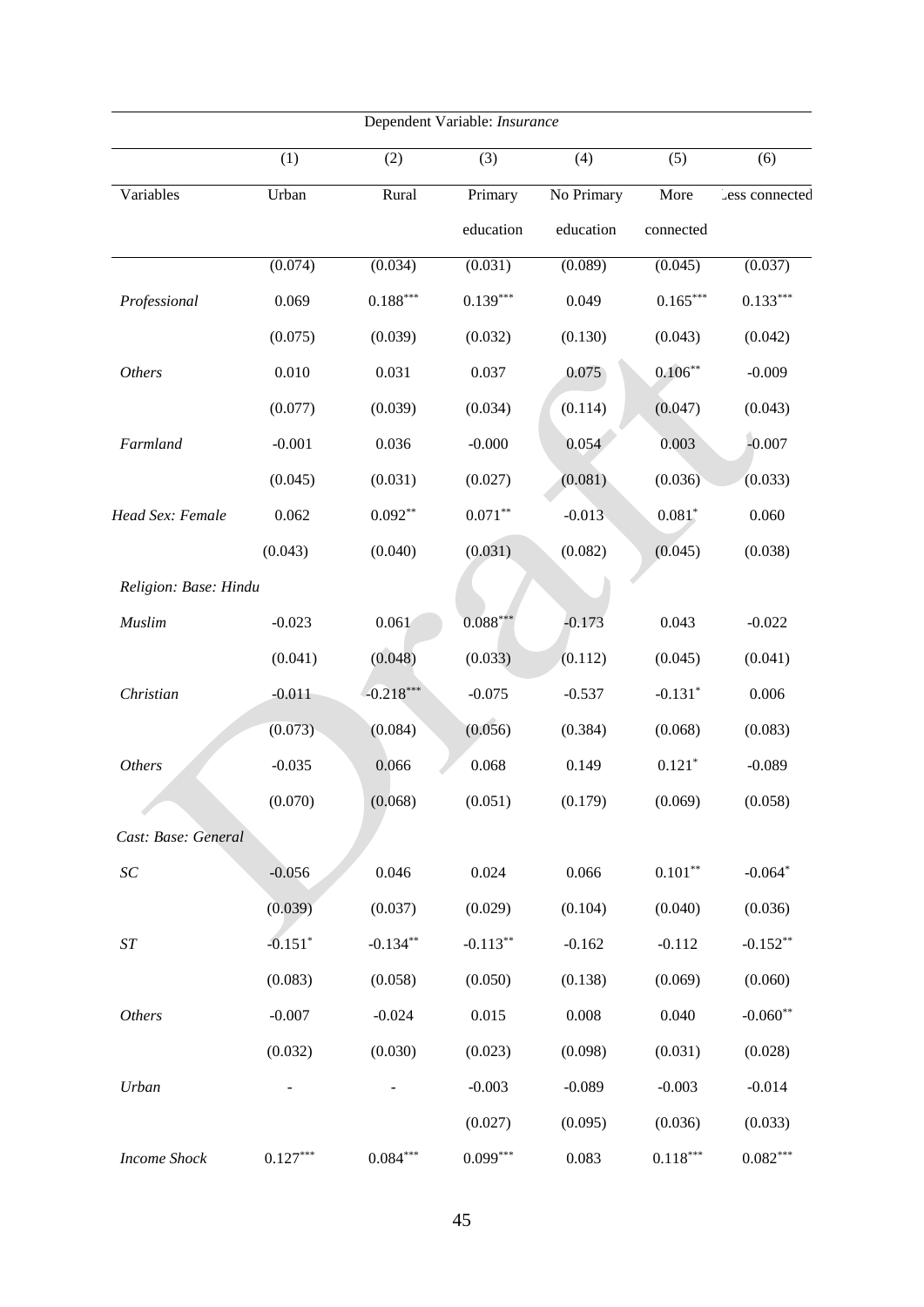| Dependent Variable: *Insurance* | | | | | | |
|---|---|---|---|---|---|---|
| | (1) | (2) | (3) | (4) | (5) | (6) |
| Variables | Urban | Rural | Primary education | No Primary education | More connected | Less connected |
| | (0.074) | (0.034) | (0.031) | (0.089) | (0.045) | (0.037) |
| *Professional* | 0.069 | 0.188*** | 0.139*** | 0.049 | 0.165*** | 0.133*** |
| | (0.075) | (0.039) | (0.032) | (0.130) | (0.043) | (0.042) |
| *Others* | 0.010 | 0.031 | 0.037 | 0.075 | 0.106** | -0.009 |
| | (0.077) | (0.039) | (0.034) | (0.114) | (0.047) | (0.043) |
| *Farmland* | -0.001 | 0.036 | -0.000 | 0.054 | 0.003 | -0.007 |
| | (0.045) | (0.031) | (0.027) | (0.081) | (0.036) | (0.033) |
| *Head Sex: Female* | 0.062 | 0.092** | 0.071** | -0.013 | 0.081* | 0.060 |
| | (0.043) | (0.040) | (0.031) | (0.082) | (0.045) | (0.038) |
| *Religion: Base: Hindu* | | | | | | |
| *Muslim* | -0.023 | 0.061 | 0.088*** | -0.173 | 0.043 | -0.022 |
| | (0.041) | (0.048) | (0.033) | (0.112) | (0.045) | (0.041) |
| *Christian* | -0.011 | -0.218*** | -0.075 | -0.537 | -0.131* | 0.006 |
| | (0.073) | (0.084) | (0.056) | (0.384) | (0.068) | (0.083) |
| *Others* | -0.035 | 0.066 | 0.068 | 0.149 | 0.121* | -0.089 |
| | (0.070) | (0.068) | (0.051) | (0.179) | (0.069) | (0.058) |
| *Cast: Base: General* | | | | | | |
| *SC* | -0.056 | 0.046 | 0.024 | 0.066 | 0.101** | -0.064* |
| | (0.039) | (0.037) | (0.029) | (0.104) | (0.040) | (0.036) |
| *ST* | -0.151* | -0.134** | -0.113** | -0.162 | -0.112 | -0.152** |
| | (0.083) | (0.058) | (0.050) | (0.138) | (0.069) | (0.060) |
| *Others* | -0.007 | -0.024 | 0.015 | 0.008 | 0.040 | -0.060** |
| | (0.032) | (0.030) | (0.023) | (0.098) | (0.031) | (0.028) |
| *Urban* | - | - | -0.003 | -0.089 | -0.003 | -0.014 |
| | | | (0.027) | (0.095) | (0.036) | (0.033) |
| *Income Shock* | 0.127*** | 0.084*** | 0.099*** | 0.083 | 0.118*** | 0.082*** |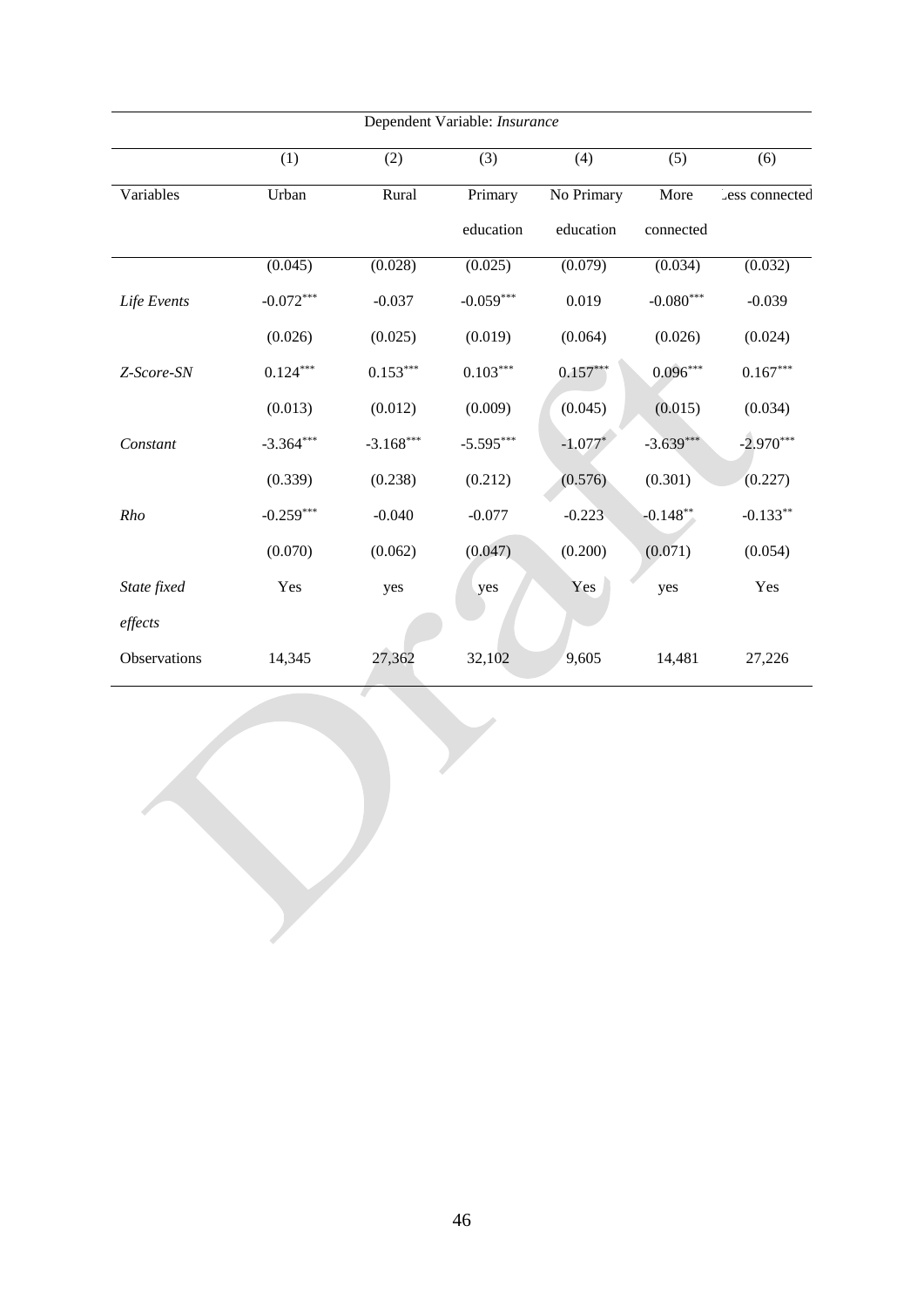| Dependent Variable: *Insurance* | | | | | | |
|---|---|---|---|---|---|---|
| | (1) | (2) | (3) | (4) | (5) | (6) |
| Variables | Urban | Rural | Primary education | No Primary education | More connected | Less connected |
| | (0.045) | (0.028) | (0.025) | (0.079) | (0.034) | (0.032) |
| *Life Events* | -0.072*** | -0.037 | -0.059*** | 0.019 | -0.080*** | -0.039 |
| | (0.026) | (0.025) | (0.019) | (0.064) | (0.026) | (0.024) |
| *Z-Score-SN* | 0.124*** | 0.153*** | 0.103*** | 0.157*** | 0.096*** | 0.167*** |
| | (0.013) | (0.012) | (0.009) | (0.045) | (0.015) | (0.034) |
| *Constant* | -3.364*** | -3.168*** | -5.595*** | -1.077* | -3.639*** | -2.970*** |
| | (0.339) | (0.238) | (0.212) | (0.576) | (0.301) | (0.227) |
| *Rho* | -0.259*** | -0.040 | -0.077 | -0.223 | -0.148** | -0.133** |
| | (0.070) | (0.062) | (0.047) | (0.200) | (0.071) | (0.054) |
| *State fixed effects* | Yes | yes | yes | Yes | yes | Yes |
| Observations | 14,345 | 27,362 | 32,102 | 9,605 | 14,481 | 27,226 |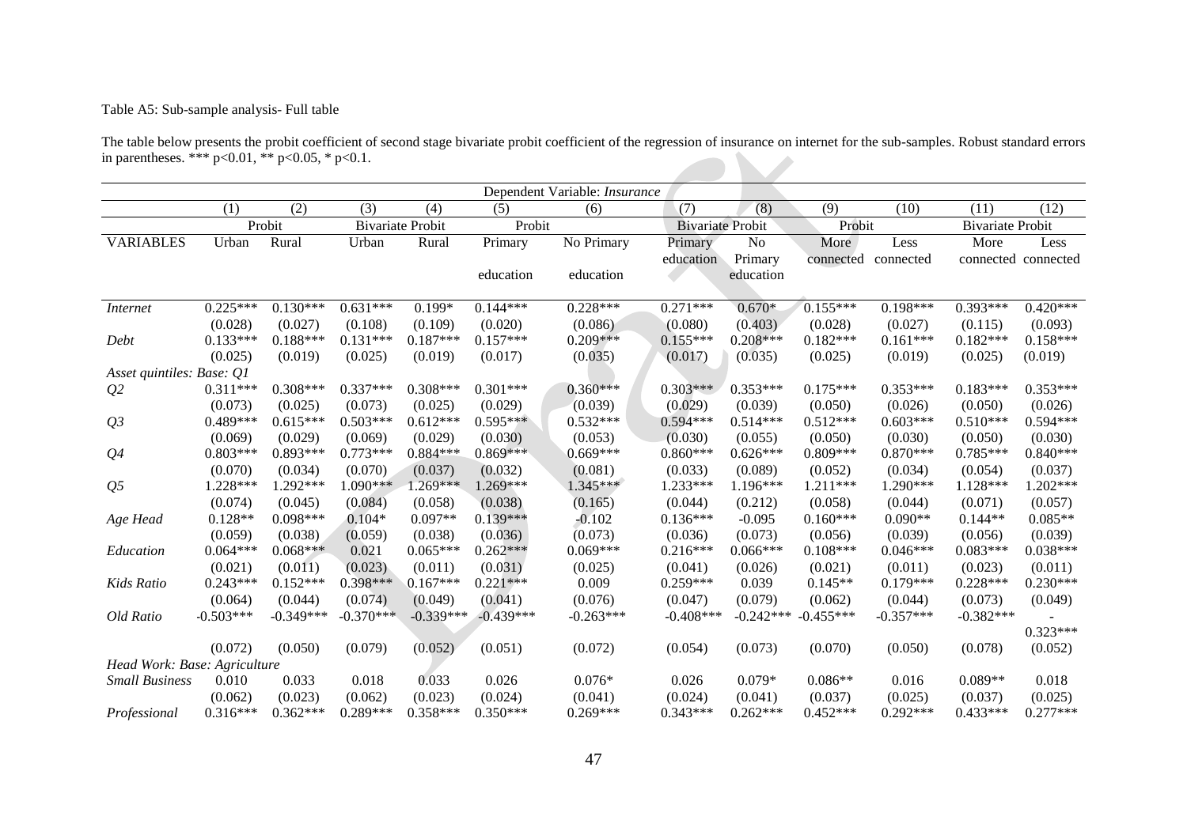Table A5: Sub-sample analysis- Full table

The table below presents the probit coefficient of second stage bivariate probit coefficient of the regression of insurance on internet for the sub-samples. Robust standard errors in parentheses. *** p<0.01, ** p<0.05, * p<0.1.

| | Dependent Variable: *Insurance* | | | | | | | | | | | |
|---|---|---|---|---|---|---|---|---|---|---|---|---|
| | (1) | (2) | (3) | (4) | (5) | (6) | (7) | (8) | (9) | (10) | (11) | (12) |
| | Probit | | Bivariate Probit | | Probit | | Bivariate Probit | | Probit | | Bivariate Probit | |
| VARIABLES | Urban | Rural | Urban | Rural | Primary education | No Primary education | Primary education | No Primary education | More connected | Less connected | More connected | Less connected |
| *Internet* | 0.225*** | 0.130*** | 0.631*** | 0.199* | 0.144*** | 0.228*** | 0.271*** | 0.670* | 0.155*** | 0.198*** | 0.393*** | 0.420*** |
| | (0.028) | (0.027) | (0.108) | (0.109) | (0.020) | (0.086) | (0.080) | (0.403) | (0.028) | (0.027) | (0.115) | (0.093) |
| *Debt* | 0.133*** | 0.188*** | 0.131*** | 0.187*** | 0.157*** | 0.209*** | 0.155*** | 0.208*** | 0.182*** | 0.161*** | 0.182*** | 0.158*** |
| | (0.025) | (0.019) | (0.025) | (0.019) | (0.017) | (0.035) | (0.017) | (0.035) | (0.025) | (0.019) | (0.025) | (0.019) |
| *Asset quintiles: Base: Q1* | | | | | | | | | | | | |
| *Q2* | 0.311*** | 0.308*** | 0.337*** | 0.308*** | 0.301*** | 0.360*** | 0.303*** | 0.353*** | 0.175*** | 0.353*** | 0.183*** | 0.353*** |
| | (0.073) | (0.025) | (0.073) | (0.025) | (0.029) | (0.039) | (0.029) | (0.039) | (0.050) | (0.026) | (0.050) | (0.026) |
| *Q3* | 0.489*** | 0.615*** | 0.503*** | 0.612*** | 0.595*** | 0.532*** | 0.594*** | 0.514*** | 0.512*** | 0.603*** | 0.510*** | 0.594*** |
| | (0.069) | (0.029) | (0.069) | (0.029) | (0.030) | (0.053) | (0.030) | (0.055) | (0.050) | (0.030) | (0.050) | (0.030) |
| *Q4* | 0.803*** | 0.893*** | 0.773*** | 0.884*** | 0.869*** | 0.669*** | 0.860*** | 0.626*** | 0.809*** | 0.870*** | 0.785*** | 0.840*** |
| | (0.070) | (0.034) | (0.070) | (0.037) | (0.032) | (0.081) | (0.033) | (0.089) | (0.052) | (0.034) | (0.054) | (0.037) |
| *Q5* | 1.228*** | 1.292*** | 1.090*** | 1.269*** | 1.269*** | 1.345*** | 1.233*** | 1.196*** | 1.211*** | 1.290*** | 1.128*** | 1.202*** |
| | (0.074) | (0.045) | (0.084) | (0.058) | (0.038) | (0.165) | (0.044) | (0.212) | (0.058) | (0.044) | (0.071) | (0.057) |
| *Age Head* | 0.128** | 0.098*** | 0.104* | 0.097** | 0.139*** | -0.102 | 0.136*** | -0.095 | 0.160*** | 0.090** | 0.144** | 0.085** |
| | (0.059) | (0.038) | (0.059) | (0.038) | (0.036) | (0.073) | (0.036) | (0.073) | (0.056) | (0.039) | (0.056) | (0.039) |
| *Education* | 0.064*** | 0.068*** | 0.021 | 0.065*** | 0.262*** | 0.069*** | 0.216*** | 0.066*** | 0.108*** | 0.046*** | 0.083*** | 0.038*** |
| | (0.021) | (0.011) | (0.023) | (0.011) | (0.031) | (0.025) | (0.041) | (0.026) | (0.021) | (0.011) | (0.023) | (0.011) |
| *Kids Ratio* | 0.243*** | 0.152*** | 0.398*** | 0.167*** | 0.221*** | 0.009 | 0.259*** | 0.039 | 0.145** | 0.179*** | 0.228*** | 0.230*** |
| | (0.064) | (0.044) | (0.074) | (0.049) | (0.041) | (0.076) | (0.047) | (0.079) | (0.062) | (0.044) | (0.073) | (0.049) |
| *Old Ratio* | -0.503*** | -0.349*** | -0.370*** | -0.339*** | -0.439*** | -0.263*** | -0.408*** | -0.242*** | -0.455*** | -0.357*** | -0.382*** | -0.323*** |
| | (0.072) | (0.050) | (0.079) | (0.052) | (0.051) | (0.072) | (0.054) | (0.073) | (0.070) | (0.050) | (0.078) | (0.052) |
| *Head Work: Base: Agriculture* | | | | | | | | | | | | |
| *Small Business* | 0.010 | 0.033 | 0.018 | 0.033 | 0.026 | 0.076* | 0.026 | 0.079* | 0.086** | 0.016 | 0.089** | 0.018 |
| | (0.062) | (0.023) | (0.062) | (0.023) | (0.024) | (0.041) | (0.024) | (0.041) | (0.037) | (0.025) | (0.037) | (0.025) |
| *Professional* | 0.316*** | 0.362*** | 0.289*** | 0.358*** | 0.350*** | 0.269*** | 0.343*** | 0.262*** | 0.452*** | 0.292*** | 0.433*** | 0.277*** |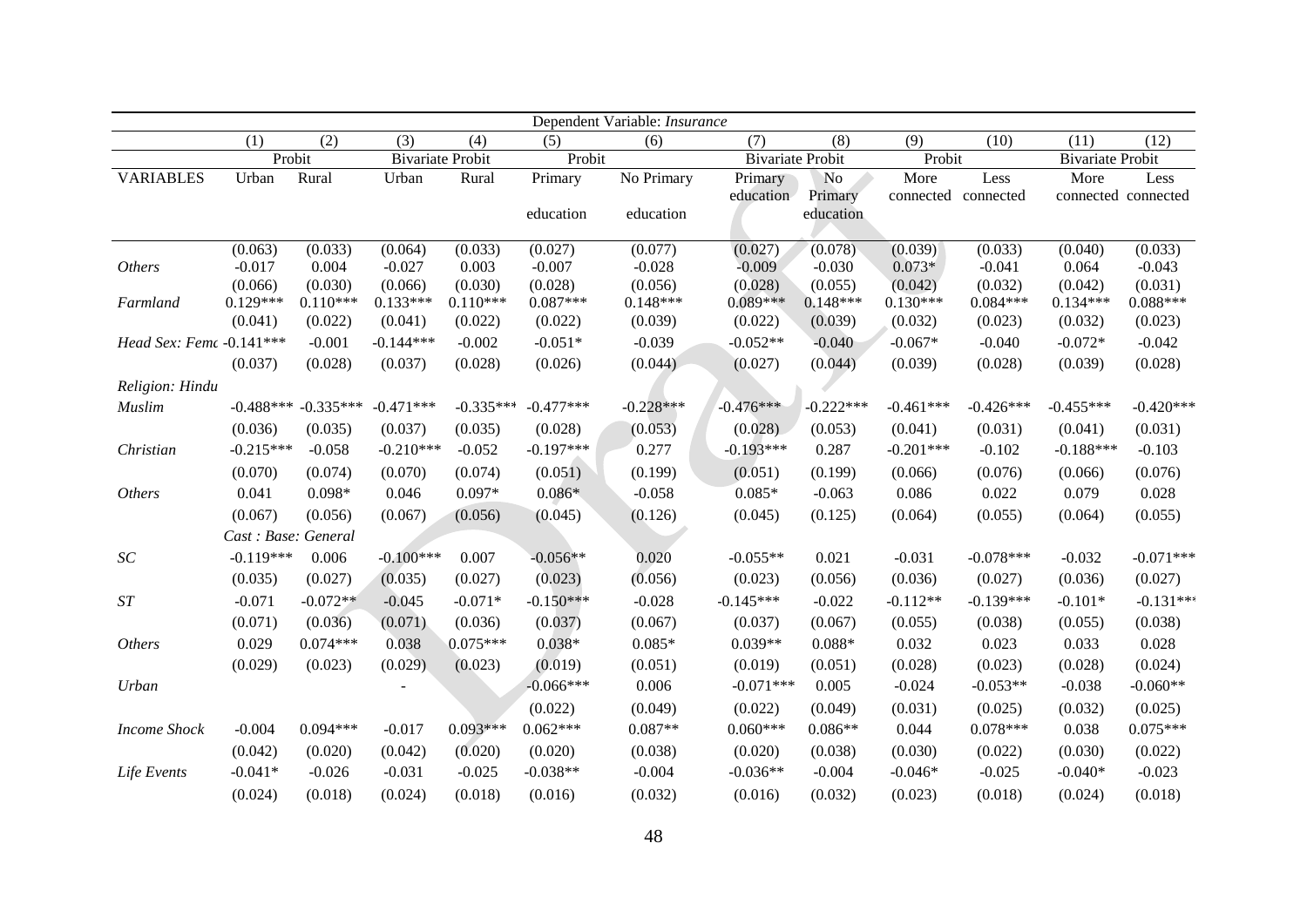| | Dependent Variable: *Insurance* | | | | | | | | | | | |
|---|---|---|---|---|---|---|---|---|---|---|---|---|
| | (1) | (2) | (3) | (4) | (5) | (6) | (7) | (8) | (9) | (10) | (11) | (12) |
| | Probit | | Bivariate Probit | | Probit | | Bivariate Probit | | Probit | | Bivariate Probit | |
| VARIABLES | Urban | Rural | Urban | Rural | Primary education | No Primary education | Primary education | No Primary education | More connected | Less connected | More connected | Less connected |
| | (0.063) | (0.033) | (0.064) | (0.033) | (0.027) | (0.077) | (0.027) | (0.078) | (0.039) | (0.033) | (0.040) | (0.033) |
| *Others* | -0.017 | 0.004 | -0.027 | 0.003 | -0.007 | -0.028 | -0.009 | -0.030 | 0.073* | -0.041 | 0.064 | -0.043 |
| | (0.066) | (0.030) | (0.066) | (0.030) | (0.028) | (0.056) | (0.028) | (0.055) | (0.042) | (0.032) | (0.042) | (0.031) |
| *Farmland* | 0.129*** | 0.110*** | 0.133*** | 0.110*** | 0.087*** | 0.148*** | 0.089*** | 0.148*** | 0.130*** | 0.084*** | 0.134*** | 0.088*** |
| | (0.041) | (0.022) | (0.041) | (0.022) | (0.022) | (0.039) | (0.022) | (0.039) | (0.032) | (0.023) | (0.032) | (0.023) |
| *Head Sex: Fem* | -0.141*** | -0.001 | -0.144*** | -0.002 | -0.051* | -0.039 | -0.052** | -0.040 | -0.067* | -0.040 | -0.072* | -0.042 |
| | (0.037) | (0.028) | (0.037) | (0.028) | (0.026) | (0.044) | (0.027) | (0.044) | (0.039) | (0.028) | (0.039) | (0.028) |
| *Religion: Hindu* | | | | | | | | | | | | |
| *Muslim* | -0.488*** | -0.335*** | -0.471*** | -0.335*** | -0.477*** | -0.228*** | -0.476*** | -0.222*** | -0.461*** | -0.426*** | -0.455*** | -0.420*** |
| | (0.036) | (0.035) | (0.037) | (0.035) | (0.028) | (0.053) | (0.028) | (0.053) | (0.041) | (0.031) | (0.041) | (0.031) |
| *Christian* | -0.215*** | -0.058 | -0.210*** | -0.052 | -0.197*** | 0.277 | -0.193*** | 0.287 | -0.201*** | -0.102 | -0.188*** | -0.103 |
| | (0.070) | (0.074) | (0.070) | (0.074) | (0.051) | (0.199) | (0.051) | (0.199) | (0.066) | (0.076) | (0.066) | (0.076) |
| *Others* | 0.041 | 0.098* | 0.046 | 0.097* | 0.086* | -0.058 | 0.085* | -0.063 | 0.086 | 0.022 | 0.079 | 0.028 |
| | (0.067) | (0.056) | (0.067) | (0.056) | (0.045) | (0.126) | (0.045) | (0.125) | (0.064) | (0.055) | (0.064) | (0.055) |
| | *Cast : Base: General* | | | | | | | | | | | |
| *SC* | -0.119*** | 0.006 | -0.100*** | 0.007 | -0.056** | 0.020 | -0.055** | 0.021 | -0.031 | -0.078*** | -0.032 | -0.071*** |
| | (0.035) | (0.027) | (0.035) | (0.027) | (0.023) | (0.056) | (0.023) | (0.056) | (0.036) | (0.027) | (0.036) | (0.027) |
| *ST* | -0.071 | -0.072** | -0.045 | -0.071* | -0.150*** | -0.028 | -0.145*** | -0.022 | -0.112** | -0.139*** | -0.101* | -0.131*** |
| | (0.071) | (0.036) | (0.071) | (0.036) | (0.037) | (0.067) | (0.037) | (0.067) | (0.055) | (0.038) | (0.055) | (0.038) |
| *Others* | 0.029 | 0.074*** | 0.038 | 0.075*** | 0.038* | 0.085* | 0.039** | 0.088* | 0.032 | 0.023 | 0.033 | 0.028 |
| | (0.029) | (0.023) | (0.029) | (0.023) | (0.019) | (0.051) | (0.019) | (0.051) | (0.028) | (0.023) | (0.028) | (0.024) |
| *Urban* | | | - | | -0.066*** | 0.006 | -0.071*** | 0.005 | -0.024 | -0.053** | -0.038 | -0.060** |
| | | | | | (0.022) | (0.049) | (0.022) | (0.049) | (0.031) | (0.025) | (0.032) | (0.025) |
| *Income Shock* | -0.004 | 0.094*** | -0.017 | 0.093*** | 0.062*** | 0.087** | 0.060*** | 0.086** | 0.044 | 0.078*** | 0.038 | 0.075*** |
| | (0.042) | (0.020) | (0.042) | (0.020) | (0.020) | (0.038) | (0.020) | (0.038) | (0.030) | (0.022) | (0.030) | (0.022) |
| *Life Events* | -0.041* | -0.026 | -0.031 | -0.025 | -0.038** | -0.004 | -0.036** | -0.004 | -0.046* | -0.025 | -0.040* | -0.023 |
| | (0.024) | (0.018) | (0.024) | (0.018) | (0.016) | (0.032) | (0.016) | (0.032) | (0.023) | (0.018) | (0.024) | (0.018) |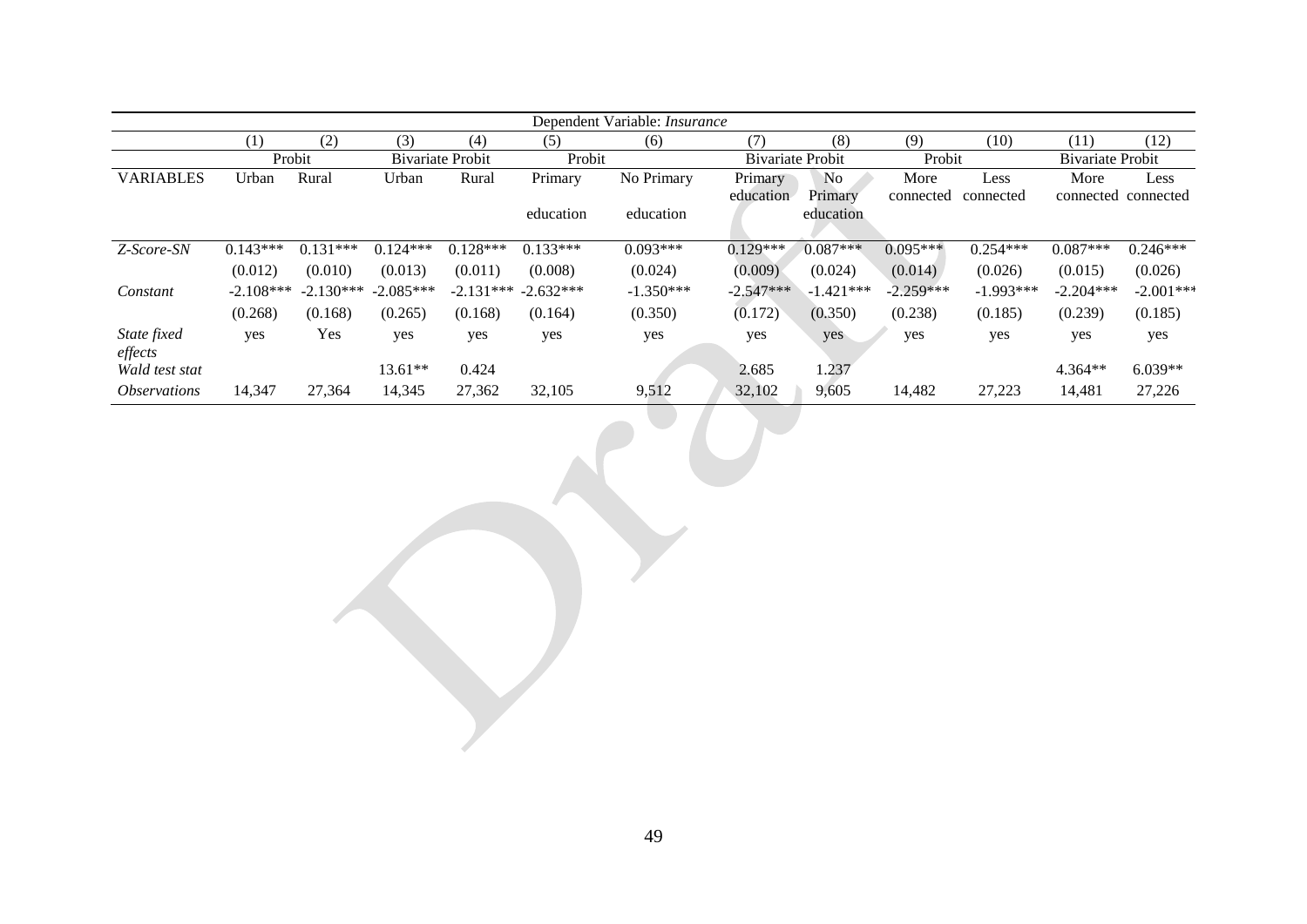| | Dependent Variable: *Insurance* | | | | | | | | | | | |
|---|---|---|---|---|---|---|---|---|---|---|---|---|
| | (1) | (2) | (3) | (4) | (5) | (6) | (7) | (8) | (9) | (10) | (11) | (12) |
| | Probit | | Bivariate Probit | | Probit | | Bivariate Probit | | Probit | | Bivariate Probit | |
| VARIABLES | Urban | Rural | Urban | Rural | Primary education | No Primary education | Primary education | No Primary education | More connected | Less connected | More connected | Less connected |
| *Z-Score-SN* | 0.143*** | 0.131*** | 0.124*** | 0.128*** | 0.133*** | 0.093*** | 0.129*** | 0.087*** | 0.095*** | 0.254*** | 0.087*** | 0.246*** |
| | (0.012) | (0.010) | (0.013) | (0.011) | (0.008) | (0.024) | (0.009) | (0.024) | (0.014) | (0.026) | (0.015) | (0.026) |
| *Constant* | -2.108*** | -2.130*** | -2.085*** | -2.131*** | -2.632*** | -1.350*** | -2.547*** | -1.421*** | -2.259*** | -1.993*** | -2.204*** | -2.001*** |
| | (0.268) | (0.168) | (0.265) | (0.168) | (0.164) | (0.350) | (0.172) | (0.350) | (0.238) | (0.185) | (0.239) | (0.185) |
| *State fixed effects* | yes | Yes | yes | yes | yes | yes | yes | yes | yes | yes | yes | yes |
| *Wald test stat* | | | 13.61** | 0.424 | | | 2.685 | 1.237 | | | 4.364** | 6.039** |
| *Observations* | 14,347 | 27,364 | 14,345 | 27,362 | 32,105 | 9,512 | 32,102 | 9,605 | 14,482 | 27,223 | 14,481 | 27,226 |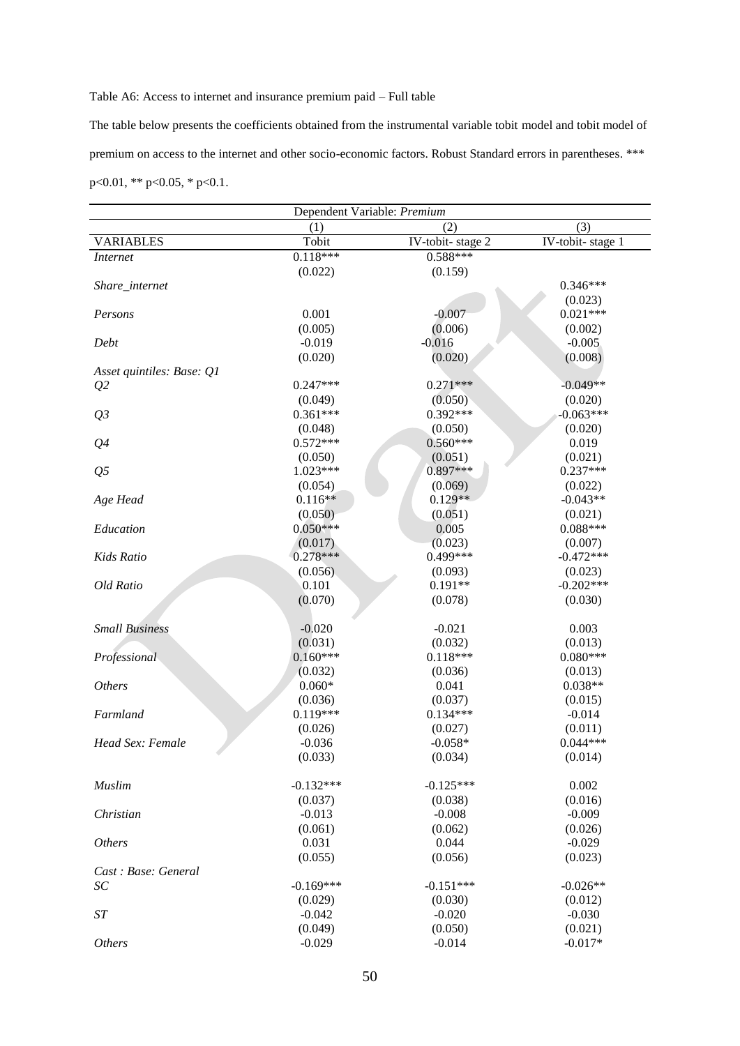Table A6: Access to internet and insurance premium paid – Full table

The table below presents the coefficients obtained from the instrumental variable tobit model and tobit model of premium on access to the internet and other socio-economic factors. Robust Standard errors in parentheses. *** p<0.01, ** p<0.05, * p<0.1.

| Dependent Variable: *Premium* | | | |
|---|---|---|---|
| | (1) | (2) | (3) |
| VARIABLES | Tobit | IV-tobit- stage 2 | IV-tobit- stage 1 |
| *Internet* | 0.118*** | 0.588*** | |
| | (0.022) | (0.159) | |
| *Share_internet* | | | 0.346*** |
| | | | (0.023) |
| *Persons* | 0.001 | -0.007 | 0.021*** |
| | (0.005) | (0.006) | (0.002) |
| *Debt* | -0.019 | -0.016 | -0.005 |
| | (0.020) | (0.020) | (0.008) |
| *Asset quintiles: Base: Q1* | | | |
| *Q2* | 0.247*** | 0.271*** | -0.049** |
| | (0.049) | (0.050) | (0.020) |
| *Q3* | 0.361*** | 0.392*** | -0.063*** |
| | (0.048) | (0.050) | (0.020) |
| *Q4* | 0.572*** | 0.560*** | 0.019 |
| | (0.050) | (0.051) | (0.021) |
| *Q5* | 1.023*** | 0.897*** | 0.237*** |
| | (0.054) | (0.069) | (0.022) |
| *Age Head* | 0.116** | 0.129** | -0.043** |
| | (0.050) | (0.051) | (0.021) |
| *Education* | 0.050*** | 0.005 | 0.088*** |
| | (0.017) | (0.023) | (0.007) |
| *Kids Ratio* | 0.278*** | 0.499*** | -0.472*** |
| | (0.056) | (0.093) | (0.023) |
| *Old Ratio* | 0.101 | 0.191** | -0.202*** |
| | (0.070) | (0.078) | (0.030) |
| *Small Business* | -0.020 | -0.021 | 0.003 |
| | (0.031) | (0.032) | (0.013) |
| *Professional* | 0.160*** | 0.118*** | 0.080*** |
| | (0.032) | (0.036) | (0.013) |
| *Others* | 0.060* | 0.041 | 0.038** |
| | (0.036) | (0.037) | (0.015) |
| *Farmland* | 0.119*** | 0.134*** | -0.014 |
| | (0.026) | (0.027) | (0.011) |
| *Head Sex: Female* | -0.036 | -0.058* | 0.044*** |
| | (0.033) | (0.034) | (0.014) |
| *Muslim* | -0.132*** | -0.125*** | 0.002 |
| | (0.037) | (0.038) | (0.016) |
| *Christian* | -0.013 | -0.008 | -0.009 |
| | (0.061) | (0.062) | (0.026) |
| *Others* | 0.031 | 0.044 | -0.029 |
| | (0.055) | (0.056) | (0.023) |
| *Cast : Base: General* | | | |
| *SC* | -0.169*** | -0.151*** | -0.026** |
| | (0.029) | (0.030) | (0.012) |
| *ST* | -0.042 | -0.020 | -0.030 |
| | (0.049) | (0.050) | (0.021) |
| *Others* | -0.029 | -0.014 | -0.017* |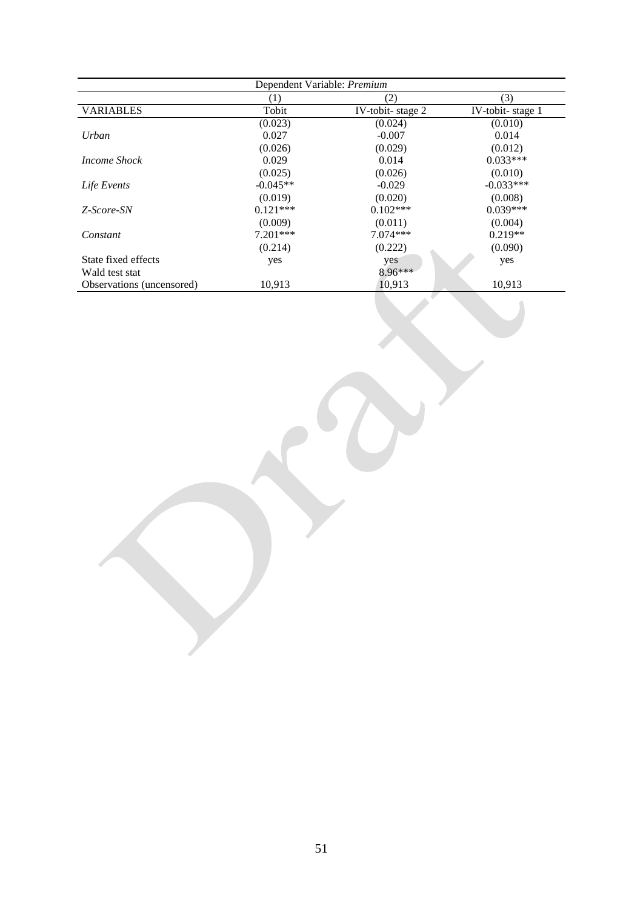| | Dependent Variable: *Premium* | | |
|---|---|---|---|
| | (1) | (2) | (3) |
| VARIABLES | Tobit | IV-tobit- stage 2 | IV-tobit- stage 1 |
| | (0.023) | (0.024) | (0.010) |
| *Urban* | 0.027 | -0.007 | 0.014 |
| | (0.026) | (0.029) | (0.012) |
| *Income Shock* | 0.029 | 0.014 | 0.033*** |
| | (0.025) | (0.026) | (0.010) |
| *Life Events* | -0.045** | -0.029 | -0.033*** |
| | (0.019) | (0.020) | (0.008) |
| *Z-Score-SN* | 0.121*** | 0.102*** | 0.039*** |
| | (0.009) | (0.011) | (0.004) |
| *Constant* | 7.201*** | 7.074*** | 0.219** |
| | (0.214) | (0.222) | (0.090) |
| State fixed effects | yes | yes | yes |
| Wald test stat | | 8.96*** | |
| Observations (uncensored) | 10,913 | 10,913 | 10,913 |